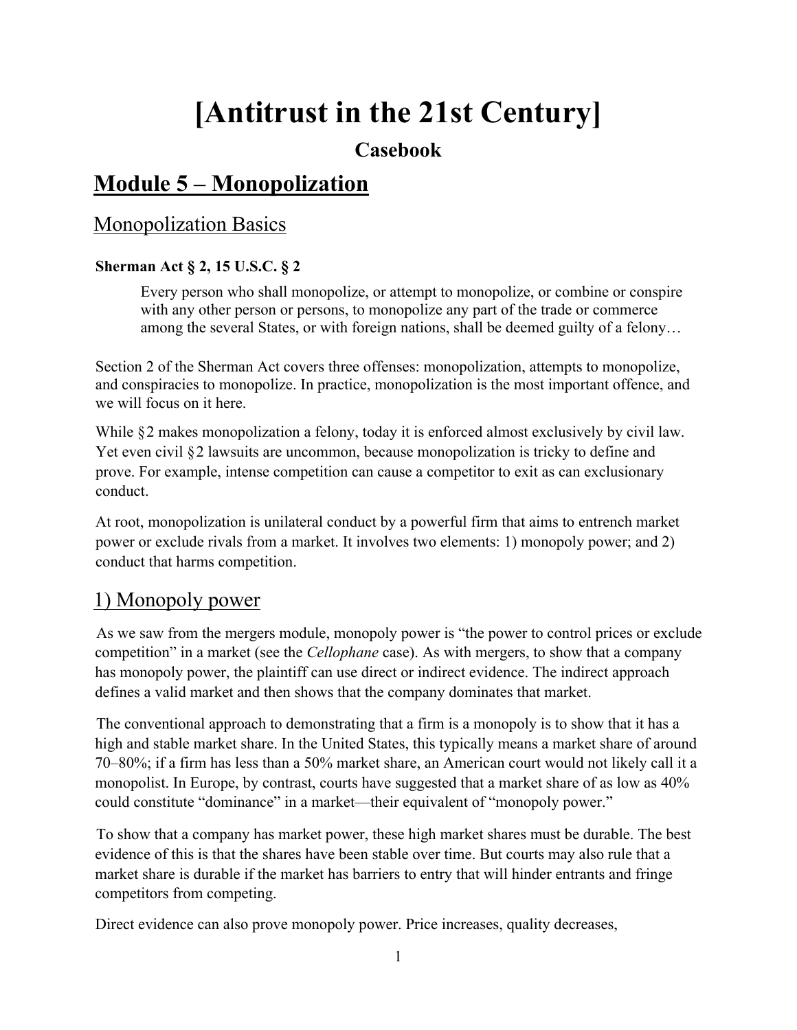# [Antitrust in the 21st Century]

### Casebook

## Module 5 – Monopolization

## Monopolization Basics

**Sherman Act § 2, 15 U.S.C. § 2**

> Every person who shall monopolize, or attempt to monopolize, or combine or conspire with any other person or persons, to monopolize any part of the trade or commerce among the several States, or with foreign nations, shall be deemed guilty of a felony…

Section 2 of the Sherman Act covers three offenses: monopolization, attempts to monopolize, and conspiracies to monopolize. In practice, monopolization is the most important offence, and we will focus on it here.

While §2 makes monopolization a felony, today it is enforced almost exclusively by civil law. Yet even civil §2 lawsuits are uncommon, because monopolization is tricky to define and prove. For example, intense competition can cause a competitor to exit as can exclusionary conduct.

At root, monopolization is unilateral conduct by a powerful firm that aims to entrench market power or exclude rivals from a market. It involves two elements: 1) monopoly power; and 2) conduct that harms competition.

## 1) Monopoly power

As we saw from the mergers module, monopoly power is "the power to control prices or exclude competition" in a market (see the *Cellophane* case). As with mergers, to show that a company has monopoly power, the plaintiff can use direct or indirect evidence. The indirect approach defines a valid market and then shows that the company dominates that market.

The conventional approach to demonstrating that a firm is a monopoly is to show that it has a high and stable market share. In the United States, this typically means a market share of around 70–80%; if a firm has less than a 50% market share, an American court would not likely call it a monopolist. In Europe, by contrast, courts have suggested that a market share of as low as 40% could constitute "dominance" in a market—their equivalent of "monopoly power."

To show that a company has market power, these high market shares must be durable. The best evidence of this is that the shares have been stable over time. But courts may also rule that a market share is durable if the market has barriers to entry that will hinder entrants and fringe competitors from competing.

Direct evidence can also prove monopoly power. Price increases, quality decreases,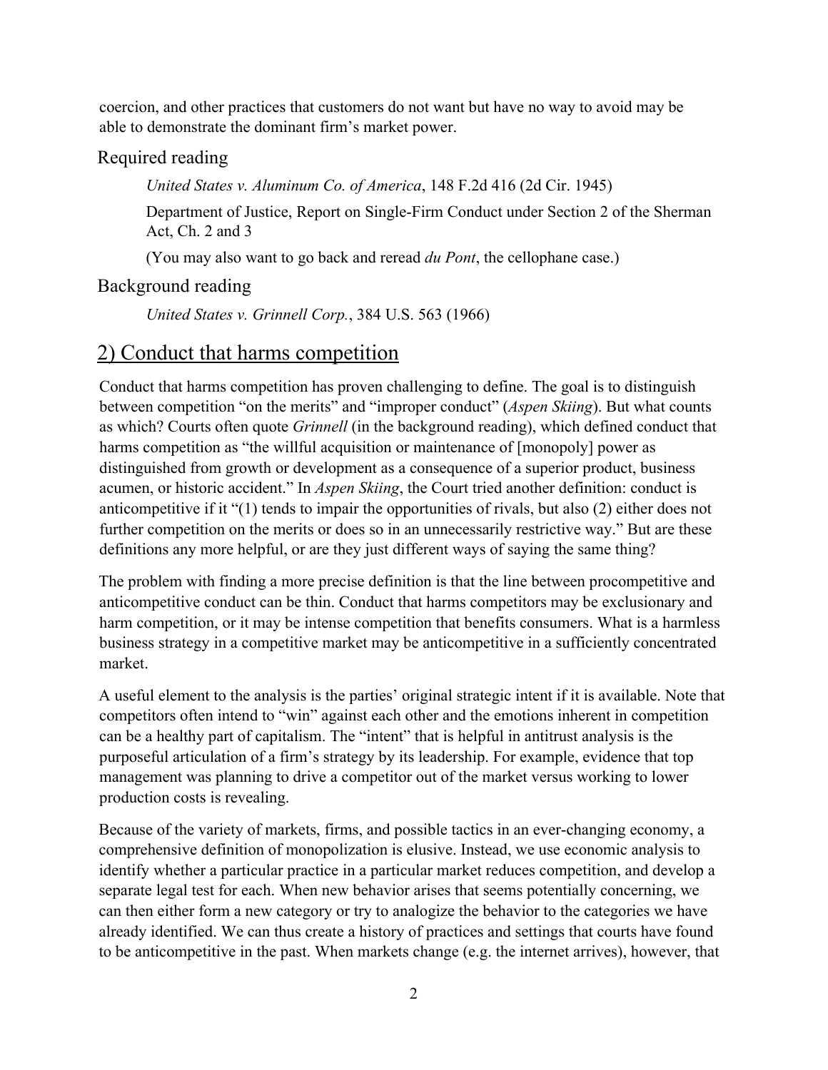coercion, and other practices that customers do not want but have no way to avoid may be able to demonstrate the dominant firm's market power.

### Required reading

*United States v. Aluminum Co. of America*, 148 F.2d 416 (2d Cir. 1945)

Department of Justice, Report on Single-Firm Conduct under Section 2 of the Sherman Act, Ch. 2 and 3

(You may also want to go back and reread *du Pont*, the cellophane case.)

### Background reading

*United States v. Grinnell Corp.*, 384 U.S. 563 (1966)

## 2) Conduct that harms competition

Conduct that harms competition has proven challenging to define. The goal is to distinguish between competition "on the merits" and "improper conduct" (*Aspen Skiing*). But what counts as which? Courts often quote *Grinnell* (in the background reading), which defined conduct that harms competition as "the willful acquisition or maintenance of [monopoly] power as distinguished from growth or development as a consequence of a superior product, business acumen, or historic accident." In *Aspen Skiing*, the Court tried another definition: conduct is anticompetitive if it "(1) tends to impair the opportunities of rivals, but also (2) either does not further competition on the merits or does so in an unnecessarily restrictive way." But are these definitions any more helpful, or are they just different ways of saying the same thing?

The problem with finding a more precise definition is that the line between procompetitive and anticompetitive conduct can be thin. Conduct that harms competitors may be exclusionary and harm competition, or it may be intense competition that benefits consumers. What is a harmless business strategy in a competitive market may be anticompetitive in a sufficiently concentrated market.

A useful element to the analysis is the parties' original strategic intent if it is available. Note that competitors often intend to "win" against each other and the emotions inherent in competition can be a healthy part of capitalism. The "intent" that is helpful in antitrust analysis is the purposeful articulation of a firm's strategy by its leadership. For example, evidence that top management was planning to drive a competitor out of the market versus working to lower production costs is revealing.

Because of the variety of markets, firms, and possible tactics in an ever-changing economy, a comprehensive definition of monopolization is elusive. Instead, we use economic analysis to identify whether a particular practice in a particular market reduces competition, and develop a separate legal test for each. When new behavior arises that seems potentially concerning, we can then either form a new category or try to analogize the behavior to the categories we have already identified. We can thus create a history of practices and settings that courts have found to be anticompetitive in the past. When markets change (e.g. the internet arrives), however, that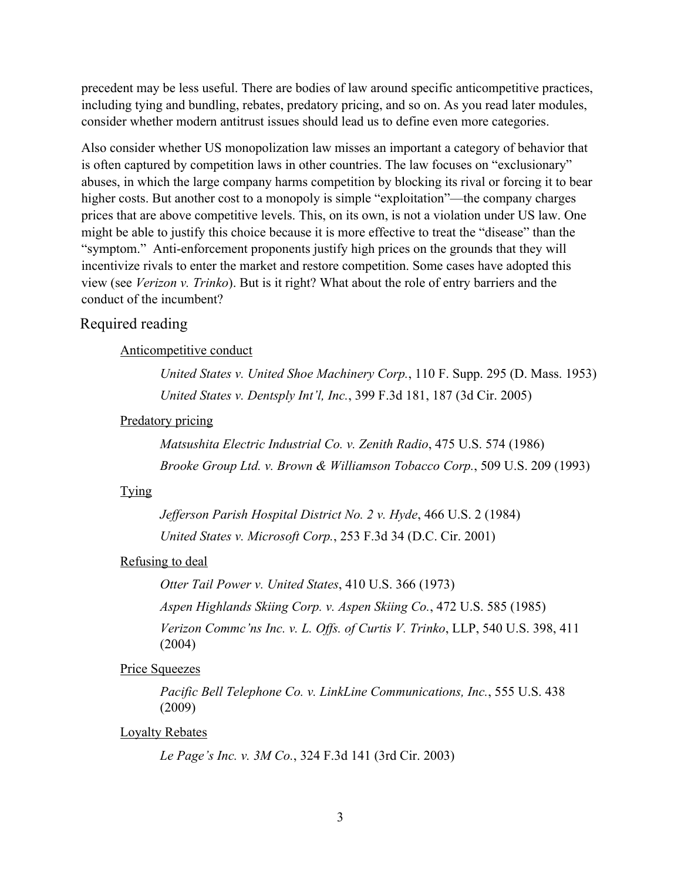precedent may be less useful. There are bodies of law around specific anticompetitive practices, including tying and bundling, rebates, predatory pricing, and so on. As you read later modules, consider whether modern antitrust issues should lead us to define even more categories.

Also consider whether US monopolization law misses an important a category of behavior that is often captured by competition laws in other countries. The law focuses on "exclusionary" abuses, in which the large company harms competition by blocking its rival or forcing it to bear higher costs. But another cost to a monopoly is simple "exploitation"—the company charges prices that are above competitive levels. This, on its own, is not a violation under US law. One might be able to justify this choice because it is more effective to treat the "disease" than the "symptom." Anti-enforcement proponents justify high prices on the grounds that they will incentivize rivals to enter the market and restore competition. Some cases have adopted this view (see *Verizon v. Trinko*). But is it right? What about the role of entry barriers and the conduct of the incumbent?

## Required reading

Anticompetitive conduct

> *United States v. United Shoe Machinery Corp.*, 110 F. Supp. 295 (D. Mass. 1953)
>
> *United States v. Dentsply Int'l, Inc.*, 399 F.3d 181, 187 (3d Cir. 2005)

Predatory pricing

> *Matsushita Electric Industrial Co. v. Zenith Radio*, 475 U.S. 574 (1986)
>
> *Brooke Group Ltd. v. Brown & Williamson Tobacco Corp.*, 509 U.S. 209 (1993)

Tying

> *Jefferson Parish Hospital District No. 2 v. Hyde*, 466 U.S. 2 (1984)
>
> *United States v. Microsoft Corp.*, 253 F.3d 34 (D.C. Cir. 2001)

Refusing to deal

> *Otter Tail Power v. United States*, 410 U.S. 366 (1973)
>
> *Aspen Highlands Skiing Corp. v. Aspen Skiing Co.*, 472 U.S. 585 (1985)
>
> *Verizon Commc'ns Inc. v. L. Offs. of Curtis V. Trinko*, LLP, 540 U.S. 398, 411 (2004)

Price Squeezes

> *Pacific Bell Telephone Co. v. LinkLine Communications, Inc.*, 555 U.S. 438 (2009)

Loyalty Rebates

> *Le Page's Inc. v. 3M Co.*, 324 F.3d 141 (3rd Cir. 2003)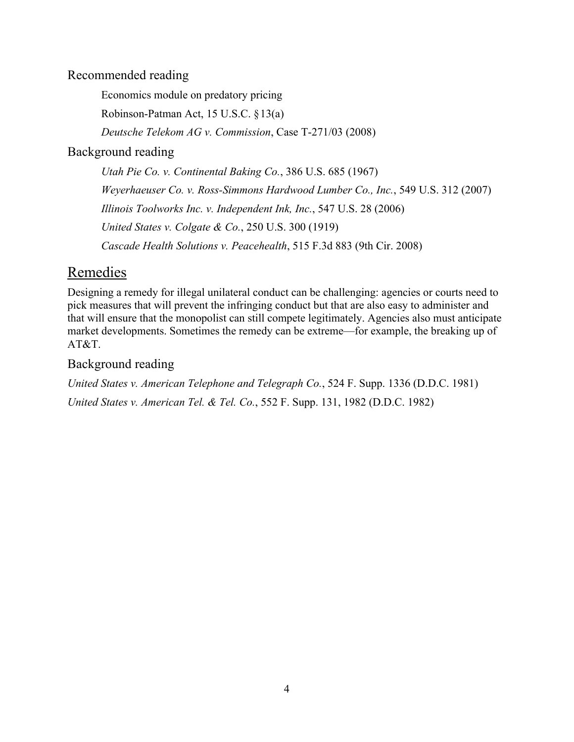### Recommended reading

Economics module on predatory pricing

Robinson-Patman Act, 15 U.S.C. §13(a)

*Deutsche Telekom AG v. Commission*, Case T-271/03 (2008)

### Background reading

*Utah Pie Co. v. Continental Baking Co.*, 386 U.S. 685 (1967)

*Weyerhaeuser Co. v. Ross-Simmons Hardwood Lumber Co., Inc.*, 549 U.S. 312 (2007)

*Illinois Toolworks Inc. v. Independent Ink, Inc.*, 547 U.S. 28 (2006)

*United States v. Colgate & Co.*, 250 U.S. 300 (1919)

*Cascade Health Solutions v. Peacehealth*, 515 F.3d 883 (9th Cir. 2008)

## Remedies

Designing a remedy for illegal unilateral conduct can be challenging: agencies or courts need to pick measures that will prevent the infringing conduct but that are also easy to administer and that will ensure that the monopolist can still compete legitimately. Agencies also must anticipate market developments. Sometimes the remedy can be extreme—for example, the breaking up of AT&T.

### Background reading

*United States v. American Telephone and Telegraph Co.*, 524 F. Supp. 1336 (D.D.C. 1981)

*United States v. American Tel. & Tel. Co.*, 552 F. Supp. 131, 1982 (D.D.C. 1982)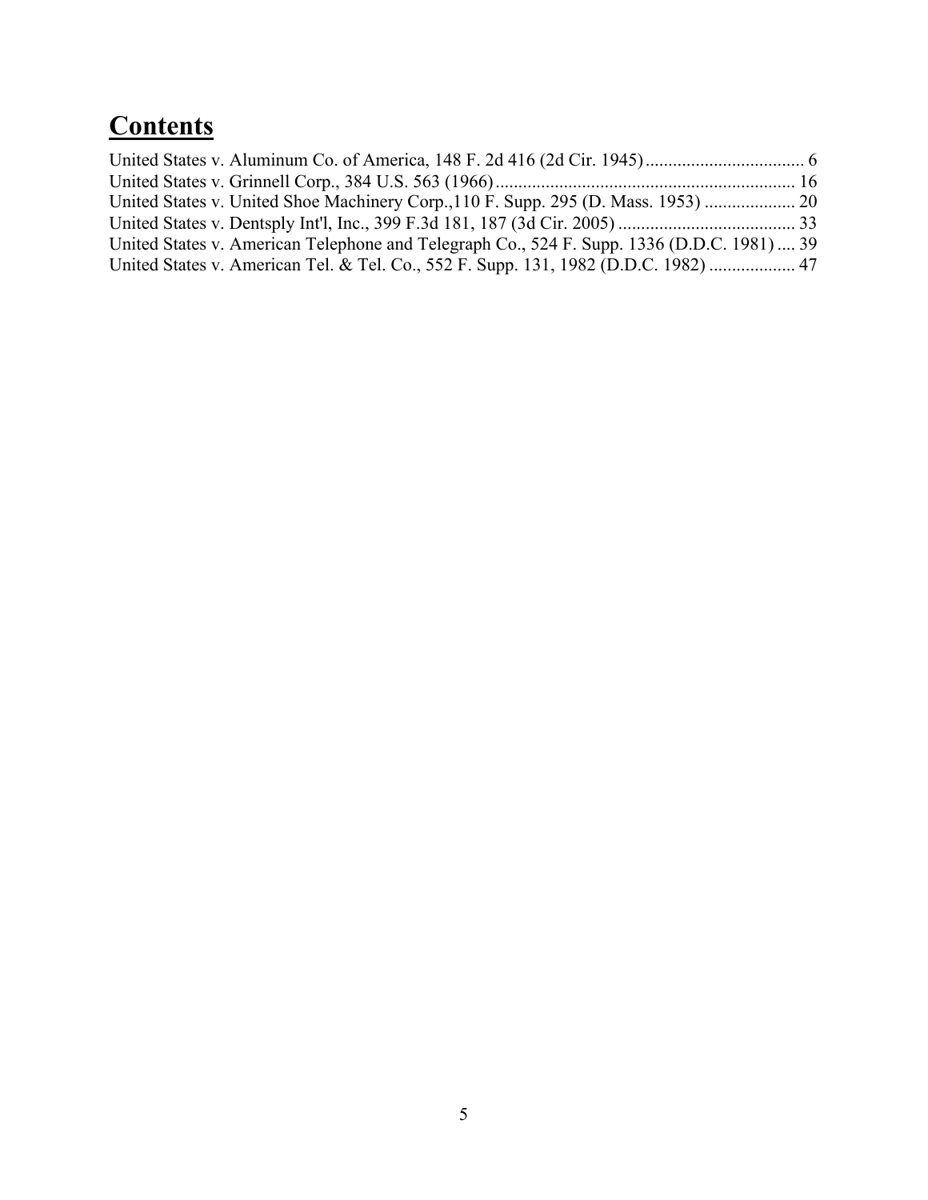# Contents

United States v. Aluminum Co. of America, 148 F. 2d 416 (2d Cir. 1945) ................................... 6
United States v. Grinnell Corp., 384 U.S. 563 (1966) ................................................................. 16
United States v. United Shoe Machinery Corp.,110 F. Supp. 295 (D. Mass. 1953) .................... 20
United States v. Dentsply Int'l, Inc., 399 F.3d 181, 187 (3d Cir. 2005) ....................................... 33
United States v. American Telephone and Telegraph Co., 524 F. Supp. 1336 (D.D.C. 1981) .... 39
United States v. American Tel. & Tel. Co., 552 F. Supp. 131, 1982 (D.D.C. 1982) ................... 47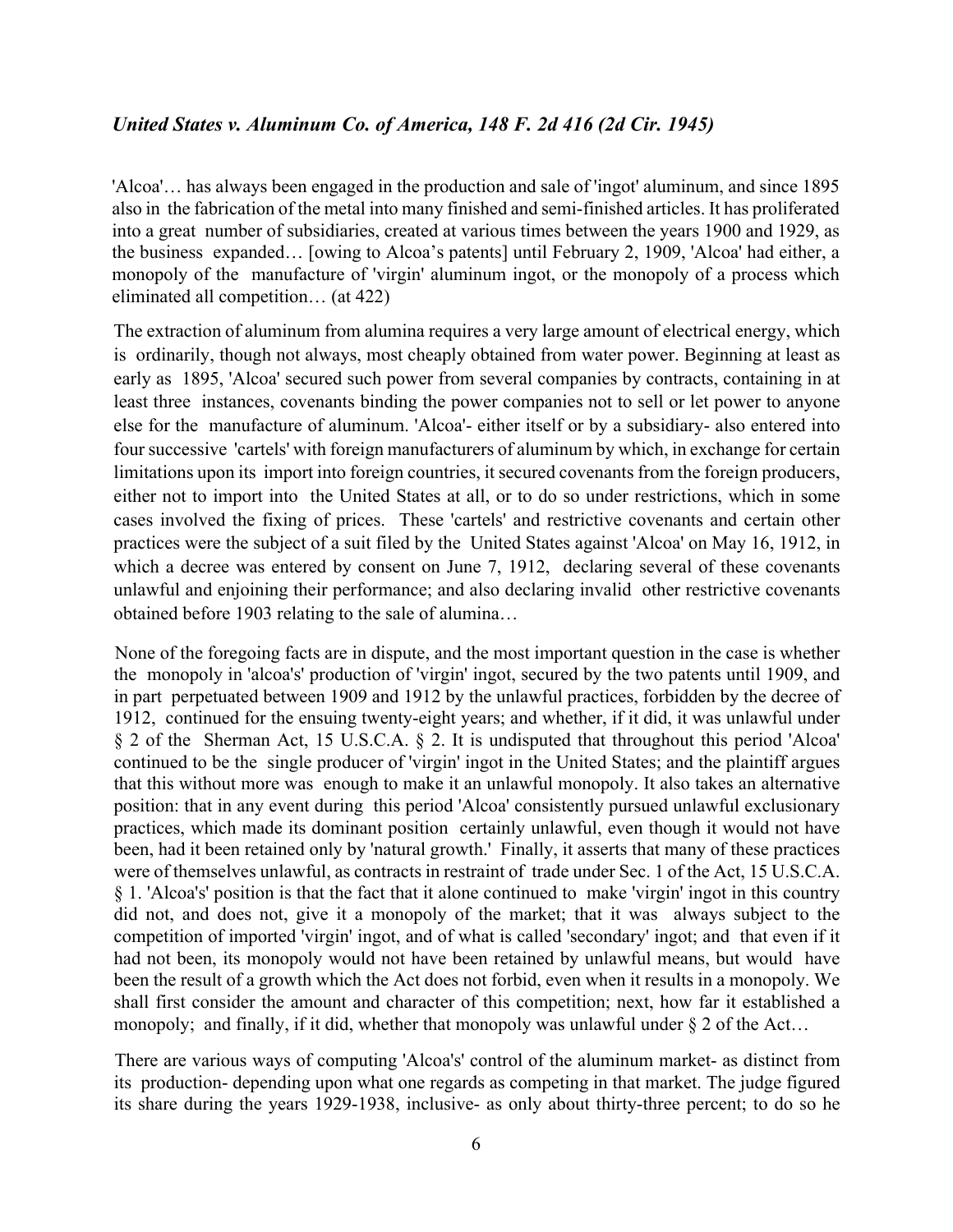### *United States v. Aluminum Co. of America, 148 F. 2d 416 (2d Cir. 1945)*

'Alcoa'… has always been engaged in the production and sale of 'ingot' aluminum, and since 1895 also in the fabrication of the metal into many finished and semi-finished articles. It has proliferated into a great number of subsidiaries, created at various times between the years 1900 and 1929, as the business expanded… [owing to Alcoa's patents] until February 2, 1909, 'Alcoa' had either, a monopoly of the manufacture of 'virgin' aluminum ingot, or the monopoly of a process which eliminated all competition… (at 422)

The extraction of aluminum from alumina requires a very large amount of electrical energy, which is ordinarily, though not always, most cheaply obtained from water power. Beginning at least as early as 1895, 'Alcoa' secured such power from several companies by contracts, containing in at least three instances, covenants binding the power companies not to sell or let power to anyone else for the manufacture of aluminum. 'Alcoa'- either itself or by a subsidiary- also entered into four successive 'cartels' with foreign manufacturers of aluminum by which, in exchange for certain limitations upon its import into foreign countries, it secured covenants from the foreign producers, either not to import into the United States at all, or to do so under restrictions, which in some cases involved the fixing of prices. These 'cartels' and restrictive covenants and certain other practices were the subject of a suit filed by the United States against 'Alcoa' on May 16, 1912, in which a decree was entered by consent on June 7, 1912, declaring several of these covenants unlawful and enjoining their performance; and also declaring invalid other restrictive covenants obtained before 1903 relating to the sale of alumina…

None of the foregoing facts are in dispute, and the most important question in the case is whether the monopoly in 'alcoa's' production of 'virgin' ingot, secured by the two patents until 1909, and in part perpetuated between 1909 and 1912 by the unlawful practices, forbidden by the decree of 1912, continued for the ensuing twenty-eight years; and whether, if it did, it was unlawful under § 2 of the Sherman Act, 15 U.S.C.A. § 2. It is undisputed that throughout this period 'Alcoa' continued to be the single producer of 'virgin' ingot in the United States; and the plaintiff argues that this without more was enough to make it an unlawful monopoly. It also takes an alternative position: that in any event during this period 'Alcoa' consistently pursued unlawful exclusionary practices, which made its dominant position certainly unlawful, even though it would not have been, had it been retained only by 'natural growth.' Finally, it asserts that many of these practices were of themselves unlawful, as contracts in restraint of trade under Sec. 1 of the Act, 15 U.S.C.A. § 1. 'Alcoa's' position is that the fact that it alone continued to make 'virgin' ingot in this country did not, and does not, give it a monopoly of the market; that it was always subject to the competition of imported 'virgin' ingot, and of what is called 'secondary' ingot; and that even if it had not been, its monopoly would not have been retained by unlawful means, but would have been the result of a growth which the Act does not forbid, even when it results in a monopoly. We shall first consider the amount and character of this competition; next, how far it established a monopoly; and finally, if it did, whether that monopoly was unlawful under § 2 of the Act…

There are various ways of computing 'Alcoa's' control of the aluminum market- as distinct from its production- depending upon what one regards as competing in that market. The judge figured its share during the years 1929-1938, inclusive- as only about thirty-three percent; to do so he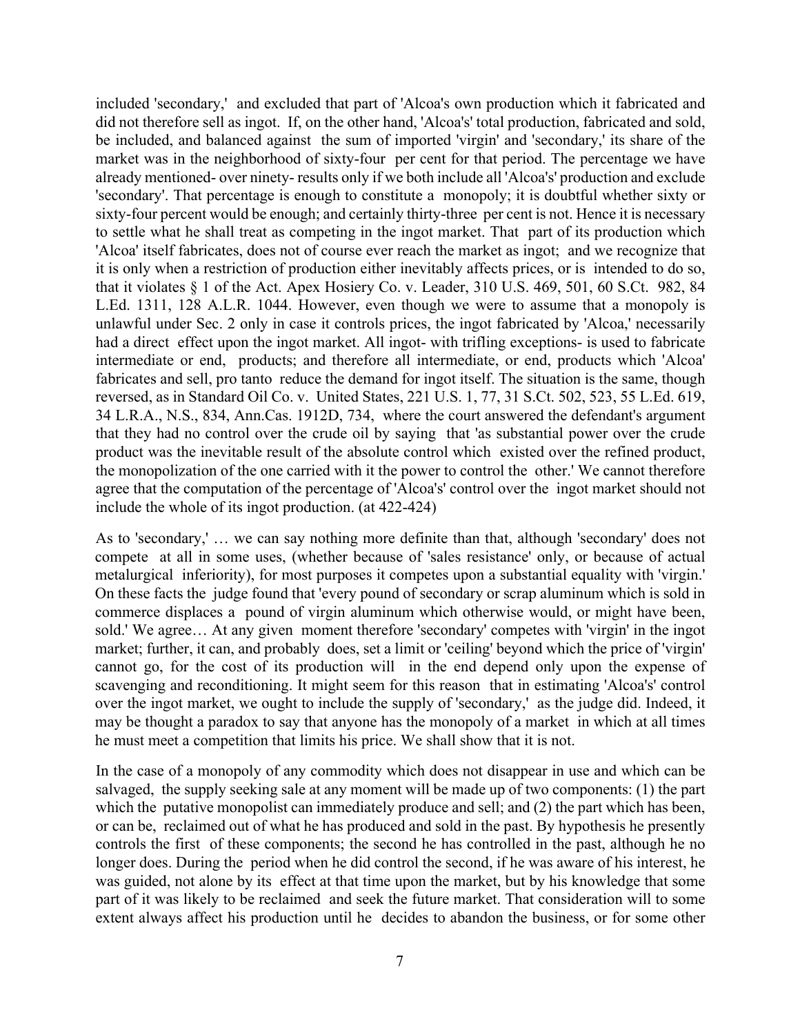included 'secondary,' and excluded that part of 'Alcoa's own production which it fabricated and did not therefore sell as ingot. If, on the other hand, 'Alcoa's' total production, fabricated and sold, be included, and balanced against the sum of imported 'virgin' and 'secondary,' its share of the market was in the neighborhood of sixty-four per cent for that period. The percentage we have already mentioned- over ninety- results only if we both include all 'Alcoa's' production and exclude 'secondary'. That percentage is enough to constitute a monopoly; it is doubtful whether sixty or sixty-four percent would be enough; and certainly thirty-three per cent is not. Hence it is necessary to settle what he shall treat as competing in the ingot market. That part of its production which 'Alcoa' itself fabricates, does not of course ever reach the market as ingot; and we recognize that it is only when a restriction of production either inevitably affects prices, or is intended to do so, that it violates § 1 of the Act. Apex Hosiery Co. v. Leader, 310 U.S. 469, 501, 60 S.Ct. 982, 84 L.Ed. 1311, 128 A.L.R. 1044. However, even though we were to assume that a monopoly is unlawful under Sec. 2 only in case it controls prices, the ingot fabricated by 'Alcoa,' necessarily had a direct effect upon the ingot market. All ingot- with trifling exceptions- is used to fabricate intermediate or end, products; and therefore all intermediate, or end, products which 'Alcoa' fabricates and sell, pro tanto reduce the demand for ingot itself. The situation is the same, though reversed, as in Standard Oil Co. v. United States, 221 U.S. 1, 77, 31 S.Ct. 502, 523, 55 L.Ed. 619, 34 L.R.A., N.S., 834, Ann.Cas. 1912D, 734, where the court answered the defendant's argument that they had no control over the crude oil by saying that 'as substantial power over the crude product was the inevitable result of the absolute control which existed over the refined product, the monopolization of the one carried with it the power to control the other.' We cannot therefore agree that the computation of the percentage of 'Alcoa's' control over the ingot market should not include the whole of its ingot production. (at 422-424)

As to 'secondary,' … we can say nothing more definite than that, although 'secondary' does not compete at all in some uses, (whether because of 'sales resistance' only, or because of actual metalurgical inferiority), for most purposes it competes upon a substantial equality with 'virgin.' On these facts the judge found that 'every pound of secondary or scrap aluminum which is sold in commerce displaces a pound of virgin aluminum which otherwise would, or might have been, sold.' We agree… At any given moment therefore 'secondary' competes with 'virgin' in the ingot market; further, it can, and probably does, set a limit or 'ceiling' beyond which the price of 'virgin' cannot go, for the cost of its production will in the end depend only upon the expense of scavenging and reconditioning. It might seem for this reason that in estimating 'Alcoa's' control over the ingot market, we ought to include the supply of 'secondary,' as the judge did. Indeed, it may be thought a paradox to say that anyone has the monopoly of a market in which at all times he must meet a competition that limits his price. We shall show that it is not.

In the case of a monopoly of any commodity which does not disappear in use and which can be salvaged, the supply seeking sale at any moment will be made up of two components: (1) the part which the putative monopolist can immediately produce and sell; and (2) the part which has been, or can be, reclaimed out of what he has produced and sold in the past. By hypothesis he presently controls the first of these components; the second he has controlled in the past, although he no longer does. During the period when he did control the second, if he was aware of his interest, he was guided, not alone by its effect at that time upon the market, but by his knowledge that some part of it was likely to be reclaimed and seek the future market. That consideration will to some extent always affect his production until he decides to abandon the business, or for some other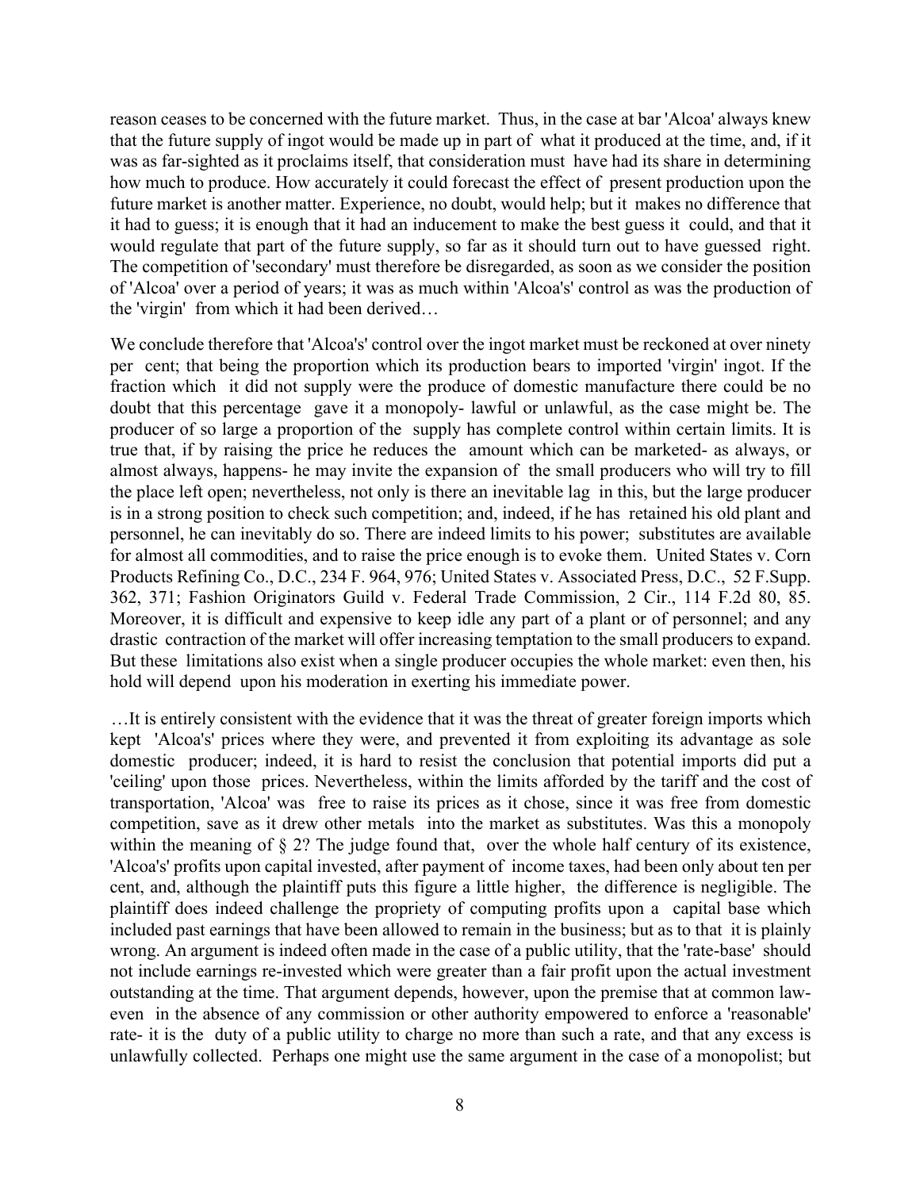reason ceases to be concerned with the future market. Thus, in the case at bar 'Alcoa' always knew that the future supply of ingot would be made up in part of what it produced at the time, and, if it was as far-sighted as it proclaims itself, that consideration must have had its share in determining how much to produce. How accurately it could forecast the effect of present production upon the future market is another matter. Experience, no doubt, would help; but it makes no difference that it had to guess; it is enough that it had an inducement to make the best guess it could, and that it would regulate that part of the future supply, so far as it should turn out to have guessed right. The competition of 'secondary' must therefore be disregarded, as soon as we consider the position of 'Alcoa' over a period of years; it was as much within 'Alcoa's' control as was the production of the 'virgin' from which it had been derived…

We conclude therefore that 'Alcoa's' control over the ingot market must be reckoned at over ninety per cent; that being the proportion which its production bears to imported 'virgin' ingot. If the fraction which it did not supply were the produce of domestic manufacture there could be no doubt that this percentage gave it a monopoly- lawful or unlawful, as the case might be. The producer of so large a proportion of the supply has complete control within certain limits. It is true that, if by raising the price he reduces the amount which can be marketed- as always, or almost always, happens- he may invite the expansion of the small producers who will try to fill the place left open; nevertheless, not only is there an inevitable lag in this, but the large producer is in a strong position to check such competition; and, indeed, if he has retained his old plant and personnel, he can inevitably do so. There are indeed limits to his power; substitutes are available for almost all commodities, and to raise the price enough is to evoke them. United States v. Corn Products Refining Co., D.C., 234 F. 964, 976; United States v. Associated Press, D.C., 52 F.Supp. 362, 371; Fashion Originators Guild v. Federal Trade Commission, 2 Cir., 114 F.2d 80, 85. Moreover, it is difficult and expensive to keep idle any part of a plant or of personnel; and any drastic contraction of the market will offer increasing temptation to the small producers to expand. But these limitations also exist when a single producer occupies the whole market: even then, his hold will depend upon his moderation in exerting his immediate power.

…It is entirely consistent with the evidence that it was the threat of greater foreign imports which kept 'Alcoa's' prices where they were, and prevented it from exploiting its advantage as sole domestic producer; indeed, it is hard to resist the conclusion that potential imports did put a 'ceiling' upon those prices. Nevertheless, within the limits afforded by the tariff and the cost of transportation, 'Alcoa' was free to raise its prices as it chose, since it was free from domestic competition, save as it drew other metals into the market as substitutes. Was this a monopoly within the meaning of § 2? The judge found that, over the whole half century of its existence, 'Alcoa's' profits upon capital invested, after payment of income taxes, had been only about ten per cent, and, although the plaintiff puts this figure a little higher, the difference is negligible. The plaintiff does indeed challenge the propriety of computing profits upon a capital base which included past earnings that have been allowed to remain in the business; but as to that it is plainly wrong. An argument is indeed often made in the case of a public utility, that the 'rate-base' should not include earnings re-invested which were greater than a fair profit upon the actual investment outstanding at the time. That argument depends, however, upon the premise that at common law- even in the absence of any commission or other authority empowered to enforce a 'reasonable' rate- it is the duty of a public utility to charge no more than such a rate, and that any excess is unlawfully collected. Perhaps one might use the same argument in the case of a monopolist; but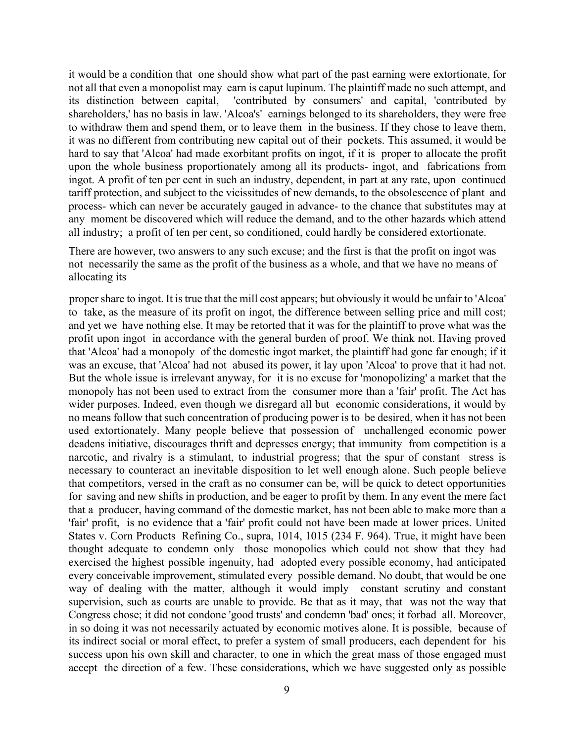it would be a condition that one should show what part of the past earning were extortionate, for not all that even a monopolist may earn is caput lupinum. The plaintiff made no such attempt, and its distinction between capital, 'contributed by consumers' and capital, 'contributed by shareholders,' has no basis in law. 'Alcoa's' earnings belonged to its shareholders, they were free to withdraw them and spend them, or to leave them in the business. If they chose to leave them, it was no different from contributing new capital out of their pockets. This assumed, it would be hard to say that 'Alcoa' had made exorbitant profits on ingot, if it is proper to allocate the profit upon the whole business proportionately among all its products- ingot, and fabrications from ingot. A profit of ten per cent in such an industry, dependent, in part at any rate, upon continued tariff protection, and subject to the vicissitudes of new demands, to the obsolescence of plant and process- which can never be accurately gauged in advance- to the chance that substitutes may at any moment be discovered which will reduce the demand, and to the other hazards which attend all industry; a profit of ten per cent, so conditioned, could hardly be considered extortionate.

There are however, two answers to any such excuse; and the first is that the profit on ingot was not necessarily the same as the profit of the business as a whole, and that we have no means of allocating its proper share to ingot. It is true that the mill cost appears; but obviously it would be unfair to 'Alcoa' to take, as the measure of its profit on ingot, the difference between selling price and mill cost; and yet we have nothing else. It may be retorted that it was for the plaintiff to prove what was the profit upon ingot in accordance with the general burden of proof. We think not. Having proved that 'Alcoa' had a monopoly of the domestic ingot market, the plaintiff had gone far enough; if it was an excuse, that 'Alcoa' had not abused its power, it lay upon 'Alcoa' to prove that it had not. But the whole issue is irrelevant anyway, for it is no excuse for 'monopolizing' a market that the monopoly has not been used to extract from the consumer more than a 'fair' profit. The Act has wider purposes. Indeed, even though we disregard all but economic considerations, it would by no means follow that such concentration of producing power is to be desired, when it has not been used extortionately. Many people believe that possession of unchallenged economic power deadens initiative, discourages thrift and depresses energy; that immunity from competition is a narcotic, and rivalry is a stimulant, to industrial progress; that the spur of constant stress is necessary to counteract an inevitable disposition to let well enough alone. Such people believe that competitors, versed in the craft as no consumer can be, will be quick to detect opportunities for saving and new shifts in production, and be eager to profit by them. In any event the mere fact that a producer, having command of the domestic market, has not been able to make more than a 'fair' profit, is no evidence that a 'fair' profit could not have been made at lower prices. United States v. Corn Products Refining Co., supra, 1014, 1015 (234 F. 964). True, it might have been thought adequate to condemn only those monopolies which could not show that they had exercised the highest possible ingenuity, had adopted every possible economy, had anticipated every conceivable improvement, stimulated every possible demand. No doubt, that would be one way of dealing with the matter, although it would imply constant scrutiny and constant supervision, such as courts are unable to provide. Be that as it may, that was not the way that Congress chose; it did not condone 'good trusts' and condemn 'bad' ones; it forbad all. Moreover, in so doing it was not necessarily actuated by economic motives alone. It is possible, because of its indirect social or moral effect, to prefer a system of small producers, each dependent for his success upon his own skill and character, to one in which the great mass of those engaged must accept the direction of a few. These considerations, which we have suggested only as possible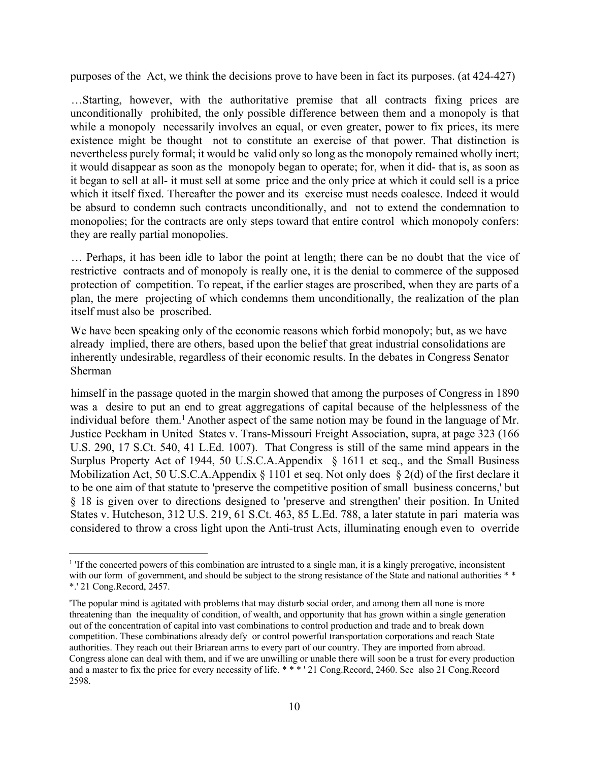purposes of the Act, we think the decisions prove to have been in fact its purposes. (at 424-427)

…Starting, however, with the authoritative premise that all contracts fixing prices are unconditionally prohibited, the only possible difference between them and a monopoly is that while a monopoly necessarily involves an equal, or even greater, power to fix prices, its mere existence might be thought not to constitute an exercise of that power. That distinction is nevertheless purely formal; it would be valid only so long as the monopoly remained wholly inert; it would disappear as soon as the monopoly began to operate; for, when it did- that is, as soon as it began to sell at all- it must sell at some price and the only price at which it could sell is a price which it itself fixed. Thereafter the power and its exercise must needs coalesce. Indeed it would be absurd to condemn such contracts unconditionally, and not to extend the condemnation to monopolies; for the contracts are only steps toward that entire control which monopoly confers: they are really partial monopolies.

… Perhaps, it has been idle to labor the point at length; there can be no doubt that the vice of restrictive contracts and of monopoly is really one, it is the denial to commerce of the supposed protection of competition. To repeat, if the earlier stages are proscribed, when they are parts of a plan, the mere projecting of which condemns them unconditionally, the realization of the plan itself must also be proscribed.

We have been speaking only of the economic reasons which forbid monopoly; but, as we have already implied, there are others, based upon the belief that great industrial consolidations are inherently undesirable, regardless of their economic results. In the debates in Congress Senator Sherman himself in the passage quoted in the margin showed that among the purposes of Congress in 1890 was a desire to put an end to great aggregations of capital because of the helplessness of the individual before them.[1] Another aspect of the same notion may be found in the language of Mr. Justice Peckham in United States v. Trans-Missouri Freight Association, supra, at page 323 (166 U.S. 290, 17 S.Ct. 540, 41 L.Ed. 1007). That Congress is still of the same mind appears in the Surplus Property Act of 1944, 50 U.S.C.A.Appendix § 1611 et seq., and the Small Business Mobilization Act, 50 U.S.C.A.Appendix § 1101 et seq. Not only does § 2(d) of the first declare it to be one aim of that statute to 'preserve the competitive position of small business concerns,' but § 18 is given over to directions designed to 'preserve and strengthen' their position. In United States v. Hutcheson, 312 U.S. 219, 61 S.Ct. 463, 85 L.Ed. 788, a later statute in pari materia was considered to throw a cross light upon the Anti-trust Acts, illuminating enough even to override

---

[1] 'If the concerted powers of this combination are intrusted to a single man, it is a kingly prerogative, inconsistent with our form of government, and should be subject to the strong resistance of the State and national authorities * * *.' 21 Cong.Record, 2457.

'The popular mind is agitated with problems that may disturb social order, and among them all none is more threatening than the inequality of condition, of wealth, and opportunity that has grown within a single generation out of the concentration of capital into vast combinations to control production and trade and to break down competition. These combinations already defy or control powerful transportation corporations and reach State authorities. They reach out their Briarean arms to every part of our country. They are imported from abroad. Congress alone can deal with them, and if we are unwilling or unable there will soon be a trust for every production and a master to fix the price for every necessity of life. * * * ' 21 Cong.Record, 2460. See also 21 Cong.Record 2598.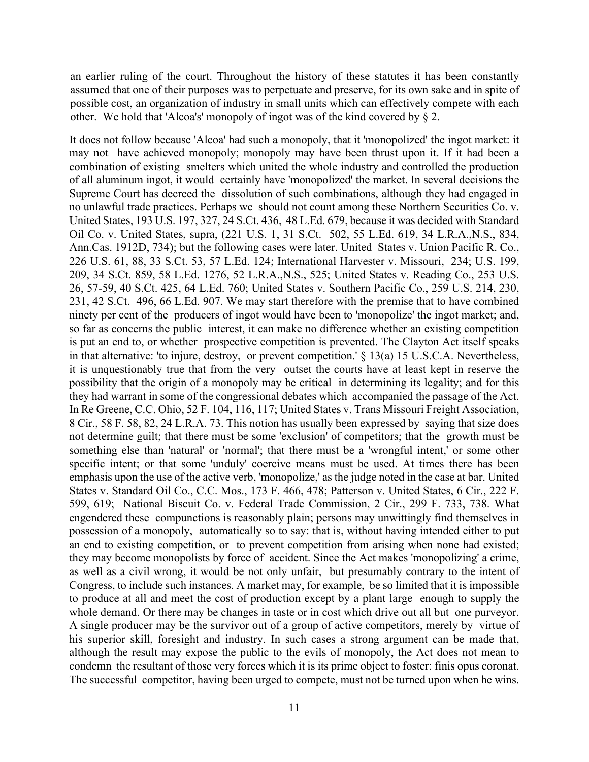an earlier ruling of the court. Throughout the history of these statutes it has been constantly assumed that one of their purposes was to perpetuate and preserve, for its own sake and in spite of possible cost, an organization of industry in small units which can effectively compete with each other. We hold that 'Alcoa's' monopoly of ingot was of the kind covered by § 2.

It does not follow because 'Alcoa' had such a monopoly, that it 'monopolized' the ingot market: it may not have achieved monopoly; monopoly may have been thrust upon it. If it had been a combination of existing smelters which united the whole industry and controlled the production of all aluminum ingot, it would certainly have 'monopolized' the market. In several decisions the Supreme Court has decreed the dissolution of such combinations, although they had engaged in no unlawful trade practices. Perhaps we should not count among these Northern Securities Co. v. United States, 193 U.S. 197, 327, 24 S.Ct. 436, 48 L.Ed. 679, because it was decided with Standard Oil Co. v. United States, supra, (221 U.S. 1, 31 S.Ct. 502, 55 L.Ed. 619, 34 L.R.A.,N.S., 834, Ann.Cas. 1912D, 734); but the following cases were later. United States v. Union Pacific R. Co., 226 U.S. 61, 88, 33 S.Ct. 53, 57 L.Ed. 124; International Harvester v. Missouri, 234; U.S. 199, 209, 34 S.Ct. 859, 58 L.Ed. 1276, 52 L.R.A.,N.S., 525; United States v. Reading Co., 253 U.S. 26, 57-59, 40 S.Ct. 425, 64 L.Ed. 760; United States v. Southern Pacific Co., 259 U.S. 214, 230, 231, 42 S.Ct. 496, 66 L.Ed. 907. We may start therefore with the premise that to have combined ninety per cent of the producers of ingot would have been to 'monopolize' the ingot market; and, so far as concerns the public interest, it can make no difference whether an existing competition is put an end to, or whether prospective competition is prevented. The Clayton Act itself speaks in that alternative: 'to injure, destroy, or prevent competition.' § 13(a) 15 U.S.C.A. Nevertheless, it is unquestionably true that from the very outset the courts have at least kept in reserve the possibility that the origin of a monopoly may be critical in determining its legality; and for this they had warrant in some of the congressional debates which accompanied the passage of the Act. In Re Greene, C.C. Ohio, 52 F. 104, 116, 117; United States v. Trans Missouri Freight Association, 8 Cir., 58 F. 58, 82, 24 L.R.A. 73. This notion has usually been expressed by saying that size does not determine guilt; that there must be some 'exclusion' of competitors; that the growth must be something else than 'natural' or 'normal'; that there must be a 'wrongful intent,' or some other specific intent; or that some 'unduly' coercive means must be used. At times there has been emphasis upon the use of the active verb, 'monopolize,' as the judge noted in the case at bar. United States v. Standard Oil Co., C.C. Mos., 173 F. 466, 478; Patterson v. United States, 6 Cir., 222 F. 599, 619; National Biscuit Co. v. Federal Trade Commission, 2 Cir., 299 F. 733, 738. What engendered these compunctions is reasonably plain; persons may unwittingly find themselves in possession of a monopoly, automatically so to say: that is, without having intended either to put an end to existing competition, or to prevent competition from arising when none had existed; they may become monopolists by force of accident. Since the Act makes 'monopolizing' a crime, as well as a civil wrong, it would be not only unfair, but presumably contrary to the intent of Congress, to include such instances. A market may, for example, be so limited that it is impossible to produce at all and meet the cost of production except by a plant large enough to supply the whole demand. Or there may be changes in taste or in cost which drive out all but one purveyor. A single producer may be the survivor out of a group of active competitors, merely by virtue of his superior skill, foresight and industry. In such cases a strong argument can be made that, although the result may expose the public to the evils of monopoly, the Act does not mean to condemn the resultant of those very forces which it is its prime object to foster: finis opus coronat. The successful competitor, having been urged to compete, must not be turned upon when he wins.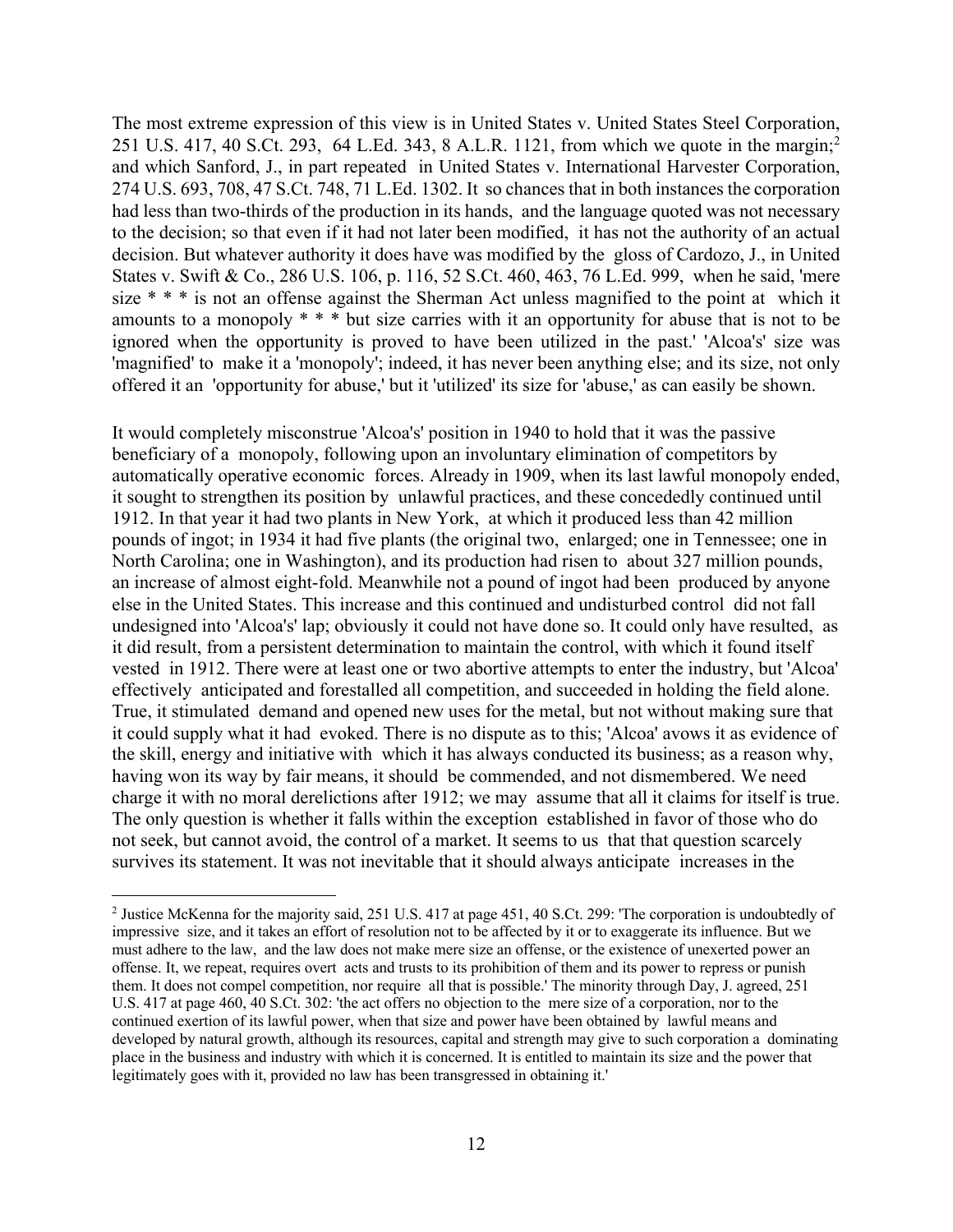The most extreme expression of this view is in United States v. United States Steel Corporation, 251 U.S. 417, 40 S.Ct. 293, 64 L.Ed. 343, 8 A.L.R. 1121, from which we quote in the margin;[2] and which Sanford, J., in part repeated in United States v. International Harvester Corporation, 274 U.S. 693, 708, 47 S.Ct. 748, 71 L.Ed. 1302. It so chances that in both instances the corporation had less than two-thirds of the production in its hands, and the language quoted was not necessary to the decision; so that even if it had not later been modified, it has not the authority of an actual decision. But whatever authority it does have was modified by the gloss of Cardozo, J., in United States v. Swift & Co., 286 U.S. 106, p. 116, 52 S.Ct. 460, 463, 76 L.Ed. 999, when he said, 'mere size * * * is not an offense against the Sherman Act unless magnified to the point at which it amounts to a monopoly * * * but size carries with it an opportunity for abuse that is not to be ignored when the opportunity is proved to have been utilized in the past.' 'Alcoa's' size was 'magnified' to make it a 'monopoly'; indeed, it has never been anything else; and its size, not only offered it an 'opportunity for abuse,' but it 'utilized' its size for 'abuse,' as can easily be shown.

It would completely misconstrue 'Alcoa's' position in 1940 to hold that it was the passive beneficiary of a monopoly, following upon an involuntary elimination of competitors by automatically operative economic forces. Already in 1909, when its last lawful monopoly ended, it sought to strengthen its position by unlawful practices, and these concededly continued until 1912. In that year it had two plants in New York, at which it produced less than 42 million pounds of ingot; in 1934 it had five plants (the original two, enlarged; one in Tennessee; one in North Carolina; one in Washington), and its production had risen to about 327 million pounds, an increase of almost eight-fold. Meanwhile not a pound of ingot had been produced by anyone else in the United States. This increase and this continued and undisturbed control did not fall undesigned into 'Alcoa's' lap; obviously it could not have done so. It could only have resulted, as it did result, from a persistent determination to maintain the control, with which it found itself vested in 1912. There were at least one or two abortive attempts to enter the industry, but 'Alcoa' effectively anticipated and forestalled all competition, and succeeded in holding the field alone. True, it stimulated demand and opened new uses for the metal, but not without making sure that it could supply what it had evoked. There is no dispute as to this; 'Alcoa' avows it as evidence of the skill, energy and initiative with which it has always conducted its business; as a reason why, having won its way by fair means, it should be commended, and not dismembered. We need charge it with no moral derelictions after 1912; we may assume that all it claims for itself is true. The only question is whether it falls within the exception established in favor of those who do not seek, but cannot avoid, the control of a market. It seems to us that that question scarcely survives its statement. It was not inevitable that it should always anticipate increases in the

[2] Justice McKenna for the majority said, 251 U.S. 417 at page 451, 40 S.Ct. 299: 'The corporation is undoubtedly of impressive size, and it takes an effort of resolution not to be affected by it or to exaggerate its influence. But we must adhere to the law, and the law does not make mere size an offense, or the existence of unexerted power an offense. It, we repeat, requires overt acts and trusts to its prohibition of them and its power to repress or punish them. It does not compel competition, nor require all that is possible.' The minority through Day, J. agreed, 251 U.S. 417 at page 460, 40 S.Ct. 302: 'the act offers no objection to the mere size of a corporation, nor to the continued exertion of its lawful power, when that size and power have been obtained by lawful means and developed by natural growth, although its resources, capital and strength may give to such corporation a dominating place in the business and industry with which it is concerned. It is entitled to maintain its size and the power that legitimately goes with it, provided no law has been transgressed in obtaining it.'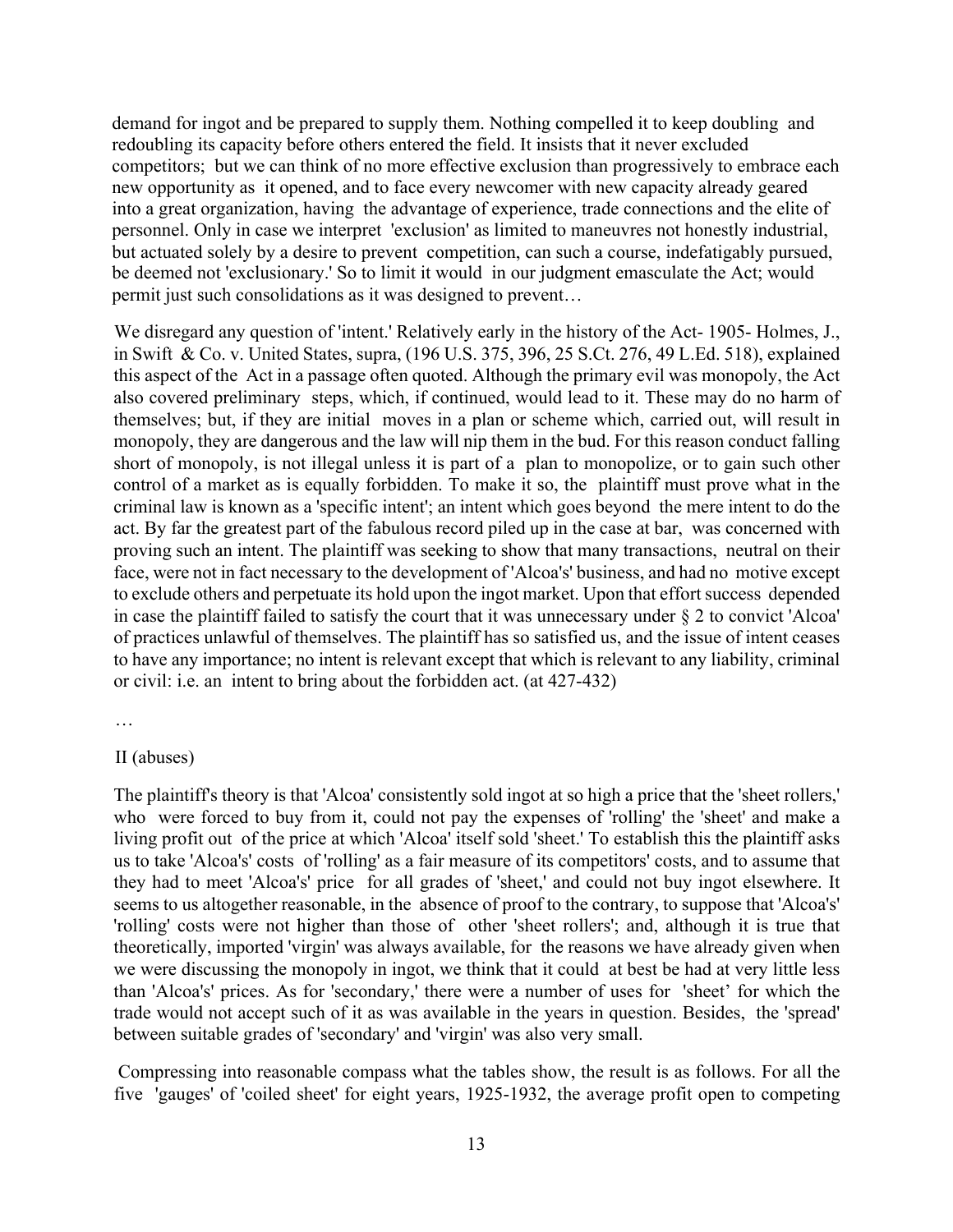demand for ingot and be prepared to supply them. Nothing compelled it to keep doubling and redoubling its capacity before others entered the field. It insists that it never excluded competitors; but we can think of no more effective exclusion than progressively to embrace each new opportunity as it opened, and to face every newcomer with new capacity already geared into a great organization, having the advantage of experience, trade connections and the elite of personnel. Only in case we interpret 'exclusion' as limited to maneuvres not honestly industrial, but actuated solely by a desire to prevent competition, can such a course, indefatigably pursued, be deemed not 'exclusionary.' So to limit it would in our judgment emasculate the Act; would permit just such consolidations as it was designed to prevent…

We disregard any question of 'intent.' Relatively early in the history of the Act- 1905- Holmes, J., in Swift & Co. v. United States, supra, (196 U.S. 375, 396, 25 S.Ct. 276, 49 L.Ed. 518), explained this aspect of the Act in a passage often quoted. Although the primary evil was monopoly, the Act also covered preliminary steps, which, if continued, would lead to it. These may do no harm of themselves; but, if they are initial moves in a plan or scheme which, carried out, will result in monopoly, they are dangerous and the law will nip them in the bud. For this reason conduct falling short of monopoly, is not illegal unless it is part of a plan to monopolize, or to gain such other control of a market as is equally forbidden. To make it so, the plaintiff must prove what in the criminal law is known as a 'specific intent'; an intent which goes beyond the mere intent to do the act. By far the greatest part of the fabulous record piled up in the case at bar, was concerned with proving such an intent. The plaintiff was seeking to show that many transactions, neutral on their face, were not in fact necessary to the development of 'Alcoa's' business, and had no motive except to exclude others and perpetuate its hold upon the ingot market. Upon that effort success depended in case the plaintiff failed to satisfy the court that it was unnecessary under § 2 to convict 'Alcoa' of practices unlawful of themselves. The plaintiff has so satisfied us, and the issue of intent ceases to have any importance; no intent is relevant except that which is relevant to any liability, criminal or civil: i.e. an intent to bring about the forbidden act. (at 427-432)

…

II (abuses)

The plaintiff's theory is that 'Alcoa' consistently sold ingot at so high a price that the 'sheet rollers,' who were forced to buy from it, could not pay the expenses of 'rolling' the 'sheet' and make a living profit out of the price at which 'Alcoa' itself sold 'sheet.' To establish this the plaintiff asks us to take 'Alcoa's' costs of 'rolling' as a fair measure of its competitors' costs, and to assume that they had to meet 'Alcoa's' price for all grades of 'sheet,' and could not buy ingot elsewhere. It seems to us altogether reasonable, in the absence of proof to the contrary, to suppose that 'Alcoa's' 'rolling' costs were not higher than those of other 'sheet rollers'; and, although it is true that theoretically, imported 'virgin' was always available, for the reasons we have already given when we were discussing the monopoly in ingot, we think that it could at best be had at very little less than 'Alcoa's' prices. As for 'secondary,' there were a number of uses for 'sheet' for which the trade would not accept such of it as was available in the years in question. Besides, the 'spread' between suitable grades of 'secondary' and 'virgin' was also very small.

Compressing into reasonable compass what the tables show, the result is as follows. For all the five 'gauges' of 'coiled sheet' for eight years, 1925-1932, the average profit open to competing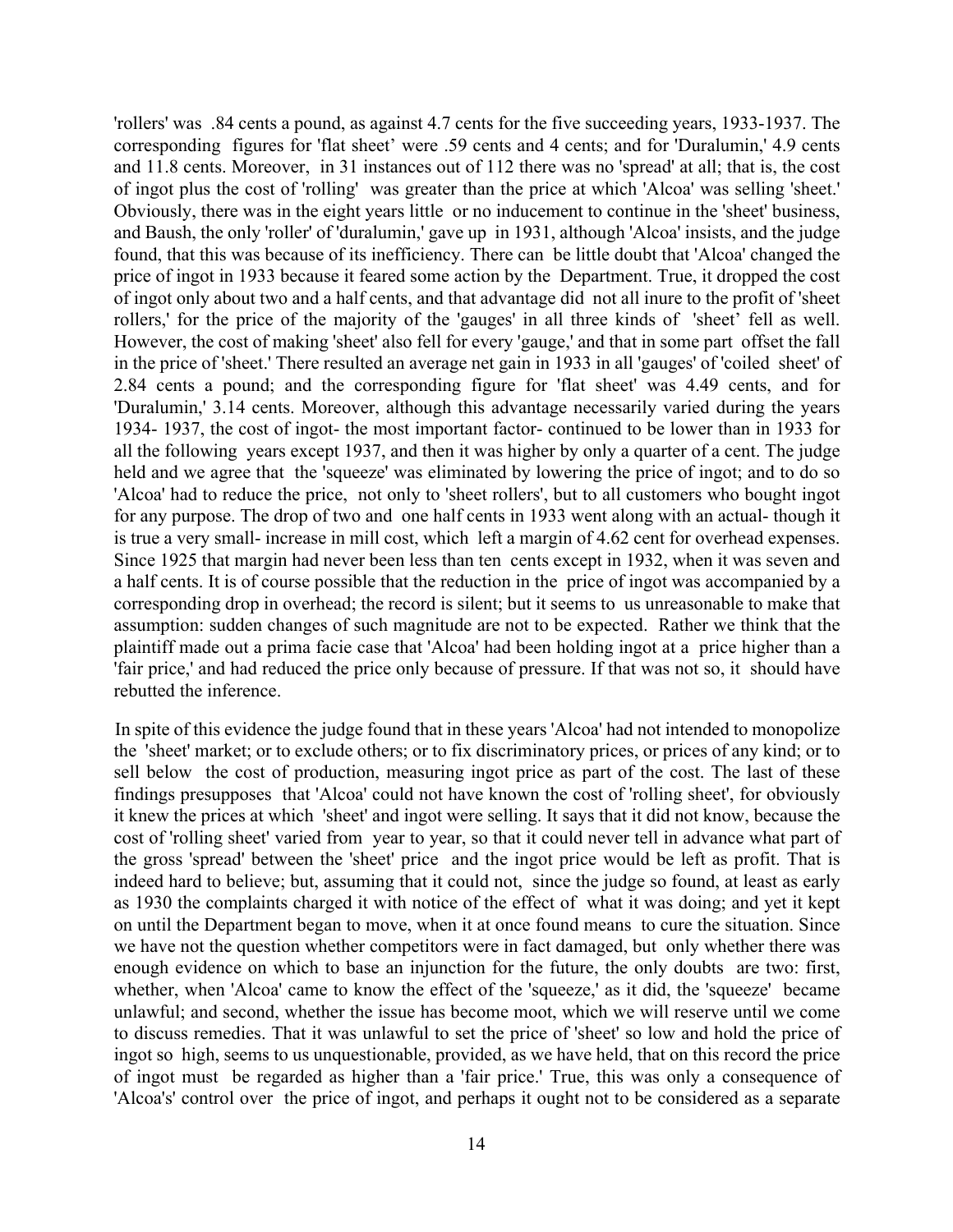'rollers' was .84 cents a pound, as against 4.7 cents for the five succeeding years, 1933-1937. The corresponding figures for 'flat sheet' were .59 cents and 4 cents; and for 'Duralumin,' 4.9 cents and 11.8 cents. Moreover, in 31 instances out of 112 there was no 'spread' at all; that is, the cost of ingot plus the cost of 'rolling' was greater than the price at which 'Alcoa' was selling 'sheet.' Obviously, there was in the eight years little or no inducement to continue in the 'sheet' business, and Baush, the only 'roller' of 'duralumin,' gave up in 1931, although 'Alcoa' insists, and the judge found, that this was because of its inefficiency. There can be little doubt that 'Alcoa' changed the price of ingot in 1933 because it feared some action by the Department. True, it dropped the cost of ingot only about two and a half cents, and that advantage did not all inure to the profit of 'sheet rollers,' for the price of the majority of the 'gauges' in all three kinds of 'sheet' fell as well. However, the cost of making 'sheet' also fell for every 'gauge,' and that in some part offset the fall in the price of 'sheet.' There resulted an average net gain in 1933 in all 'gauges' of 'coiled sheet' of 2.84 cents a pound; and the corresponding figure for 'flat sheet' was 4.49 cents, and for 'Duralumin,' 3.14 cents. Moreover, although this advantage necessarily varied during the years 1934- 1937, the cost of ingot- the most important factor- continued to be lower than in 1933 for all the following years except 1937, and then it was higher by only a quarter of a cent. The judge held and we agree that the 'squeeze' was eliminated by lowering the price of ingot; and to do so 'Alcoa' had to reduce the price, not only to 'sheet rollers', but to all customers who bought ingot for any purpose. The drop of two and one half cents in 1933 went along with an actual- though it is true a very small- increase in mill cost, which left a margin of 4.62 cent for overhead expenses. Since 1925 that margin had never been less than ten cents except in 1932, when it was seven and a half cents. It is of course possible that the reduction in the price of ingot was accompanied by a corresponding drop in overhead; the record is silent; but it seems to us unreasonable to make that assumption: sudden changes of such magnitude are not to be expected. Rather we think that the plaintiff made out a prima facie case that 'Alcoa' had been holding ingot at a price higher than a 'fair price,' and had reduced the price only because of pressure. If that was not so, it should have rebutted the inference.

In spite of this evidence the judge found that in these years 'Alcoa' had not intended to monopolize the 'sheet' market; or to exclude others; or to fix discriminatory prices, or prices of any kind; or to sell below the cost of production, measuring ingot price as part of the cost. The last of these findings presupposes that 'Alcoa' could not have known the cost of 'rolling sheet', for obviously it knew the prices at which 'sheet' and ingot were selling. It says that it did not know, because the cost of 'rolling sheet' varied from year to year, so that it could never tell in advance what part of the gross 'spread' between the 'sheet' price and the ingot price would be left as profit. That is indeed hard to believe; but, assuming that it could not, since the judge so found, at least as early as 1930 the complaints charged it with notice of the effect of what it was doing; and yet it kept on until the Department began to move, when it at once found means to cure the situation. Since we have not the question whether competitors were in fact damaged, but only whether there was enough evidence on which to base an injunction for the future, the only doubts are two: first, whether, when 'Alcoa' came to know the effect of the 'squeeze,' as it did, the 'squeeze' became unlawful; and second, whether the issue has become moot, which we will reserve until we come to discuss remedies. That it was unlawful to set the price of 'sheet' so low and hold the price of ingot so high, seems to us unquestionable, provided, as we have held, that on this record the price of ingot must be regarded as higher than a 'fair price.' True, this was only a consequence of 'Alcoa's' control over the price of ingot, and perhaps it ought not to be considered as a separate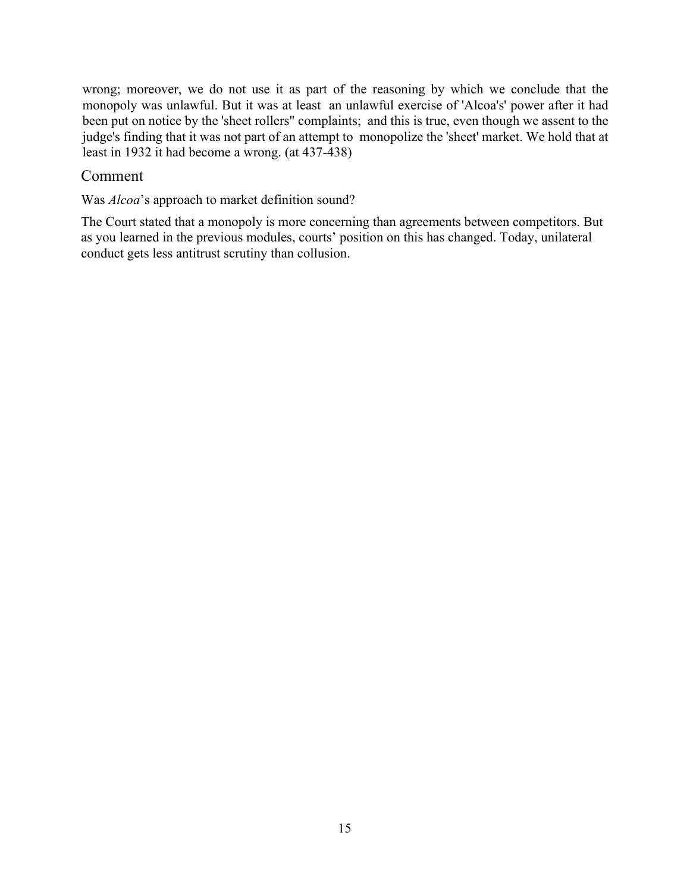wrong; moreover, we do not use it as part of the reasoning by which we conclude that the monopoly was unlawful. But it was at least an unlawful exercise of 'Alcoa's' power after it had been put on notice by the 'sheet rollers'' complaints; and this is true, even though we assent to the judge's finding that it was not part of an attempt to monopolize the 'sheet' market. We hold that at least in 1932 it had become a wrong. (at 437-438)

## Comment

Was *Alcoa*'s approach to market definition sound?

The Court stated that a monopoly is more concerning than agreements between competitors. But as you learned in the previous modules, courts' position on this has changed. Today, unilateral conduct gets less antitrust scrutiny than collusion.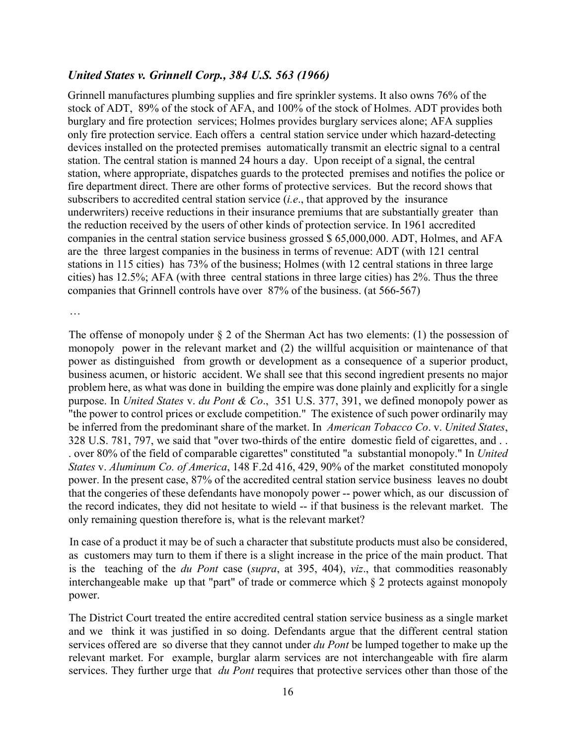### *United States v. Grinnell Corp., 384 U.S. 563 (1966)*

Grinnell manufactures plumbing supplies and fire sprinkler systems. It also owns 76% of the stock of ADT, 89% of the stock of AFA, and 100% of the stock of Holmes. ADT provides both burglary and fire protection services; Holmes provides burglary services alone; AFA supplies only fire protection service. Each offers a central station service under which hazard-detecting devices installed on the protected premises automatically transmit an electric signal to a central station. The central station is manned 24 hours a day. Upon receipt of a signal, the central station, where appropriate, dispatches guards to the protected premises and notifies the police or fire department direct. There are other forms of protective services. But the record shows that subscribers to accredited central station service (*i.e*., that approved by the insurance underwriters) receive reductions in their insurance premiums that are substantially greater than the reduction received by the users of other kinds of protection service. In 1961 accredited companies in the central station service business grossed $ 65,000,000. ADT, Holmes, and AFA are the three largest companies in the business in terms of revenue: ADT (with 121 central stations in 115 cities) has 73% of the business; Holmes (with 12 central stations in three large cities) has 12.5%; AFA (with three central stations in three large cities) has 2%. Thus the three companies that Grinnell controls have over 87% of the business. (at 566-567)

…

The offense of monopoly under § 2 of the Sherman Act has two elements: (1) the possession of monopoly power in the relevant market and (2) the willful acquisition or maintenance of that power as distinguished from growth or development as a consequence of a superior product, business acumen, or historic accident. We shall see that this second ingredient presents no major problem here, as what was done in building the empire was done plainly and explicitly for a single purpose. In *United States* v. *du Pont & Co*., 351 U.S. 377, 391, we defined monopoly power as "the power to control prices or exclude competition." The existence of such power ordinarily may be inferred from the predominant share of the market. In *American Tobacco Co*. v. *United States*, 328 U.S. 781, 797, we said that "over two-thirds of the entire domestic field of cigarettes, and . . . over 80% of the field of comparable cigarettes" constituted "a substantial monopoly." In *United States* v. *Aluminum Co. of America*, 148 F.2d 416, 429, 90% of the market constituted monopoly power. In the present case, 87% of the accredited central station service business leaves no doubt that the congeries of these defendants have monopoly power -- power which, as our discussion of the record indicates, they did not hesitate to wield -- if that business is the relevant market. The only remaining question therefore is, what is the relevant market?

In case of a product it may be of such a character that substitute products must also be considered, as customers may turn to them if there is a slight increase in the price of the main product. That is the teaching of the *du Pont* case (*supra*, at 395, 404), *viz*., that commodities reasonably interchangeable make up that "part" of trade or commerce which § 2 protects against monopoly power.

The District Court treated the entire accredited central station service business as a single market and we think it was justified in so doing. Defendants argue that the different central station services offered are so diverse that they cannot under *du Pont* be lumped together to make up the relevant market. For example, burglar alarm services are not interchangeable with fire alarm services. They further urge that *du Pont* requires that protective services other than those of the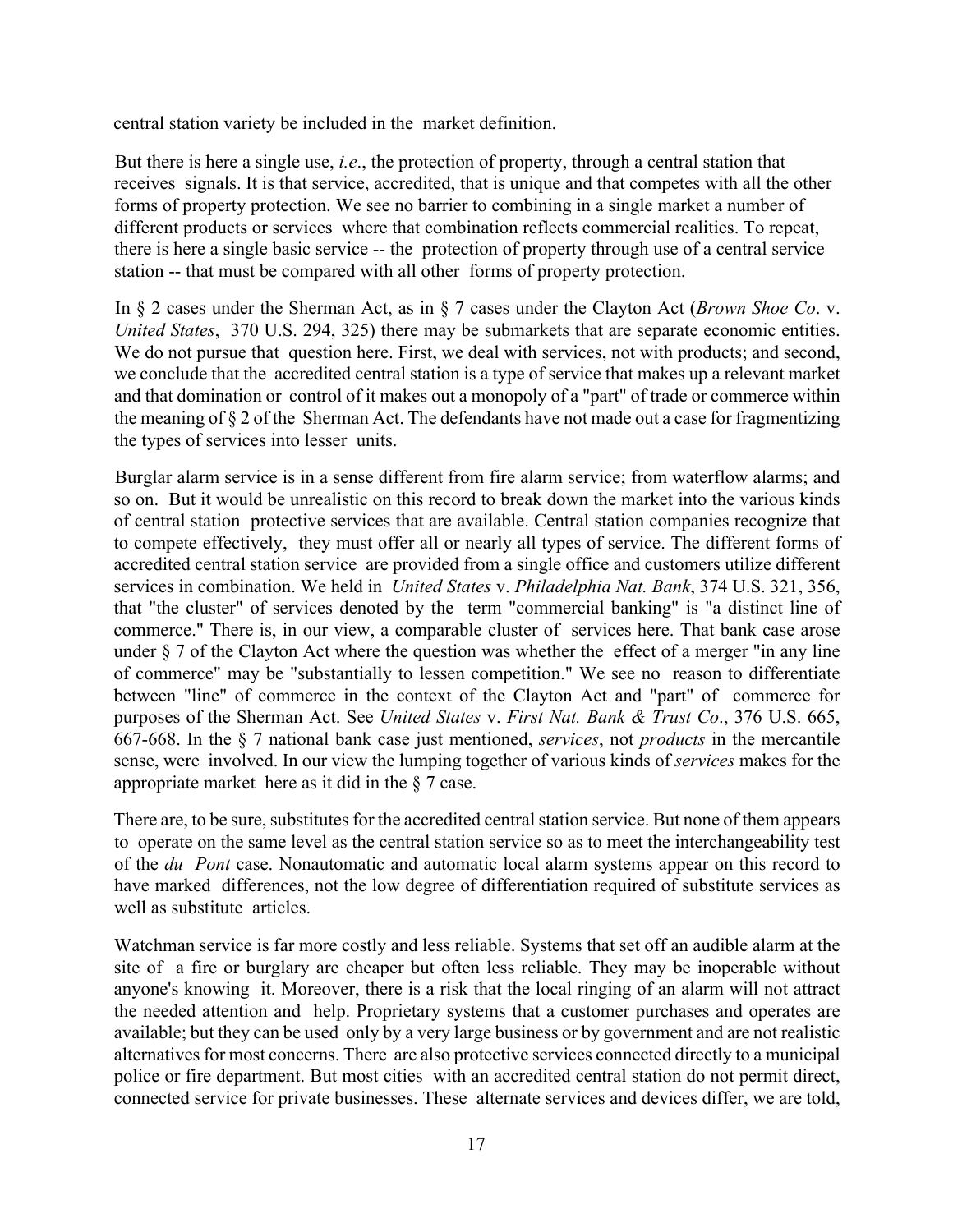central station variety be included in the market definition.

But there is here a single use, *i.e*., the protection of property, through a central station that receives signals. It is that service, accredited, that is unique and that competes with all the other forms of property protection. We see no barrier to combining in a single market a number of different products or services where that combination reflects commercial realities. To repeat, there is here a single basic service -- the protection of property through use of a central service station -- that must be compared with all other forms of property protection.

In § 2 cases under the Sherman Act, as in § 7 cases under the Clayton Act (*Brown Shoe Co*. v. *United States*, 370 U.S. 294, 325) there may be submarkets that are separate economic entities. We do not pursue that question here. First, we deal with services, not with products; and second, we conclude that the accredited central station is a type of service that makes up a relevant market and that domination or control of it makes out a monopoly of a "part" of trade or commerce within the meaning of § 2 of the Sherman Act. The defendants have not made out a case for fragmentizing the types of services into lesser units.

Burglar alarm service is in a sense different from fire alarm service; from waterflow alarms; and so on. But it would be unrealistic on this record to break down the market into the various kinds of central station protective services that are available. Central station companies recognize that to compete effectively, they must offer all or nearly all types of service. The different forms of accredited central station service are provided from a single office and customers utilize different services in combination. We held in *United States* v. *Philadelphia Nat. Bank*, 374 U.S. 321, 356, that "the cluster" of services denoted by the term "commercial banking" is "a distinct line of commerce." There is, in our view, a comparable cluster of services here. That bank case arose under § 7 of the Clayton Act where the question was whether the effect of a merger "in any line of commerce" may be "substantially to lessen competition." We see no reason to differentiate between "line" of commerce in the context of the Clayton Act and "part" of commerce for purposes of the Sherman Act. See *United States* v. *First Nat. Bank & Trust Co*., 376 U.S. 665, 667-668. In the § 7 national bank case just mentioned, *services*, not *products* in the mercantile sense, were involved. In our view the lumping together of various kinds of *services* makes for the appropriate market here as it did in the § 7 case.

There are, to be sure, substitutes for the accredited central station service. But none of them appears to operate on the same level as the central station service so as to meet the interchangeability test of the *du Pont* case. Nonautomatic and automatic local alarm systems appear on this record to have marked differences, not the low degree of differentiation required of substitute services as well as substitute articles.

Watchman service is far more costly and less reliable. Systems that set off an audible alarm at the site of a fire or burglary are cheaper but often less reliable. They may be inoperable without anyone's knowing it. Moreover, there is a risk that the local ringing of an alarm will not attract the needed attention and help. Proprietary systems that a customer purchases and operates are available; but they can be used only by a very large business or by government and are not realistic alternatives for most concerns. There are also protective services connected directly to a municipal police or fire department. But most cities with an accredited central station do not permit direct, connected service for private businesses. These alternate services and devices differ, we are told,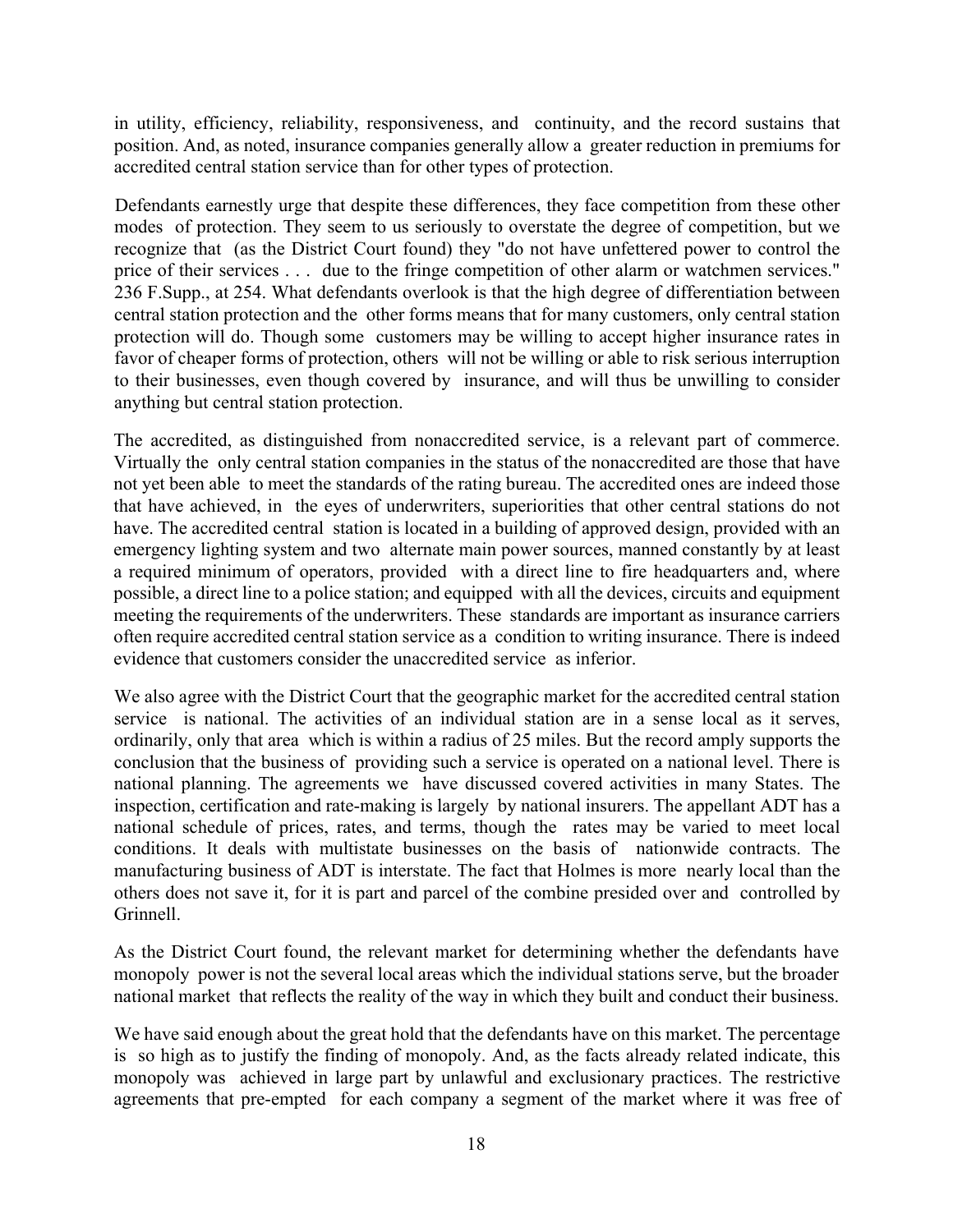in utility, efficiency, reliability, responsiveness, and continuity, and the record sustains that position. And, as noted, insurance companies generally allow a greater reduction in premiums for accredited central station service than for other types of protection.

Defendants earnestly urge that despite these differences, they face competition from these other modes of protection. They seem to us seriously to overstate the degree of competition, but we recognize that (as the District Court found) they "do not have unfettered power to control the price of their services . . . due to the fringe competition of other alarm or watchmen services." 236 F.Supp., at 254. What defendants overlook is that the high degree of differentiation between central station protection and the other forms means that for many customers, only central station protection will do. Though some customers may be willing to accept higher insurance rates in favor of cheaper forms of protection, others will not be willing or able to risk serious interruption to their businesses, even though covered by insurance, and will thus be unwilling to consider anything but central station protection.

The accredited, as distinguished from nonaccredited service, is a relevant part of commerce. Virtually the only central station companies in the status of the nonaccredited are those that have not yet been able to meet the standards of the rating bureau. The accredited ones are indeed those that have achieved, in the eyes of underwriters, superiorities that other central stations do not have. The accredited central station is located in a building of approved design, provided with an emergency lighting system and two alternate main power sources, manned constantly by at least a required minimum of operators, provided with a direct line to fire headquarters and, where possible, a direct line to a police station; and equipped with all the devices, circuits and equipment meeting the requirements of the underwriters. These standards are important as insurance carriers often require accredited central station service as a condition to writing insurance. There is indeed evidence that customers consider the unaccredited service as inferior.

We also agree with the District Court that the geographic market for the accredited central station service is national. The activities of an individual station are in a sense local as it serves, ordinarily, only that area which is within a radius of 25 miles. But the record amply supports the conclusion that the business of providing such a service is operated on a national level. There is national planning. The agreements we have discussed covered activities in many States. The inspection, certification and rate-making is largely by national insurers. The appellant ADT has a national schedule of prices, rates, and terms, though the rates may be varied to meet local conditions. It deals with multistate businesses on the basis of nationwide contracts. The manufacturing business of ADT is interstate. The fact that Holmes is more nearly local than the others does not save it, for it is part and parcel of the combine presided over and controlled by Grinnell.

As the District Court found, the relevant market for determining whether the defendants have monopoly power is not the several local areas which the individual stations serve, but the broader national market that reflects the reality of the way in which they built and conduct their business.

We have said enough about the great hold that the defendants have on this market. The percentage is so high as to justify the finding of monopoly. And, as the facts already related indicate, this monopoly was achieved in large part by unlawful and exclusionary practices. The restrictive agreements that pre-empted for each company a segment of the market where it was free of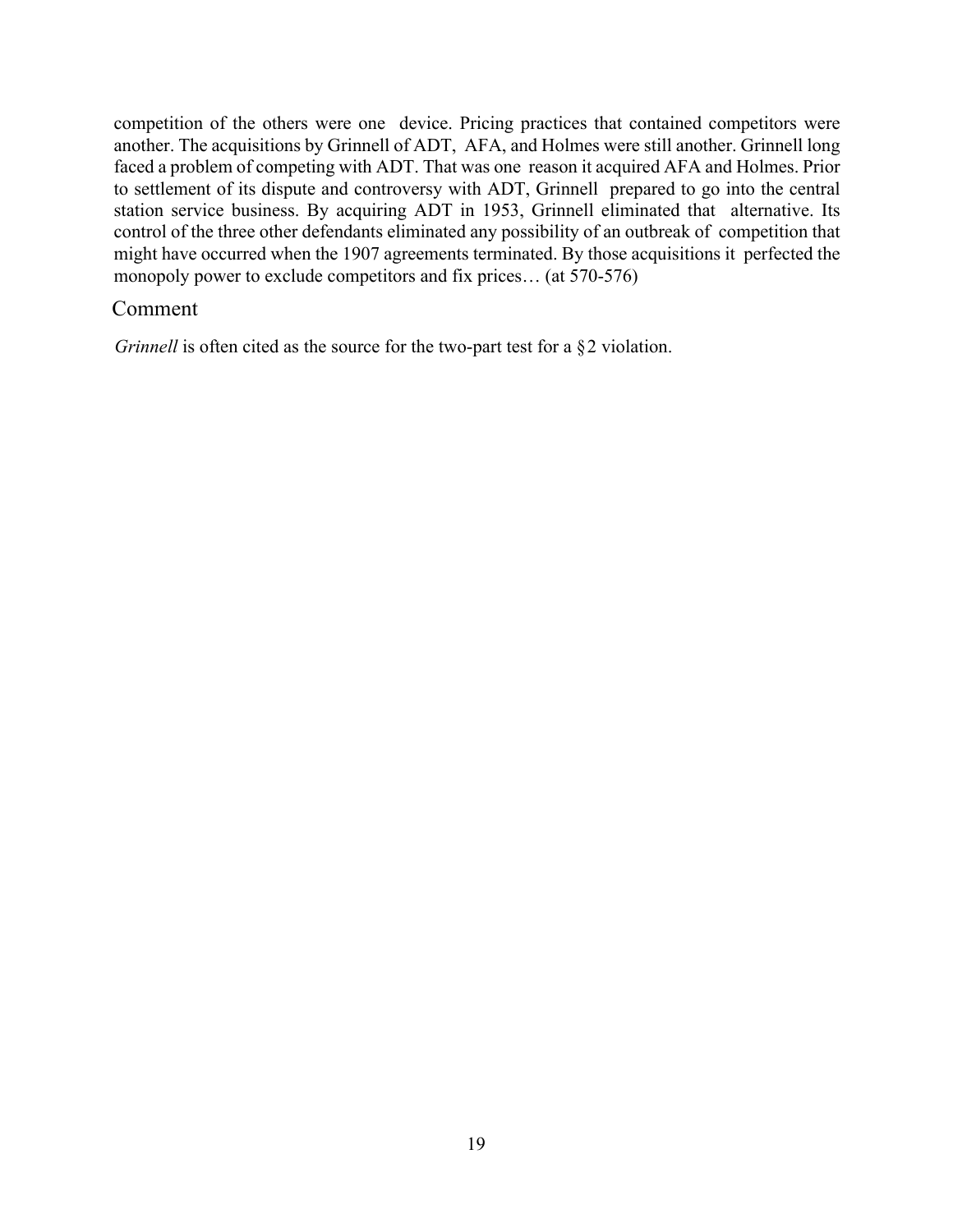competition of the others were one device. Pricing practices that contained competitors were another. The acquisitions by Grinnell of ADT, AFA, and Holmes were still another. Grinnell long faced a problem of competing with ADT. That was one reason it acquired AFA and Holmes. Prior to settlement of its dispute and controversy with ADT, Grinnell prepared to go into the central station service business. By acquiring ADT in 1953, Grinnell eliminated that alternative. Its control of the three other defendants eliminated any possibility of an outbreak of competition that might have occurred when the 1907 agreements terminated. By those acquisitions it perfected the monopoly power to exclude competitors and fix prices… (at 570-576)

## Comment

*Grinnell* is often cited as the source for the two-part test for a §2 violation.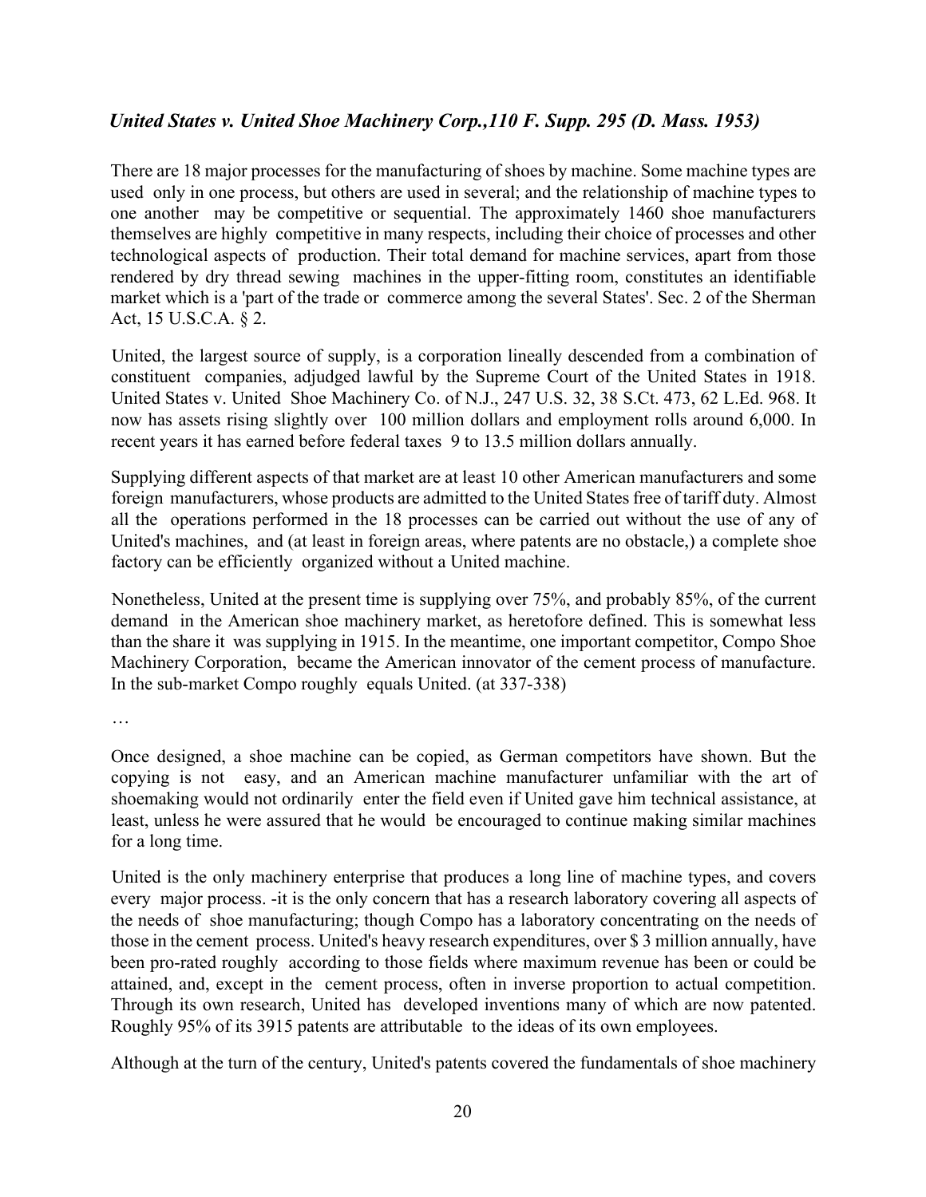### *United States v. United Shoe Machinery Corp.,110 F. Supp. 295 (D. Mass. 1953)*

There are 18 major processes for the manufacturing of shoes by machine. Some machine types are used only in one process, but others are used in several; and the relationship of machine types to one another may be competitive or sequential. The approximately 1460 shoe manufacturers themselves are highly competitive in many respects, including their choice of processes and other technological aspects of production. Their total demand for machine services, apart from those rendered by dry thread sewing machines in the upper-fitting room, constitutes an identifiable market which is a 'part of the trade or commerce among the several States'. Sec. 2 of the Sherman Act, 15 U.S.C.A. § 2.

United, the largest source of supply, is a corporation lineally descended from a combination of constituent companies, adjudged lawful by the Supreme Court of the United States in 1918. United States v. United Shoe Machinery Co. of N.J., 247 U.S. 32, 38 S.Ct. 473, 62 L.Ed. 968. It now has assets rising slightly over 100 million dollars and employment rolls around 6,000. In recent years it has earned before federal taxes 9 to 13.5 million dollars annually.

Supplying different aspects of that market are at least 10 other American manufacturers and some foreign manufacturers, whose products are admitted to the United States free of tariff duty. Almost all the operations performed in the 18 processes can be carried out without the use of any of United's machines, and (at least in foreign areas, where patents are no obstacle,) a complete shoe factory can be efficiently organized without a United machine.

Nonetheless, United at the present time is supplying over 75%, and probably 85%, of the current demand in the American shoe machinery market, as heretofore defined. This is somewhat less than the share it was supplying in 1915. In the meantime, one important competitor, Compo Shoe Machinery Corporation, became the American innovator of the cement process of manufacture. In the sub-market Compo roughly equals United. (at 337-338)

…

Once designed, a shoe machine can be copied, as German competitors have shown. But the copying is not easy, and an American machine manufacturer unfamiliar with the art of shoemaking would not ordinarily enter the field even if United gave him technical assistance, at least, unless he were assured that he would be encouraged to continue making similar machines for a long time.

United is the only machinery enterprise that produces a long line of machine types, and covers every major process. -it is the only concern that has a research laboratory covering all aspects of the needs of shoe manufacturing; though Compo has a laboratory concentrating on the needs of those in the cement process. United's heavy research expenditures, over $ 3 million annually, have been pro-rated roughly according to those fields where maximum revenue has been or could be attained, and, except in the cement process, often in inverse proportion to actual competition. Through its own research, United has developed inventions many of which are now patented. Roughly 95% of its 3915 patents are attributable to the ideas of its own employees.

Although at the turn of the century, United's patents covered the fundamentals of shoe machinery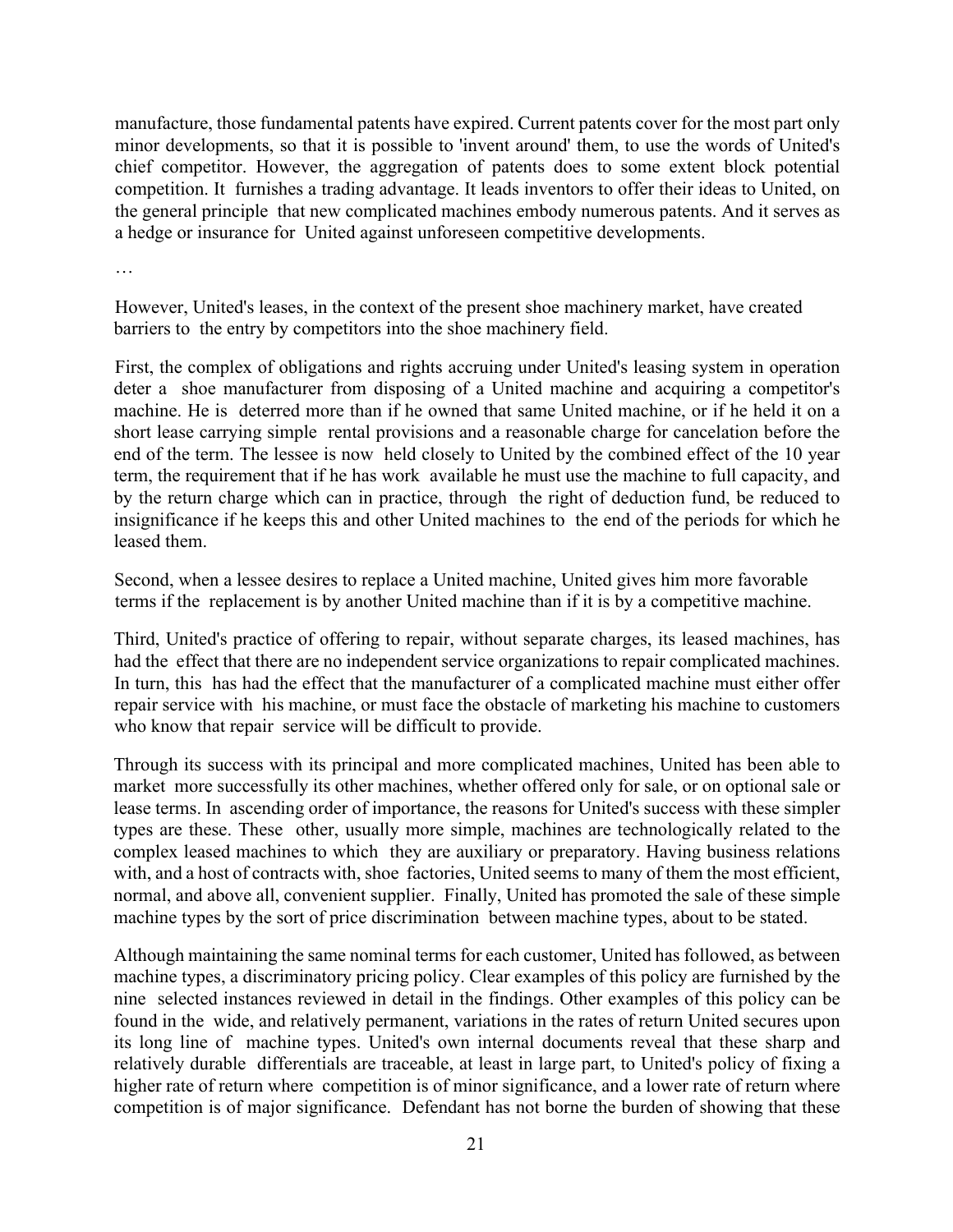manufacture, those fundamental patents have expired. Current patents cover for the most part only minor developments, so that it is possible to 'invent around' them, to use the words of United's chief competitor. However, the aggregation of patents does to some extent block potential competition. It furnishes a trading advantage. It leads inventors to offer their ideas to United, on the general principle that new complicated machines embody numerous patents. And it serves as a hedge or insurance for United against unforeseen competitive developments.

…

However, United's leases, in the context of the present shoe machinery market, have created barriers to the entry by competitors into the shoe machinery field.

First, the complex of obligations and rights accruing under United's leasing system in operation deter a shoe manufacturer from disposing of a United machine and acquiring a competitor's machine. He is deterred more than if he owned that same United machine, or if he held it on a short lease carrying simple rental provisions and a reasonable charge for cancelation before the end of the term. The lessee is now held closely to United by the combined effect of the 10 year term, the requirement that if he has work available he must use the machine to full capacity, and by the return charge which can in practice, through the right of deduction fund, be reduced to insignificance if he keeps this and other United machines to the end of the periods for which he leased them.

Second, when a lessee desires to replace a United machine, United gives him more favorable terms if the replacement is by another United machine than if it is by a competitive machine.

Third, United's practice of offering to repair, without separate charges, its leased machines, has had the effect that there are no independent service organizations to repair complicated machines. In turn, this has had the effect that the manufacturer of a complicated machine must either offer repair service with his machine, or must face the obstacle of marketing his machine to customers who know that repair service will be difficult to provide.

Through its success with its principal and more complicated machines, United has been able to market more successfully its other machines, whether offered only for sale, or on optional sale or lease terms. In ascending order of importance, the reasons for United's success with these simpler types are these. These other, usually more simple, machines are technologically related to the complex leased machines to which they are auxiliary or preparatory. Having business relations with, and a host of contracts with, shoe factories, United seems to many of them the most efficient, normal, and above all, convenient supplier. Finally, United has promoted the sale of these simple machine types by the sort of price discrimination between machine types, about to be stated.

Although maintaining the same nominal terms for each customer, United has followed, as between machine types, a discriminatory pricing policy. Clear examples of this policy are furnished by the nine selected instances reviewed in detail in the findings. Other examples of this policy can be found in the wide, and relatively permanent, variations in the rates of return United secures upon its long line of machine types. United's own internal documents reveal that these sharp and relatively durable differentials are traceable, at least in large part, to United's policy of fixing a higher rate of return where competition is of minor significance, and a lower rate of return where competition is of major significance. Defendant has not borne the burden of showing that these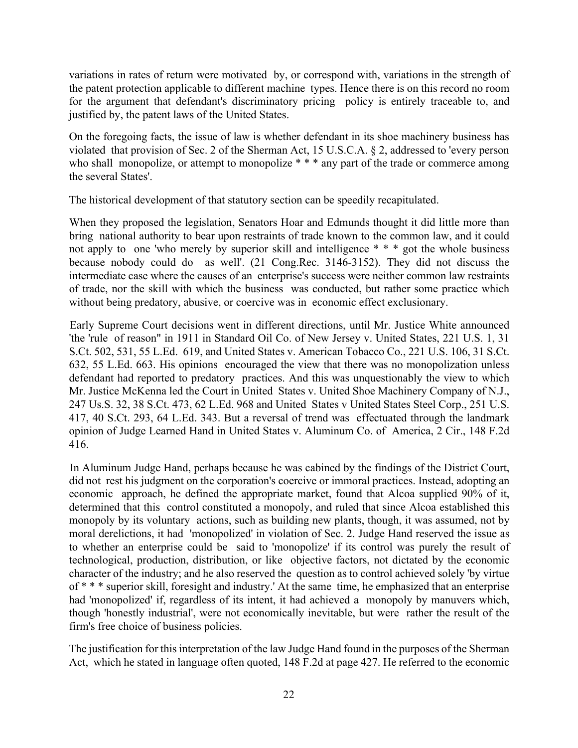variations in rates of return were motivated by, or correspond with, variations in the strength of the patent protection applicable to different machine types. Hence there is on this record no room for the argument that defendant's discriminatory pricing policy is entirely traceable to, and justified by, the patent laws of the United States.

On the foregoing facts, the issue of law is whether defendant in its shoe machinery business has violated that provision of Sec. 2 of the Sherman Act, 15 U.S.C.A. § 2, addressed to 'every person who shall monopolize, or attempt to monopolize * * * any part of the trade or commerce among the several States'.

The historical development of that statutory section can be speedily recapitulated.

When they proposed the legislation, Senators Hoar and Edmunds thought it did little more than bring national authority to bear upon restraints of trade known to the common law, and it could not apply to one 'who merely by superior skill and intelligence * * * got the whole business because nobody could do as well'. (21 Cong.Rec. 3146-3152). They did not discuss the intermediate case where the causes of an enterprise's success were neither common law restraints of trade, nor the skill with which the business was conducted, but rather some practice which without being predatory, abusive, or coercive was in economic effect exclusionary.

Early Supreme Court decisions went in different directions, until Mr. Justice White announced 'the 'rule of reason'' in 1911 in Standard Oil Co. of New Jersey v. United States, 221 U.S. 1, 31 S.Ct. 502, 531, 55 L.Ed. 619, and United States v. American Tobacco Co., 221 U.S. 106, 31 S.Ct. 632, 55 L.Ed. 663. His opinions encouraged the view that there was no monopolization unless defendant had reported to predatory practices. And this was unquestionably the view to which Mr. Justice McKenna led the Court in United States v. United Shoe Machinery Company of N.J., 247 Us.S. 32, 38 S.Ct. 473, 62 L.Ed. 968 and United States v United States Steel Corp., 251 U.S. 417, 40 S.Ct. 293, 64 L.Ed. 343. But a reversal of trend was effectuated through the landmark opinion of Judge Learned Hand in United States v. Aluminum Co. of America, 2 Cir., 148 F.2d 416.

In Aluminum Judge Hand, perhaps because he was cabined by the findings of the District Court, did not rest his judgment on the corporation's coercive or immoral practices. Instead, adopting an economic approach, he defined the appropriate market, found that Alcoa supplied 90% of it, determined that this control constituted a monopoly, and ruled that since Alcoa established this monopoly by its voluntary actions, such as building new plants, though, it was assumed, not by moral derelictions, it had 'monopolized' in violation of Sec. 2. Judge Hand reserved the issue as to whether an enterprise could be said to 'monopolize' if its control was purely the result of technological, production, distribution, or like objective factors, not dictated by the economic character of the industry; and he also reserved the question as to control achieved solely 'by virtue of * * * superior skill, foresight and industry.' At the same time, he emphasized that an enterprise had 'monopolized' if, regardless of its intent, it had achieved a monopoly by manuvers which, though 'honestly industrial', were not economically inevitable, but were rather the result of the firm's free choice of business policies.

The justification for this interpretation of the law Judge Hand found in the purposes of the Sherman Act, which he stated in language often quoted, 148 F.2d at page 427. He referred to the economic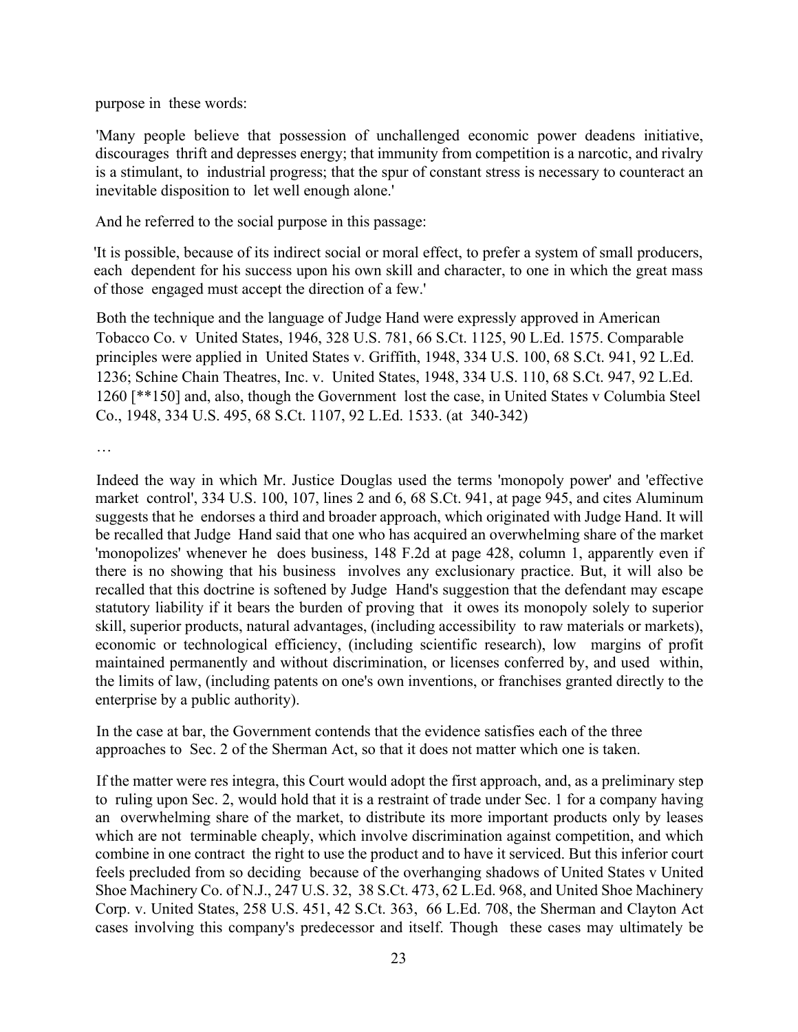purpose in these words:

'Many people believe that possession of unchallenged economic power deadens initiative, discourages thrift and depresses energy; that immunity from competition is a narcotic, and rivalry is a stimulant, to industrial progress; that the spur of constant stress is necessary to counteract an inevitable disposition to let well enough alone.'

And he referred to the social purpose in this passage:

'It is possible, because of its indirect social or moral effect, to prefer a system of small producers, each dependent for his success upon his own skill and character, to one in which the great mass of those engaged must accept the direction of a few.'

Both the technique and the language of Judge Hand were expressly approved in American Tobacco Co. v United States, 1946, 328 U.S. 781, 66 S.Ct. 1125, 90 L.Ed. 1575. Comparable principles were applied in United States v. Griffith, 1948, 334 U.S. 100, 68 S.Ct. 941, 92 L.Ed. 1236; Schine Chain Theatres, Inc. v. United States, 1948, 334 U.S. 110, 68 S.Ct. 947, 92 L.Ed. 1260 [**150] and, also, though the Government lost the case, in United States v Columbia Steel Co., 1948, 334 U.S. 495, 68 S.Ct. 1107, 92 L.Ed. 1533. (at 340-342)

…

Indeed the way in which Mr. Justice Douglas used the terms 'monopoly power' and 'effective market control', 334 U.S. 100, 107, lines 2 and 6, 68 S.Ct. 941, at page 945, and cites Aluminum suggests that he endorses a third and broader approach, which originated with Judge Hand. It will be recalled that Judge Hand said that one who has acquired an overwhelming share of the market 'monopolizes' whenever he does business, 148 F.2d at page 428, column 1, apparently even if there is no showing that his business involves any exclusionary practice. But, it will also be recalled that this doctrine is softened by Judge Hand's suggestion that the defendant may escape statutory liability if it bears the burden of proving that it owes its monopoly solely to superior skill, superior products, natural advantages, (including accessibility to raw materials or markets), economic or technological efficiency, (including scientific research), low margins of profit maintained permanently and without discrimination, or licenses conferred by, and used within, the limits of law, (including patents on one's own inventions, or franchises granted directly to the enterprise by a public authority).

In the case at bar, the Government contends that the evidence satisfies each of the three approaches to Sec. 2 of the Sherman Act, so that it does not matter which one is taken.

If the matter were res integra, this Court would adopt the first approach, and, as a preliminary step to ruling upon Sec. 2, would hold that it is a restraint of trade under Sec. 1 for a company having an overwhelming share of the market, to distribute its more important products only by leases which are not terminable cheaply, which involve discrimination against competition, and which combine in one contract the right to use the product and to have it serviced. But this inferior court feels precluded from so deciding because of the overhanging shadows of United States v United Shoe Machinery Co. of N.J., 247 U.S. 32, 38 S.Ct. 473, 62 L.Ed. 968, and United Shoe Machinery Corp. v. United States, 258 U.S. 451, 42 S.Ct. 363, 66 L.Ed. 708, the Sherman and Clayton Act cases involving this company's predecessor and itself. Though these cases may ultimately be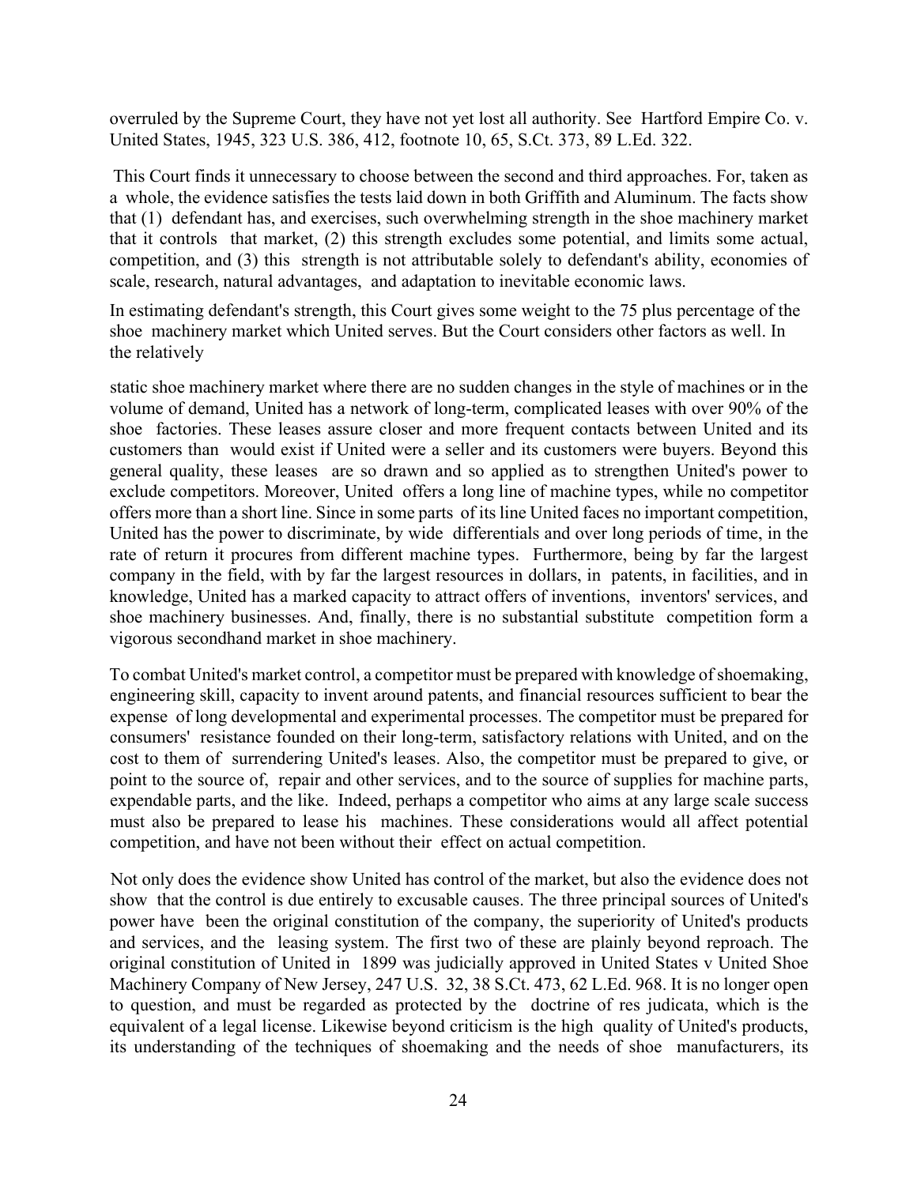overruled by the Supreme Court, they have not yet lost all authority. See Hartford Empire Co. v. United States, 1945, 323 U.S. 386, 412, footnote 10, 65, S.Ct. 373, 89 L.Ed. 322.

This Court finds it unnecessary to choose between the second and third approaches. For, taken as a whole, the evidence satisfies the tests laid down in both Griffith and Aluminum. The facts show that (1) defendant has, and exercises, such overwhelming strength in the shoe machinery market that it controls that market, (2) this strength excludes some potential, and limits some actual, competition, and (3) this strength is not attributable solely to defendant's ability, economies of scale, research, natural advantages, and adaptation to inevitable economic laws.

In estimating defendant's strength, this Court gives some weight to the 75 plus percentage of the shoe machinery market which United serves. But the Court considers other factors as well. In the relatively static shoe machinery market where there are no sudden changes in the style of machines or in the volume of demand, United has a network of long-term, complicated leases with over 90% of the shoe factories. These leases assure closer and more frequent contacts between United and its customers than would exist if United were a seller and its customers were buyers. Beyond this general quality, these leases are so drawn and so applied as to strengthen United's power to exclude competitors. Moreover, United offers a long line of machine types, while no competitor offers more than a short line. Since in some parts of its line United faces no important competition, United has the power to discriminate, by wide differentials and over long periods of time, in the rate of return it procures from different machine types. Furthermore, being by far the largest company in the field, with by far the largest resources in dollars, in patents, in facilities, and in knowledge, United has a marked capacity to attract offers of inventions, inventors' services, and shoe machinery businesses. And, finally, there is no substantial substitute competition form a vigorous secondhand market in shoe machinery.

To combat United's market control, a competitor must be prepared with knowledge of shoemaking, engineering skill, capacity to invent around patents, and financial resources sufficient to bear the expense of long developmental and experimental processes. The competitor must be prepared for consumers' resistance founded on their long-term, satisfactory relations with United, and on the cost to them of surrendering United's leases. Also, the competitor must be prepared to give, or point to the source of, repair and other services, and to the source of supplies for machine parts, expendable parts, and the like. Indeed, perhaps a competitor who aims at any large scale success must also be prepared to lease his machines. These considerations would all affect potential competition, and have not been without their effect on actual competition.

Not only does the evidence show United has control of the market, but also the evidence does not show that the control is due entirely to excusable causes. The three principal sources of United's power have been the original constitution of the company, the superiority of United's products and services, and the leasing system. The first two of these are plainly beyond reproach. The original constitution of United in 1899 was judicially approved in United States v United Shoe Machinery Company of New Jersey, 247 U.S. 32, 38 S.Ct. 473, 62 L.Ed. 968. It is no longer open to question, and must be regarded as protected by the doctrine of res judicata, which is the equivalent of a legal license. Likewise beyond criticism is the high quality of United's products, its understanding of the techniques of shoemaking and the needs of shoe manufacturers, its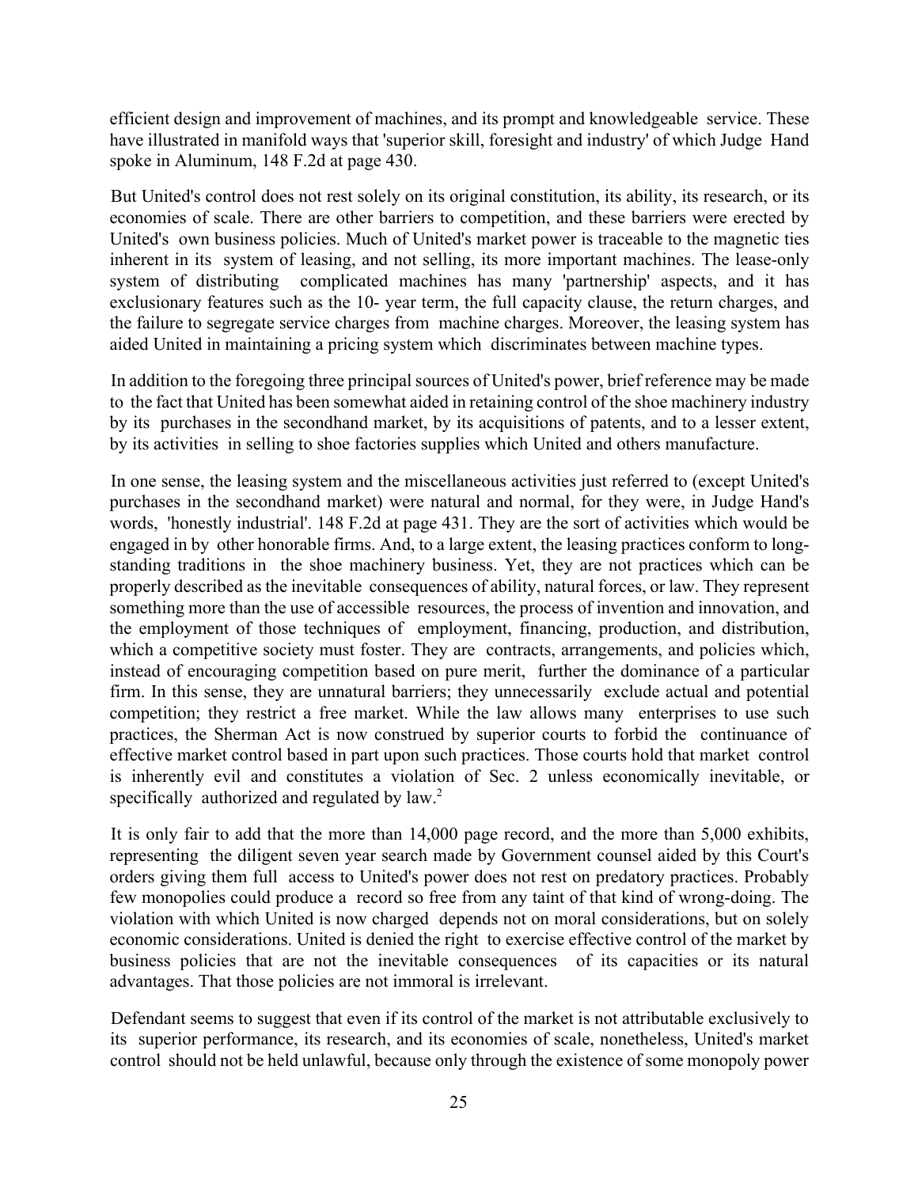efficient design and improvement of machines, and its prompt and knowledgeable service. These have illustrated in manifold ways that 'superior skill, foresight and industry' of which Judge Hand spoke in Aluminum, 148 F.2d at page 430.

But United's control does not rest solely on its original constitution, its ability, its research, or its economies of scale. There are other barriers to competition, and these barriers were erected by United's own business policies. Much of United's market power is traceable to the magnetic ties inherent in its system of leasing, and not selling, its more important machines. The lease-only system of distributing complicated machines has many 'partnership' aspects, and it has exclusionary features such as the 10- year term, the full capacity clause, the return charges, and the failure to segregate service charges from machine charges. Moreover, the leasing system has aided United in maintaining a pricing system which discriminates between machine types.

In addition to the foregoing three principal sources of United's power, brief reference may be made to the fact that United has been somewhat aided in retaining control of the shoe machinery industry by its purchases in the secondhand market, by its acquisitions of patents, and to a lesser extent, by its activities in selling to shoe factories supplies which United and others manufacture.

In one sense, the leasing system and the miscellaneous activities just referred to (except United's purchases in the secondhand market) were natural and normal, for they were, in Judge Hand's words, 'honestly industrial'. 148 F.2d at page 431. They are the sort of activities which would be engaged in by other honorable firms. And, to a large extent, the leasing practices conform to long-standing traditions in the shoe machinery business. Yet, they are not practices which can be properly described as the inevitable consequences of ability, natural forces, or law. They represent something more than the use of accessible resources, the process of invention and innovation, and the employment of those techniques of employment, financing, production, and distribution, which a competitive society must foster. They are contracts, arrangements, and policies which, instead of encouraging competition based on pure merit, further the dominance of a particular firm. In this sense, they are unnatural barriers; they unnecessarily exclude actual and potential competition; they restrict a free market. While the law allows many enterprises to use such practices, the Sherman Act is now construed by superior courts to forbid the continuance of effective market control based in part upon such practices. Those courts hold that market control is inherently evil and constitutes a violation of Sec. 2 unless economically inevitable, or specifically authorized and regulated by law.[2]

It is only fair to add that the more than 14,000 page record, and the more than 5,000 exhibits, representing the diligent seven year search made by Government counsel aided by this Court's orders giving them full access to United's power does not rest on predatory practices. Probably few monopolies could produce a record so free from any taint of that kind of wrong-doing. The violation with which United is now charged depends not on moral considerations, but on solely economic considerations. United is denied the right to exercise effective control of the market by business policies that are not the inevitable consequences of its capacities or its natural advantages. That those policies are not immoral is irrelevant.

Defendant seems to suggest that even if its control of the market is not attributable exclusively to its superior performance, its research, and its economies of scale, nonetheless, United's market control should not be held unlawful, because only through the existence of some monopoly power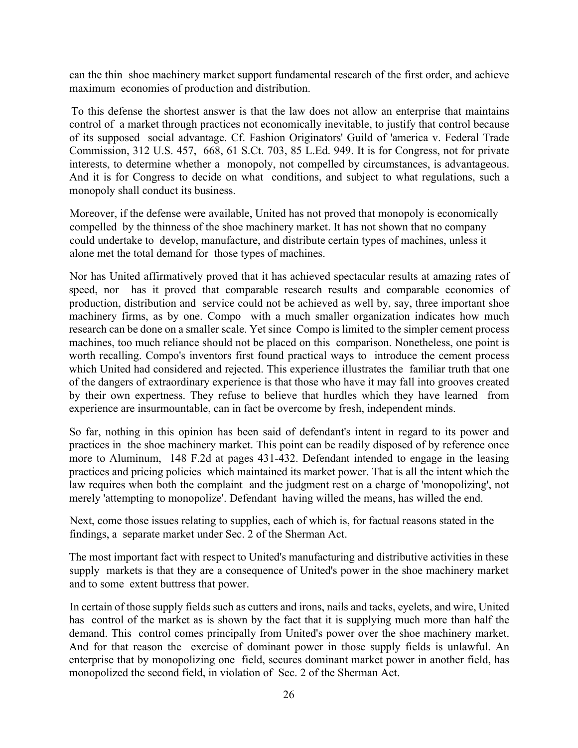can the thin shoe machinery market support fundamental research of the first order, and achieve maximum economies of production and distribution.

To this defense the shortest answer is that the law does not allow an enterprise that maintains control of a market through practices not economically inevitable, to justify that control because of its supposed social advantage. Cf. Fashion Originators' Guild of 'america v. Federal Trade Commission, 312 U.S. 457, 668, 61 S.Ct. 703, 85 L.Ed. 949. It is for Congress, not for private interests, to determine whether a monopoly, not compelled by circumstances, is advantageous. And it is for Congress to decide on what conditions, and subject to what regulations, such a monopoly shall conduct its business.

Moreover, if the defense were available, United has not proved that monopoly is economically compelled by the thinness of the shoe machinery market. It has not shown that no company could undertake to develop, manufacture, and distribute certain types of machines, unless it alone met the total demand for those types of machines.

Nor has United affirmatively proved that it has achieved spectacular results at amazing rates of speed, nor has it proved that comparable research results and comparable economies of production, distribution and service could not be achieved as well by, say, three important shoe machinery firms, as by one. Compo with a much smaller organization indicates how much research can be done on a smaller scale. Yet since Compo is limited to the simpler cement process machines, too much reliance should not be placed on this comparison. Nonetheless, one point is worth recalling. Compo's inventors first found practical ways to introduce the cement process which United had considered and rejected. This experience illustrates the familiar truth that one of the dangers of extraordinary experience is that those who have it may fall into grooves created by their own expertness. They refuse to believe that hurdles which they have learned from experience are insurmountable, can in fact be overcome by fresh, independent minds.

So far, nothing in this opinion has been said of defendant's intent in regard to its power and practices in the shoe machinery market. This point can be readily disposed of by reference once more to Aluminum, 148 F.2d at pages 431-432. Defendant intended to engage in the leasing practices and pricing policies which maintained its market power. That is all the intent which the law requires when both the complaint and the judgment rest on a charge of 'monopolizing', not merely 'attempting to monopolize'. Defendant having willed the means, has willed the end.

Next, come those issues relating to supplies, each of which is, for factual reasons stated in the findings, a separate market under Sec. 2 of the Sherman Act.

The most important fact with respect to United's manufacturing and distributive activities in these supply markets is that they are a consequence of United's power in the shoe machinery market and to some extent buttress that power.

In certain of those supply fields such as cutters and irons, nails and tacks, eyelets, and wire, United has control of the market as is shown by the fact that it is supplying much more than half the demand. This control comes principally from United's power over the shoe machinery market. And for that reason the exercise of dominant power in those supply fields is unlawful. An enterprise that by monopolizing one field, secures dominant market power in another field, has monopolized the second field, in violation of Sec. 2 of the Sherman Act.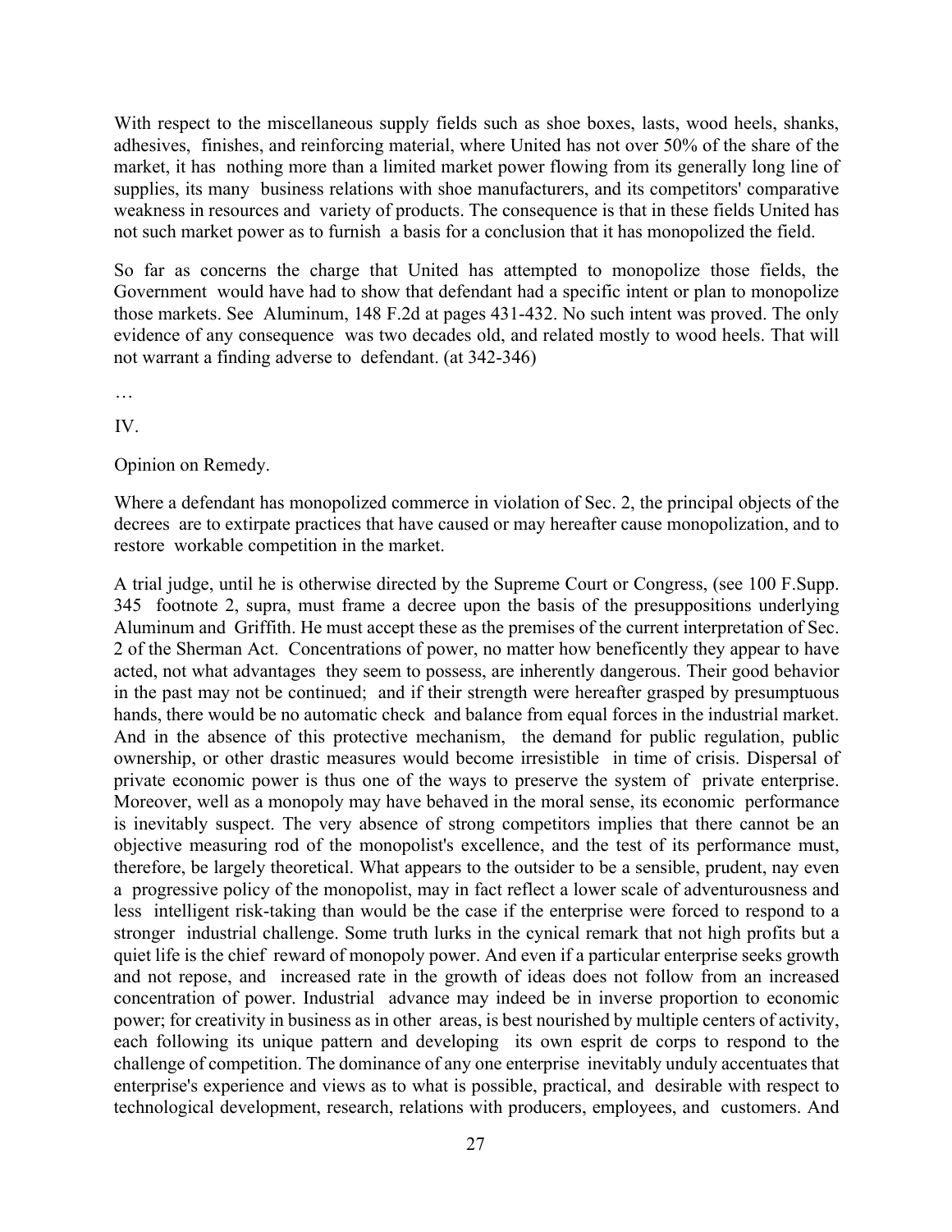With respect to the miscellaneous supply fields such as shoe boxes, lasts, wood heels, shanks, adhesives, finishes, and reinforcing material, where United has not over 50% of the share of the market, it has nothing more than a limited market power flowing from its generally long line of supplies, its many business relations with shoe manufacturers, and its competitors' comparative weakness in resources and variety of products. The consequence is that in these fields United has not such market power as to furnish a basis for a conclusion that it has monopolized the field.

So far as concerns the charge that United has attempted to monopolize those fields, the Government would have had to show that defendant had a specific intent or plan to monopolize those markets. See Aluminum, 148 F.2d at pages 431-432. No such intent was proved. The only evidence of any consequence was two decades old, and related mostly to wood heels. That will not warrant a finding adverse to defendant. (at 342-346)

…

IV.

Opinion on Remedy.

Where a defendant has monopolized commerce in violation of Sec. 2, the principal objects of the decrees are to extirpate practices that have caused or may hereafter cause monopolization, and to restore workable competition in the market.

A trial judge, until he is otherwise directed by the Supreme Court or Congress, (see 100 F.Supp. 345 footnote 2, supra, must frame a decree upon the basis of the presuppositions underlying Aluminum and Griffith. He must accept these as the premises of the current interpretation of Sec. 2 of the Sherman Act. Concentrations of power, no matter how beneficently they appear to have acted, not what advantages they seem to possess, are inherently dangerous. Their good behavior in the past may not be continued; and if their strength were hereafter grasped by presumptuous hands, there would be no automatic check and balance from equal forces in the industrial market. And in the absence of this protective mechanism, the demand for public regulation, public ownership, or other drastic measures would become irresistible in time of crisis. Dispersal of private economic power is thus one of the ways to preserve the system of private enterprise. Moreover, well as a monopoly may have behaved in the moral sense, its economic performance is inevitably suspect. The very absence of strong competitors implies that there cannot be an objective measuring rod of the monopolist's excellence, and the test of its performance must, therefore, be largely theoretical. What appears to the outsider to be a sensible, prudent, nay even a progressive policy of the monopolist, may in fact reflect a lower scale of adventurousness and less intelligent risk-taking than would be the case if the enterprise were forced to respond to a stronger industrial challenge. Some truth lurks in the cynical remark that not high profits but a quiet life is the chief reward of monopoly power. And even if a particular enterprise seeks growth and not repose, and increased rate in the growth of ideas does not follow from an increased concentration of power. Industrial advance may indeed be in inverse proportion to economic power; for creativity in business as in other areas, is best nourished by multiple centers of activity, each following its unique pattern and developing its own esprit de corps to respond to the challenge of competition. The dominance of any one enterprise inevitably unduly accentuates that enterprise's experience and views as to what is possible, practical, and desirable with respect to technological development, research, relations with producers, employees, and customers. And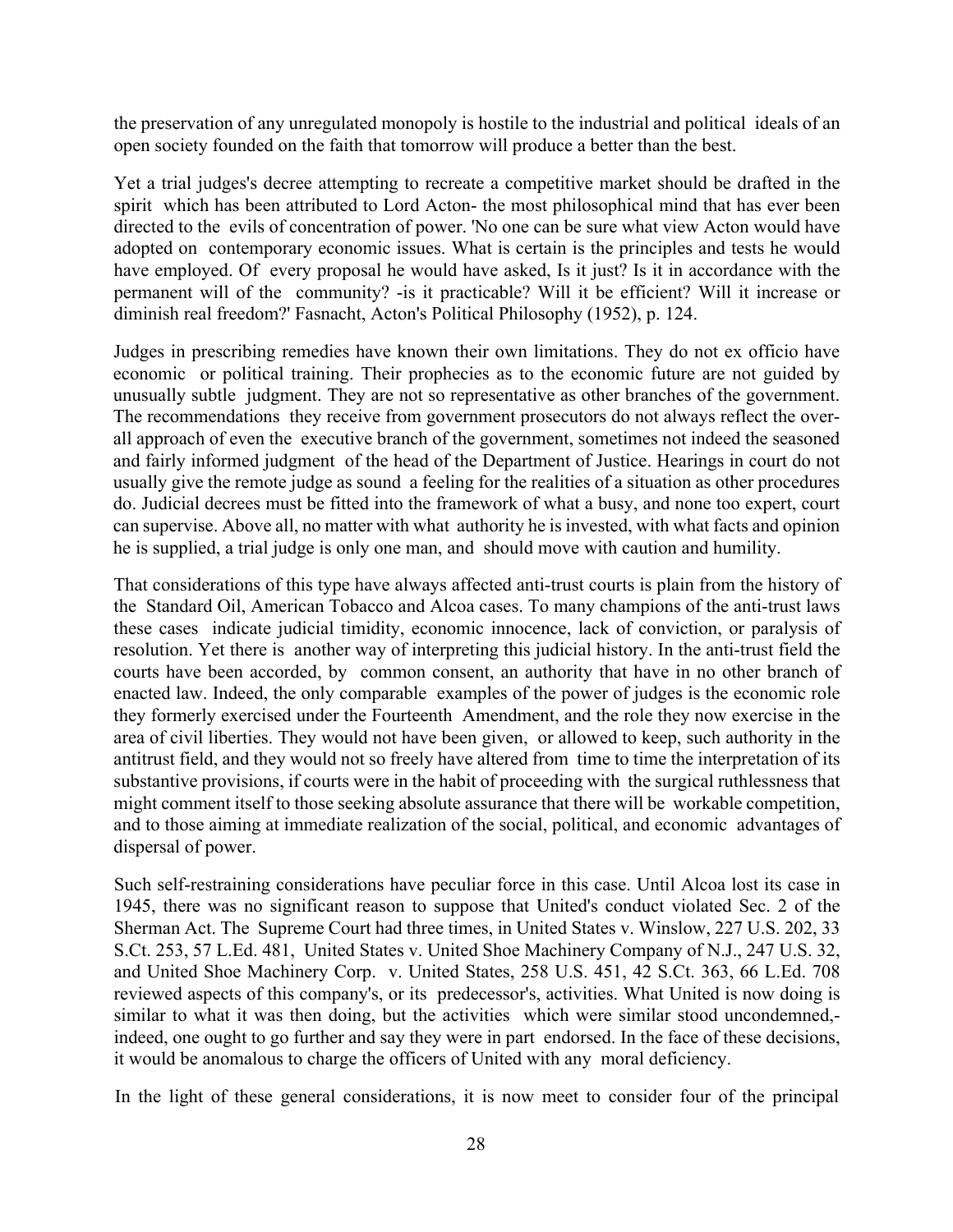the preservation of any unregulated monopoly is hostile to the industrial and political ideals of an open society founded on the faith that tomorrow will produce a better than the best.

Yet a trial judges's decree attempting to recreate a competitive market should be drafted in the spirit which has been attributed to Lord Acton- the most philosophical mind that has ever been directed to the evils of concentration of power. 'No one can be sure what view Acton would have adopted on contemporary economic issues. What is certain is the principles and tests he would have employed. Of every proposal he would have asked, Is it just? Is it in accordance with the permanent will of the community? -is it practicable? Will it be efficient? Will it increase or diminish real freedom?' Fasnacht, Acton's Political Philosophy (1952), p. 124.

Judges in prescribing remedies have known their own limitations. They do not ex officio have economic or political training. Their prophecies as to the economic future are not guided by unusually subtle judgment. They are not so representative as other branches of the government. The recommendations they receive from government prosecutors do not always reflect the over-all approach of even the executive branch of the government, sometimes not indeed the seasoned and fairly informed judgment of the head of the Department of Justice. Hearings in court do not usually give the remote judge as sound a feeling for the realities of a situation as other procedures do. Judicial decrees must be fitted into the framework of what a busy, and none too expert, court can supervise. Above all, no matter with what authority he is invested, with what facts and opinion he is supplied, a trial judge is only one man, and should move with caution and humility.

That considerations of this type have always affected anti-trust courts is plain from the history of the Standard Oil, American Tobacco and Alcoa cases. To many champions of the anti-trust laws these cases indicate judicial timidity, economic innocence, lack of conviction, or paralysis of resolution. Yet there is another way of interpreting this judicial history. In the anti-trust field the courts have been accorded, by common consent, an authority that have in no other branch of enacted law. Indeed, the only comparable examples of the power of judges is the economic role they formerly exercised under the Fourteenth Amendment, and the role they now exercise in the area of civil liberties. They would not have been given, or allowed to keep, such authority in the antitrust field, and they would not so freely have altered from time to time the interpretation of its substantive provisions, if courts were in the habit of proceeding with the surgical ruthlessness that might comment itself to those seeking absolute assurance that there will be workable competition, and to those aiming at immediate realization of the social, political, and economic advantages of dispersal of power.

Such self-restraining considerations have peculiar force in this case. Until Alcoa lost its case in 1945, there was no significant reason to suppose that United's conduct violated Sec. 2 of the Sherman Act. The Supreme Court had three times, in United States v. Winslow, 227 U.S. 202, 33 S.Ct. 253, 57 L.Ed. 481, United States v. United Shoe Machinery Company of N.J., 247 U.S. 32, and United Shoe Machinery Corp. v. United States, 258 U.S. 451, 42 S.Ct. 363, 66 L.Ed. 708 reviewed aspects of this company's, or its predecessor's, activities. What United is now doing is similar to what it was then doing, but the activities which were similar stood uncondemned,- indeed, one ought to go further and say they were in part endorsed. In the face of these decisions, it would be anomalous to charge the officers of United with any moral deficiency.

In the light of these general considerations, it is now meet to consider four of the principal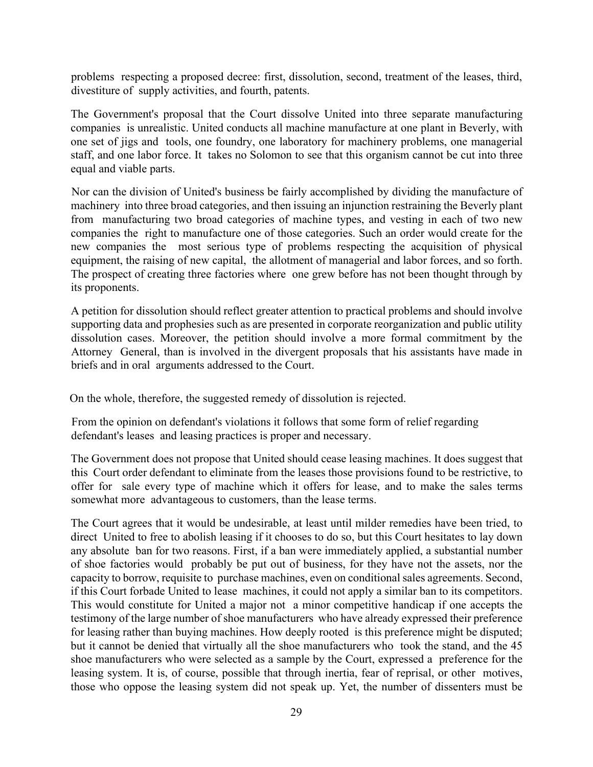problems respecting a proposed decree: first, dissolution, second, treatment of the leases, third, divestiture of supply activities, and fourth, patents.

The Government's proposal that the Court dissolve United into three separate manufacturing companies is unrealistic. United conducts all machine manufacture at one plant in Beverly, with one set of jigs and tools, one foundry, one laboratory for machinery problems, one managerial staff, and one labor force. It takes no Solomon to see that this organism cannot be cut into three equal and viable parts.

Nor can the division of United's business be fairly accomplished by dividing the manufacture of machinery into three broad categories, and then issuing an injunction restraining the Beverly plant from manufacturing two broad categories of machine types, and vesting in each of two new companies the right to manufacture one of those categories. Such an order would create for the new companies the most serious type of problems respecting the acquisition of physical equipment, the raising of new capital, the allotment of managerial and labor forces, and so forth. The prospect of creating three factories where one grew before has not been thought through by its proponents.

A petition for dissolution should reflect greater attention to practical problems and should involve supporting data and prophesies such as are presented in corporate reorganization and public utility dissolution cases. Moreover, the petition should involve a more formal commitment by the Attorney General, than is involved in the divergent proposals that his assistants have made in briefs and in oral arguments addressed to the Court.

On the whole, therefore, the suggested remedy of dissolution is rejected.

From the opinion on defendant's violations it follows that some form of relief regarding defendant's leases and leasing practices is proper and necessary.

The Government does not propose that United should cease leasing machines. It does suggest that this Court order defendant to eliminate from the leases those provisions found to be restrictive, to offer for sale every type of machine which it offers for lease, and to make the sales terms somewhat more advantageous to customers, than the lease terms.

The Court agrees that it would be undesirable, at least until milder remedies have been tried, to direct United to free to abolish leasing if it chooses to do so, but this Court hesitates to lay down any absolute ban for two reasons. First, if a ban were immediately applied, a substantial number of shoe factories would probably be put out of business, for they have not the assets, nor the capacity to borrow, requisite to purchase machines, even on conditional sales agreements. Second, if this Court forbade United to lease machines, it could not apply a similar ban to its competitors. This would constitute for United a major not a minor competitive handicap if one accepts the testimony of the large number of shoe manufacturers who have already expressed their preference for leasing rather than buying machines. How deeply rooted is this preference might be disputed; but it cannot be denied that virtually all the shoe manufacturers who took the stand, and the 45 shoe manufacturers who were selected as a sample by the Court, expressed a preference for the leasing system. It is, of course, possible that through inertia, fear of reprisal, or other motives, those who oppose the leasing system did not speak up. Yet, the number of dissenters must be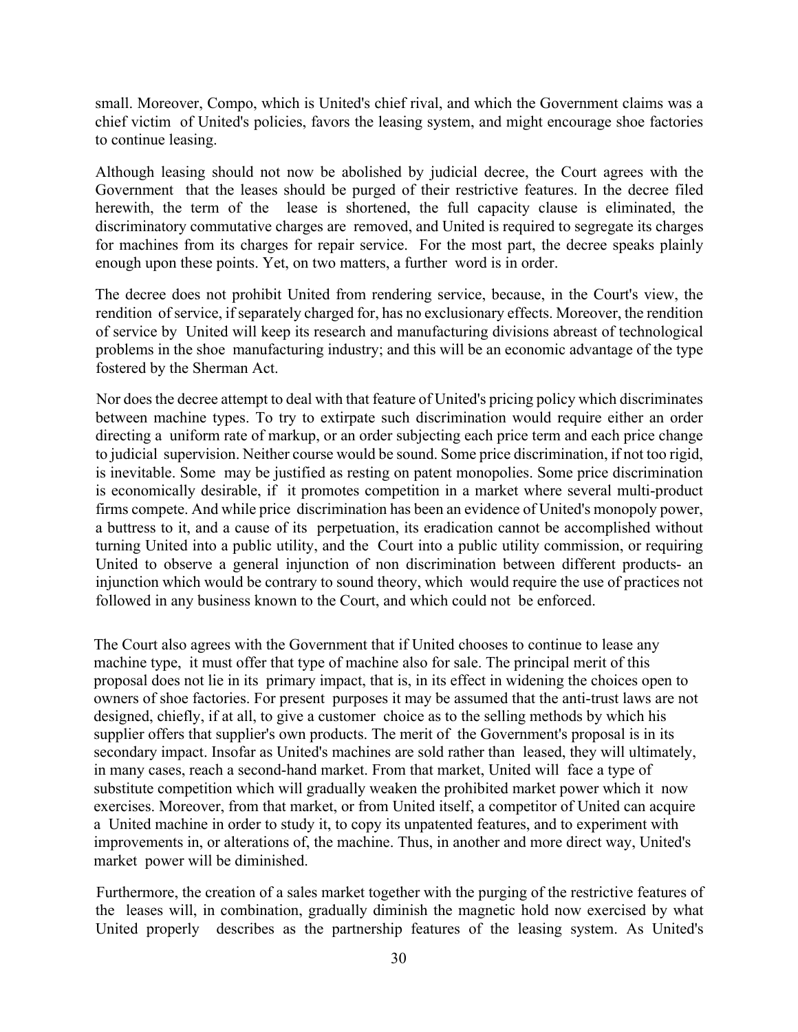small. Moreover, Compo, which is United's chief rival, and which the Government claims was a chief victim of United's policies, favors the leasing system, and might encourage shoe factories to continue leasing.

Although leasing should not now be abolished by judicial decree, the Court agrees with the Government that the leases should be purged of their restrictive features. In the decree filed herewith, the term of the lease is shortened, the full capacity clause is eliminated, the discriminatory commutative charges are removed, and United is required to segregate its charges for machines from its charges for repair service. For the most part, the decree speaks plainly enough upon these points. Yet, on two matters, a further word is in order.

The decree does not prohibit United from rendering service, because, in the Court's view, the rendition of service, if separately charged for, has no exclusionary effects. Moreover, the rendition of service by United will keep its research and manufacturing divisions abreast of technological problems in the shoe manufacturing industry; and this will be an economic advantage of the type fostered by the Sherman Act.

Nor does the decree attempt to deal with that feature of United's pricing policy which discriminates between machine types. To try to extirpate such discrimination would require either an order directing a uniform rate of markup, or an order subjecting each price term and each price change to judicial supervision. Neither course would be sound. Some price discrimination, if not too rigid, is inevitable. Some may be justified as resting on patent monopolies. Some price discrimination is economically desirable, if it promotes competition in a market where several multi-product firms compete. And while price discrimination has been an evidence of United's monopoly power, a buttress to it, and a cause of its perpetuation, its eradication cannot be accomplished without turning United into a public utility, and the Court into a public utility commission, or requiring United to observe a general injunction of non discrimination between different products- an injunction which would be contrary to sound theory, which would require the use of practices not followed in any business known to the Court, and which could not be enforced.

The Court also agrees with the Government that if United chooses to continue to lease any machine type, it must offer that type of machine also for sale. The principal merit of this proposal does not lie in its primary impact, that is, in its effect in widening the choices open to owners of shoe factories. For present purposes it may be assumed that the anti-trust laws are not designed, chiefly, if at all, to give a customer choice as to the selling methods by which his supplier offers that supplier's own products. The merit of the Government's proposal is in its secondary impact. Insofar as United's machines are sold rather than leased, they will ultimately, in many cases, reach a second-hand market. From that market, United will face a type of substitute competition which will gradually weaken the prohibited market power which it now exercises. Moreover, from that market, or from United itself, a competitor of United can acquire a United machine in order to study it, to copy its unpatented features, and to experiment with improvements in, or alterations of, the machine. Thus, in another and more direct way, United's market power will be diminished.

Furthermore, the creation of a sales market together with the purging of the restrictive features of the leases will, in combination, gradually diminish the magnetic hold now exercised by what United properly describes as the partnership features of the leasing system. As United's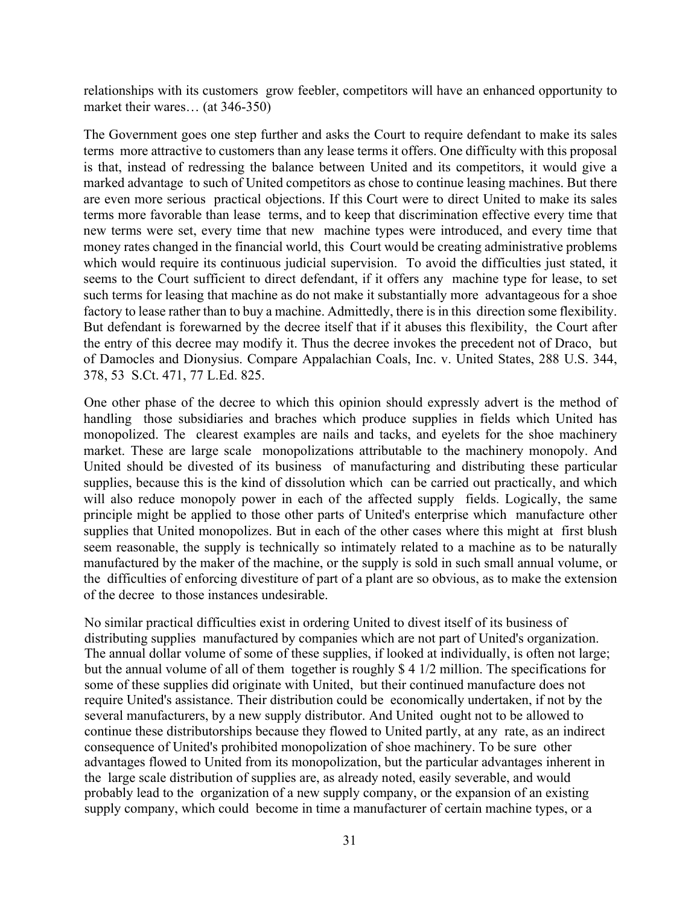relationships with its customers grow feebler, competitors will have an enhanced opportunity to market their wares… (at 346-350)

The Government goes one step further and asks the Court to require defendant to make its sales terms more attractive to customers than any lease terms it offers. One difficulty with this proposal is that, instead of redressing the balance between United and its competitors, it would give a marked advantage to such of United competitors as chose to continue leasing machines. But there are even more serious practical objections. If this Court were to direct United to make its sales terms more favorable than lease terms, and to keep that discrimination effective every time that new terms were set, every time that new machine types were introduced, and every time that money rates changed in the financial world, this Court would be creating administrative problems which would require its continuous judicial supervision. To avoid the difficulties just stated, it seems to the Court sufficient to direct defendant, if it offers any machine type for lease, to set such terms for leasing that machine as do not make it substantially more advantageous for a shoe factory to lease rather than to buy a machine. Admittedly, there is in this direction some flexibility. But defendant is forewarned by the decree itself that if it abuses this flexibility, the Court after the entry of this decree may modify it. Thus the decree invokes the precedent not of Draco, but of Damocles and Dionysius. Compare Appalachian Coals, Inc. v. United States, 288 U.S. 344, 378, 53 S.Ct. 471, 77 L.Ed. 825.

One other phase of the decree to which this opinion should expressly advert is the method of handling those subsidiaries and braches which produce supplies in fields which United has monopolized. The clearest examples are nails and tacks, and eyelets for the shoe machinery market. These are large scale monopolizations attributable to the machinery monopoly. And United should be divested of its business of manufacturing and distributing these particular supplies, because this is the kind of dissolution which can be carried out practically, and which will also reduce monopoly power in each of the affected supply fields. Logically, the same principle might be applied to those other parts of United's enterprise which manufacture other supplies that United monopolizes. But in each of the other cases where this might at first blush seem reasonable, the supply is technically so intimately related to a machine as to be naturally manufactured by the maker of the machine, or the supply is sold in such small annual volume, or the difficulties of enforcing divestiture of part of a plant are so obvious, as to make the extension of the decree to those instances undesirable.

No similar practical difficulties exist in ordering United to divest itself of its business of distributing supplies manufactured by companies which are not part of United's organization. The annual dollar volume of some of these supplies, if looked at individually, is often not large; but the annual volume of all of them together is roughly $ 4 1/2 million. The specifications for some of these supplies did originate with United, but their continued manufacture does not require United's assistance. Their distribution could be economically undertaken, if not by the several manufacturers, by a new supply distributor. And United ought not to be allowed to continue these distributorships because they flowed to United partly, at any rate, as an indirect consequence of United's prohibited monopolization of shoe machinery. To be sure other advantages flowed to United from its monopolization, but the particular advantages inherent in the large scale distribution of supplies are, as already noted, easily severable, and would probably lead to the organization of a new supply company, or the expansion of an existing supply company, which could become in time a manufacturer of certain machine types, or a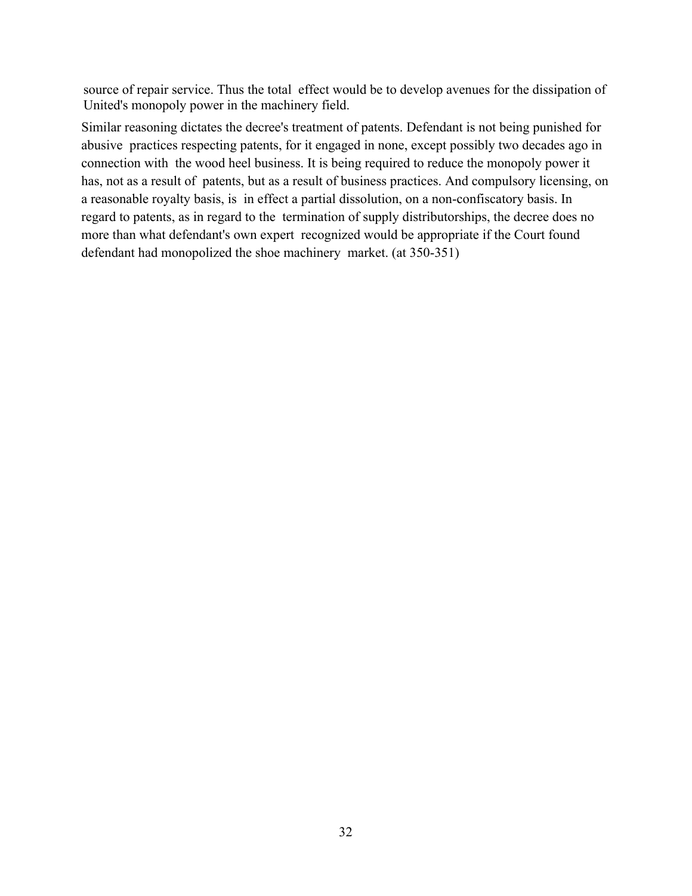source of repair service. Thus the total effect would be to develop avenues for the dissipation of United's monopoly power in the machinery field.

Similar reasoning dictates the decree's treatment of patents. Defendant is not being punished for abusive practices respecting patents, for it engaged in none, except possibly two decades ago in connection with the wood heel business. It is being required to reduce the monopoly power it has, not as a result of patents, but as a result of business practices. And compulsory licensing, on a reasonable royalty basis, is in effect a partial dissolution, on a non-confiscatory basis. In regard to patents, as in regard to the termination of supply distributorships, the decree does no more than what defendant's own expert recognized would be appropriate if the Court found defendant had monopolized the shoe machinery market. (at 350-351)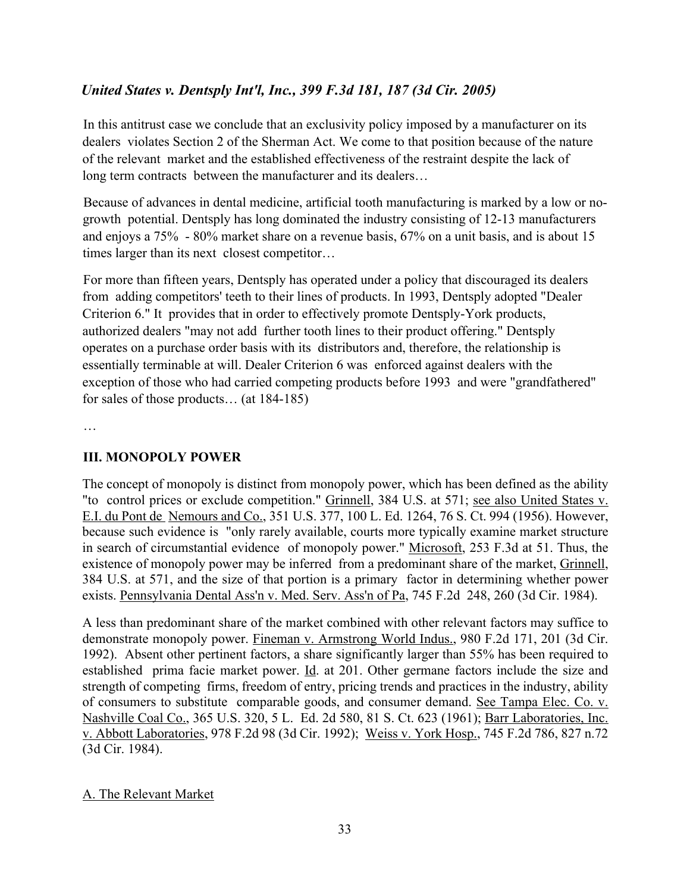## *United States v. Dentsply Int'l, Inc., 399 F.3d 181, 187 (3d Cir. 2005)*

In this antitrust case we conclude that an exclusivity policy imposed by a manufacturer on its dealers violates Section 2 of the Sherman Act. We come to that position because of the nature of the relevant market and the established effectiveness of the restraint despite the lack of long term contracts between the manufacturer and its dealers…

Because of advances in dental medicine, artificial tooth manufacturing is marked by a low or no-growth potential. Dentsply has long dominated the industry consisting of 12-13 manufacturers and enjoys a 75% - 80% market share on a revenue basis, 67% on a unit basis, and is about 15 times larger than its next closest competitor…

For more than fifteen years, Dentsply has operated under a policy that discouraged its dealers from adding competitors' teeth to their lines of products. In 1993, Dentsply adopted "Dealer Criterion 6." It provides that in order to effectively promote Dentsply-York products, authorized dealers "may not add further tooth lines to their product offering." Dentsply operates on a purchase order basis with its distributors and, therefore, the relationship is essentially terminable at will. Dealer Criterion 6 was enforced against dealers with the exception of those who had carried competing products before 1993 and were "grandfathered" for sales of those products… (at 184-185)

…

### III. MONOPOLY POWER

The concept of monopoly is distinct from monopoly power, which has been defined as the ability "to control prices or exclude competition." Grinnell, 384 U.S. at 571; see also United States v. E.I. du Pont de Nemours and Co., 351 U.S. 377, 100 L. Ed. 1264, 76 S. Ct. 994 (1956). However, because such evidence is "only rarely available, courts more typically examine market structure in search of circumstantial evidence of monopoly power." Microsoft, 253 F.3d at 51. Thus, the existence of monopoly power may be inferred from a predominant share of the market, Grinnell, 384 U.S. at 571, and the size of that portion is a primary factor in determining whether power exists. Pennsylvania Dental Ass'n v. Med. Serv. Ass'n of Pa, 745 F.2d 248, 260 (3d Cir. 1984).

A less than predominant share of the market combined with other relevant factors may suffice to demonstrate monopoly power. Fineman v. Armstrong World Indus., 980 F.2d 171, 201 (3d Cir. 1992). Absent other pertinent factors, a share significantly larger than 55% has been required to established prima facie market power. Id. at 201. Other germane factors include the size and strength of competing firms, freedom of entry, pricing trends and practices in the industry, ability of consumers to substitute comparable goods, and consumer demand. See Tampa Elec. Co. v. Nashville Coal Co., 365 U.S. 320, 5 L. Ed. 2d 580, 81 S. Ct. 623 (1961); Barr Laboratories, Inc. v. Abbott Laboratories, 978 F.2d 98 (3d Cir. 1992); Weiss v. York Hosp., 745 F.2d 786, 827 n.72 (3d Cir. 1984).

A. The Relevant Market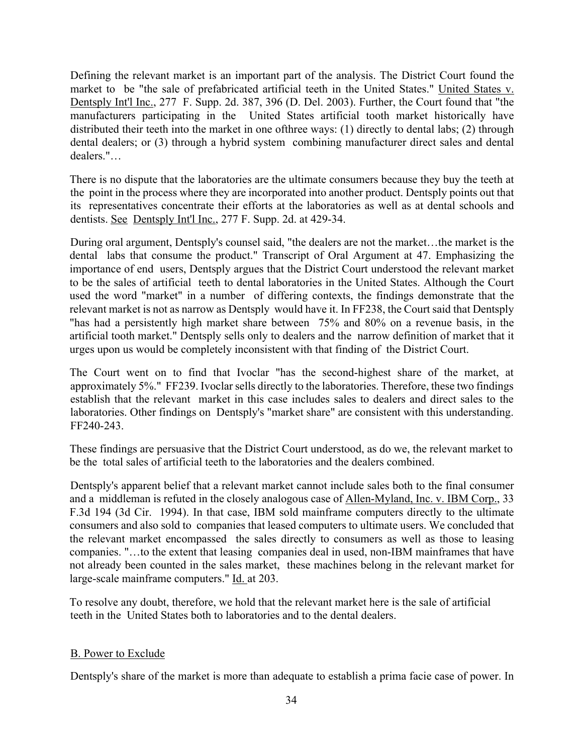Defining the relevant market is an important part of the analysis. The District Court found the market to be "the sale of prefabricated artificial teeth in the United States." United States v. Dentsply Int'l Inc., 277 F. Supp. 2d. 387, 396 (D. Del. 2003). Further, the Court found that "the manufacturers participating in the United States artificial tooth market historically have distributed their teeth into the market in one ofthree ways: (1) directly to dental labs; (2) through dental dealers; or (3) through a hybrid system combining manufacturer direct sales and dental dealers."…

There is no dispute that the laboratories are the ultimate consumers because they buy the teeth at the point in the process where they are incorporated into another product. Dentsply points out that its representatives concentrate their efforts at the laboratories as well as at dental schools and dentists. See Dentsply Int'l Inc., 277 F. Supp. 2d. at 429-34.

During oral argument, Dentsply's counsel said, "the dealers are not the market…the market is the dental labs that consume the product." Transcript of Oral Argument at 47. Emphasizing the importance of end users, Dentsply argues that the District Court understood the relevant market to be the sales of artificial teeth to dental laboratories in the United States. Although the Court used the word "market" in a number of differing contexts, the findings demonstrate that the relevant market is not as narrow as Dentsply would have it. In FF238, the Court said that Dentsply "has had a persistently high market share between 75% and 80% on a revenue basis, in the artificial tooth market." Dentsply sells only to dealers and the narrow definition of market that it urges upon us would be completely inconsistent with that finding of the District Court.

The Court went on to find that Ivoclar "has the second-highest share of the market, at approximately 5%." FF239. Ivoclar sells directly to the laboratories. Therefore, these two findings establish that the relevant market in this case includes sales to dealers and direct sales to the laboratories. Other findings on Dentsply's "market share" are consistent with this understanding. FF240-243.

These findings are persuasive that the District Court understood, as do we, the relevant market to be the total sales of artificial teeth to the laboratories and the dealers combined.

Dentsply's apparent belief that a relevant market cannot include sales both to the final consumer and a middleman is refuted in the closely analogous case of Allen-Myland, Inc. v. IBM Corp., 33 F.3d 194 (3d Cir. 1994). In that case, IBM sold mainframe computers directly to the ultimate consumers and also sold to companies that leased computers to ultimate users. We concluded that the relevant market encompassed the sales directly to consumers as well as those to leasing companies. "…to the extent that leasing companies deal in used, non-IBM mainframes that have not already been counted in the sales market, these machines belong in the relevant market for large-scale mainframe computers." Id. at 203.

To resolve any doubt, therefore, we hold that the relevant market here is the sale of artificial teeth in the United States both to laboratories and to the dental dealers.

## B. Power to Exclude

Dentsply's share of the market is more than adequate to establish a prima facie case of power. In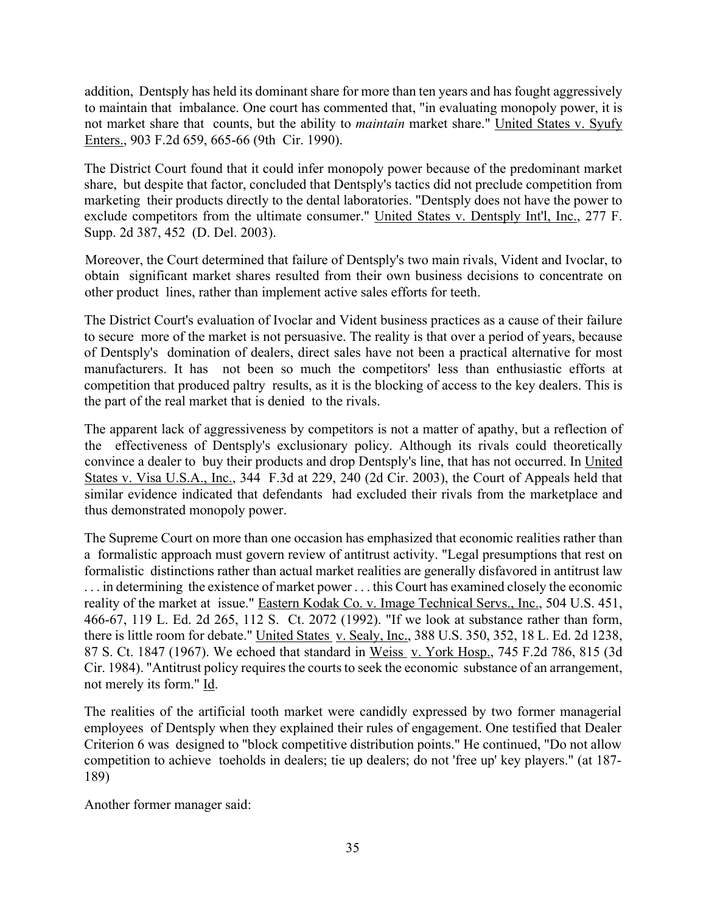addition, Dentsply has held its dominant share for more than ten years and has fought aggressively to maintain that imbalance. One court has commented that, "in evaluating monopoly power, it is not market share that counts, but the ability to *maintain* market share." United States v. Syufy Enters., 903 F.2d 659, 665-66 (9th Cir. 1990).

The District Court found that it could infer monopoly power because of the predominant market share, but despite that factor, concluded that Dentsply's tactics did not preclude competition from marketing their products directly to the dental laboratories. "Dentsply does not have the power to exclude competitors from the ultimate consumer." United States v. Dentsply Int'l, Inc., 277 F. Supp. 2d 387, 452 (D. Del. 2003).

Moreover, the Court determined that failure of Dentsply's two main rivals, Vident and Ivoclar, to obtain significant market shares resulted from their own business decisions to concentrate on other product lines, rather than implement active sales efforts for teeth.

The District Court's evaluation of Ivoclar and Vident business practices as a cause of their failure to secure more of the market is not persuasive. The reality is that over a period of years, because of Dentsply's domination of dealers, direct sales have not been a practical alternative for most manufacturers. It has not been so much the competitors' less than enthusiastic efforts at competition that produced paltry results, as it is the blocking of access to the key dealers. This is the part of the real market that is denied to the rivals.

The apparent lack of aggressiveness by competitors is not a matter of apathy, but a reflection of the effectiveness of Dentsply's exclusionary policy. Although its rivals could theoretically convince a dealer to buy their products and drop Dentsply's line, that has not occurred. In United States v. Visa U.S.A., Inc., 344 F.3d at 229, 240 (2d Cir. 2003), the Court of Appeals held that similar evidence indicated that defendants had excluded their rivals from the marketplace and thus demonstrated monopoly power.

The Supreme Court on more than one occasion has emphasized that economic realities rather than a formalistic approach must govern review of antitrust activity. "Legal presumptions that rest on formalistic distinctions rather than actual market realities are generally disfavored in antitrust law . . . in determining the existence of market power . . . this Court has examined closely the economic reality of the market at issue." Eastern Kodak Co. v. Image Technical Servs., Inc., 504 U.S. 451, 466-67, 119 L. Ed. 2d 265, 112 S. Ct. 2072 (1992). "If we look at substance rather than form, there is little room for debate." United States v. Sealy, Inc., 388 U.S. 350, 352, 18 L. Ed. 2d 1238, 87 S. Ct. 1847 (1967). We echoed that standard in Weiss v. York Hosp., 745 F.2d 786, 815 (3d Cir. 1984). "Antitrust policy requires the courts to seek the economic substance of an arrangement, not merely its form." Id.

The realities of the artificial tooth market were candidly expressed by two former managerial employees of Dentsply when they explained their rules of engagement. One testified that Dealer Criterion 6 was designed to "block competitive distribution points." He continued, "Do not allow competition to achieve toeholds in dealers; tie up dealers; do not 'free up' key players." (at 187-189)

Another former manager said: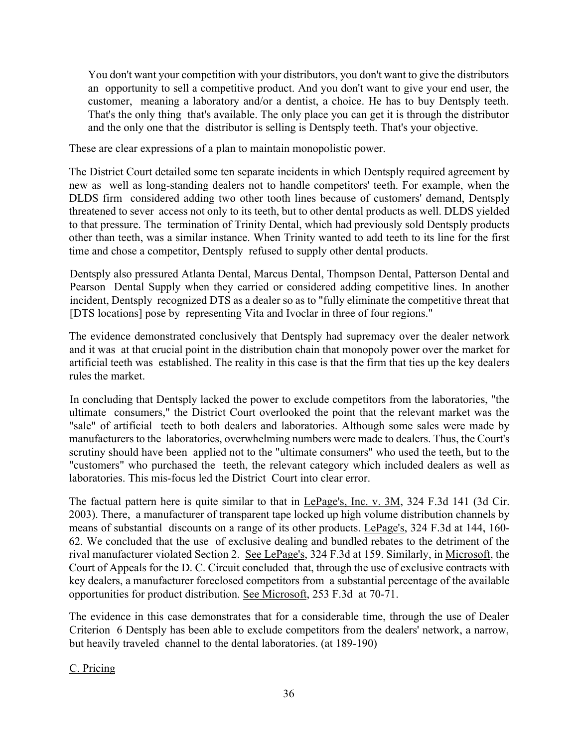> You don't want your competition with your distributors, you don't want to give the distributors an opportunity to sell a competitive product. And you don't want to give your end user, the customer, meaning a laboratory and/or a dentist, a choice. He has to buy Dentsply teeth. That's the only thing that's available. The only place you can get it is through the distributor and the only one that the distributor is selling is Dentsply teeth. That's your objective.

These are clear expressions of a plan to maintain monopolistic power.

The District Court detailed some ten separate incidents in which Dentsply required agreement by new as well as long-standing dealers not to handle competitors' teeth. For example, when the DLDS firm considered adding two other tooth lines because of customers' demand, Dentsply threatened to sever access not only to its teeth, but to other dental products as well. DLDS yielded to that pressure. The termination of Trinity Dental, which had previously sold Dentsply products other than teeth, was a similar instance. When Trinity wanted to add teeth to its line for the first time and chose a competitor, Dentsply refused to supply other dental products.

Dentsply also pressured Atlanta Dental, Marcus Dental, Thompson Dental, Patterson Dental and Pearson Dental Supply when they carried or considered adding competitive lines. In another incident, Dentsply recognized DTS as a dealer so as to "fully eliminate the competitive threat that [DTS locations] pose by representing Vita and Ivoclar in three of four regions."

The evidence demonstrated conclusively that Dentsply had supremacy over the dealer network and it was at that crucial point in the distribution chain that monopoly power over the market for artificial teeth was established. The reality in this case is that the firm that ties up the key dealers rules the market.

In concluding that Dentsply lacked the power to exclude competitors from the laboratories, "the ultimate consumers," the District Court overlooked the point that the relevant market was the "sale" of artificial teeth to both dealers and laboratories. Although some sales were made by manufacturers to the laboratories, overwhelming numbers were made to dealers. Thus, the Court's scrutiny should have been applied not to the "ultimate consumers" who used the teeth, but to the "customers" who purchased the teeth, the relevant category which included dealers as well as laboratories. This mis-focus led the District Court into clear error.

The factual pattern here is quite similar to that in LePage's, Inc. v. 3M, 324 F.3d 141 (3d Cir. 2003). There, a manufacturer of transparent tape locked up high volume distribution channels by means of substantial discounts on a range of its other products. LePage's, 324 F.3d at 144, 160-62. We concluded that the use of exclusive dealing and bundled rebates to the detriment of the rival manufacturer violated Section 2. See LePage's, 324 F.3d at 159. Similarly, in Microsoft, the Court of Appeals for the D. C. Circuit concluded that, through the use of exclusive contracts with key dealers, a manufacturer foreclosed competitors from a substantial percentage of the available opportunities for product distribution. See Microsoft, 253 F.3d at 70-71.

The evidence in this case demonstrates that for a considerable time, through the use of Dealer Criterion 6 Dentsply has been able to exclude competitors from the dealers' network, a narrow, but heavily traveled channel to the dental laboratories. (at 189-190)

C. Pricing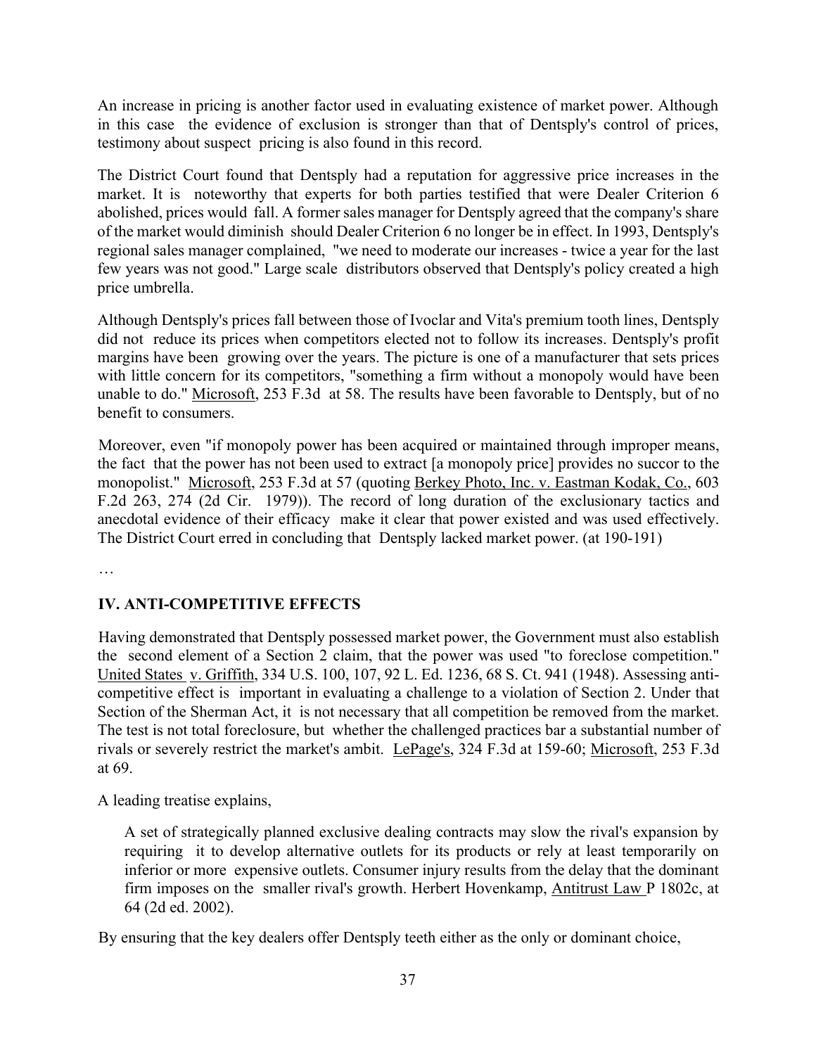An increase in pricing is another factor used in evaluating existence of market power. Although in this case the evidence of exclusion is stronger than that of Dentsply's control of prices, testimony about suspect pricing is also found in this record.

The District Court found that Dentsply had a reputation for aggressive price increases in the market. It is noteworthy that experts for both parties testified that were Dealer Criterion 6 abolished, prices would fall. A former sales manager for Dentsply agreed that the company's share of the market would diminish should Dealer Criterion 6 no longer be in effect. In 1993, Dentsply's regional sales manager complained, "we need to moderate our increases - twice a year for the last few years was not good." Large scale distributors observed that Dentsply's policy created a high price umbrella.

Although Dentsply's prices fall between those of Ivoclar and Vita's premium tooth lines, Dentsply did not reduce its prices when competitors elected not to follow its increases. Dentsply's profit margins have been growing over the years. The picture is one of a manufacturer that sets prices with little concern for its competitors, "something a firm without a monopoly would have been unable to do." Microsoft, 253 F.3d at 58. The results have been favorable to Dentsply, but of no benefit to consumers.

Moreover, even "if monopoly power has been acquired or maintained through improper means, the fact that the power has not been used to extract [a monopoly price] provides no succor to the monopolist." Microsoft, 253 F.3d at 57 (quoting Berkey Photo, Inc. v. Eastman Kodak, Co., 603 F.2d 263, 274 (2d Cir. 1979)). The record of long duration of the exclusionary tactics and anecdotal evidence of their efficacy make it clear that power existed and was used effectively. The District Court erred in concluding that Dentsply lacked market power. (at 190-191)

…

## IV. ANTI-COMPETITIVE EFFECTS

Having demonstrated that Dentsply possessed market power, the Government must also establish the second element of a Section 2 claim, that the power was used "to foreclose competition." United States v. Griffith, 334 U.S. 100, 107, 92 L. Ed. 1236, 68 S. Ct. 941 (1948). Assessing anti-competitive effect is important in evaluating a challenge to a violation of Section 2. Under that Section of the Sherman Act, it is not necessary that all competition be removed from the market. The test is not total foreclosure, but whether the challenged practices bar a substantial number of rivals or severely restrict the market's ambit. LePage's, 324 F.3d at 159-60; Microsoft, 253 F.3d at 69.

A leading treatise explains,

> A set of strategically planned exclusive dealing contracts may slow the rival's expansion by requiring it to develop alternative outlets for its products or rely at least temporarily on inferior or more expensive outlets. Consumer injury results from the delay that the dominant firm imposes on the smaller rival's growth. Herbert Hovenkamp, Antitrust Law P 1802c, at 64 (2d ed. 2002).

By ensuring that the key dealers offer Dentsply teeth either as the only or dominant choice,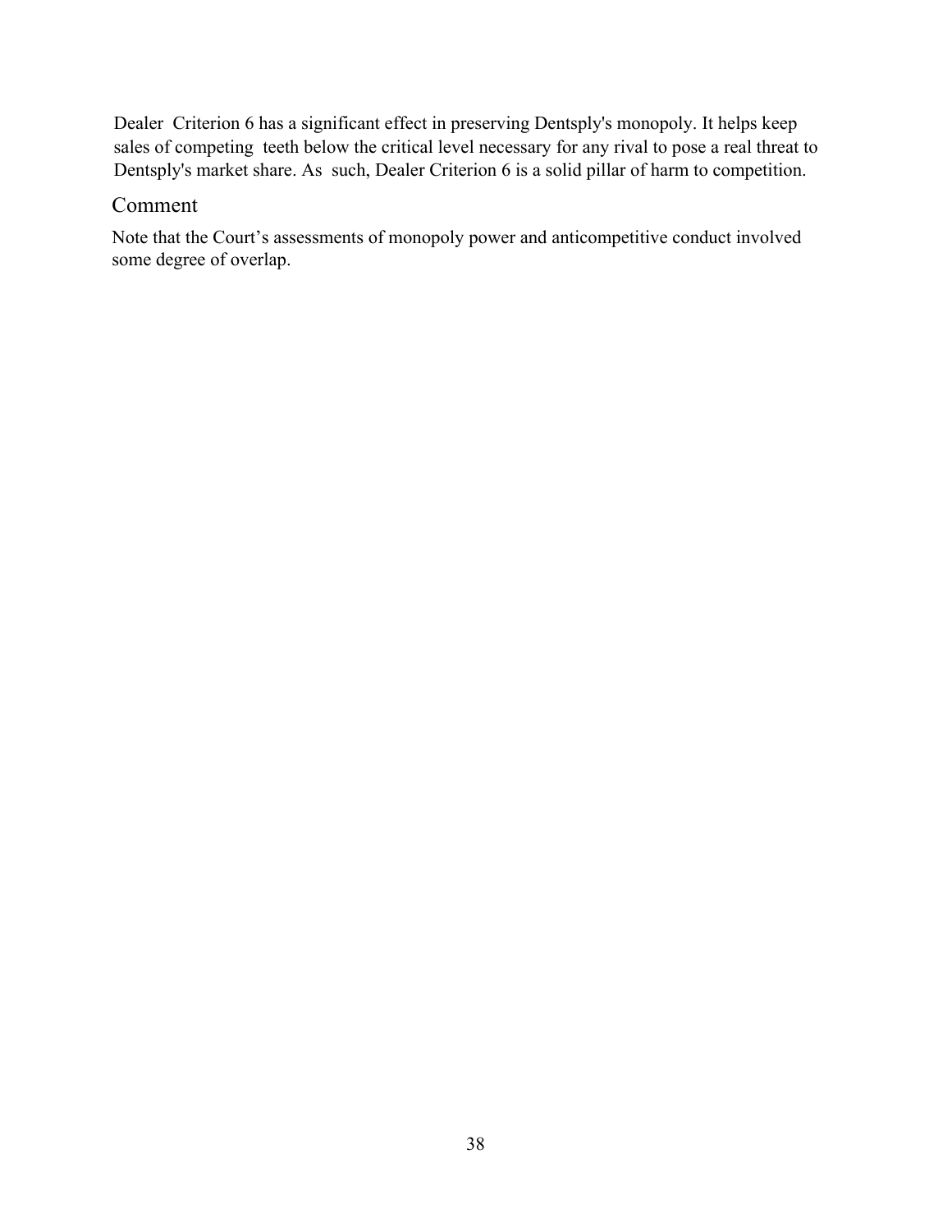Dealer Criterion 6 has a significant effect in preserving Dentsply's monopoly. It helps keep sales of competing teeth below the critical level necessary for any rival to pose a real threat to Dentsply's market share. As such, Dealer Criterion 6 is a solid pillar of harm to competition.

## Comment

Note that the Court's assessments of monopoly power and anticompetitive conduct involved some degree of overlap.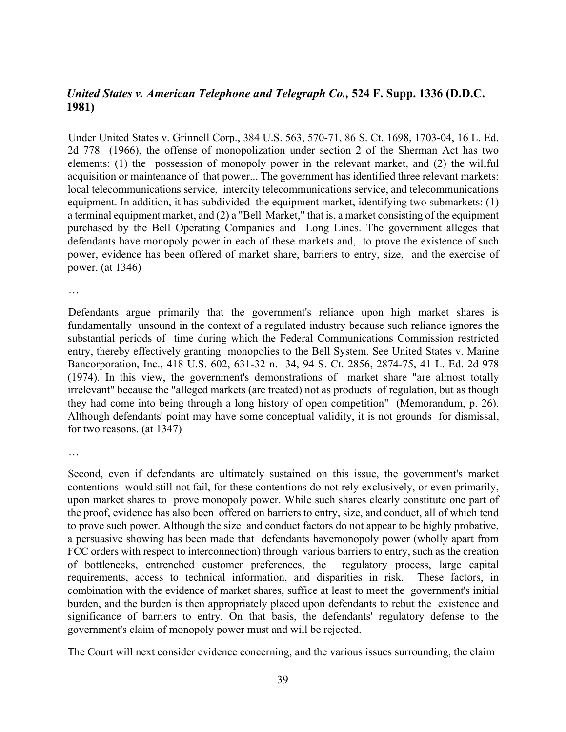### *United States v. American Telephone and Telegraph Co.,* 524 F. Supp. 1336 (D.D.C. 1981)

Under United States v. Grinnell Corp., 384 U.S. 563, 570-71, 86 S. Ct. 1698, 1703-04, 16 L. Ed. 2d 778 (1966), the offense of monopolization under section 2 of the Sherman Act has two elements: (1) the possession of monopoly power in the relevant market, and (2) the willful acquisition or maintenance of that power... The government has identified three relevant markets: local telecommunications service, intercity telecommunications service, and telecommunications equipment. In addition, it has subdivided the equipment market, identifying two submarkets: (1) a terminal equipment market, and (2) a "Bell Market," that is, a market consisting of the equipment purchased by the Bell Operating Companies and Long Lines. The government alleges that defendants have monopoly power in each of these markets and, to prove the existence of such power, evidence has been offered of market share, barriers to entry, size, and the exercise of power. (at 1346)

…

Defendants argue primarily that the government's reliance upon high market shares is fundamentally unsound in the context of a regulated industry because such reliance ignores the substantial periods of time during which the Federal Communications Commission restricted entry, thereby effectively granting monopolies to the Bell System. See United States v. Marine Bancorporation, Inc., 418 U.S. 602, 631-32 n. 34, 94 S. Ct. 2856, 2874-75, 41 L. Ed. 2d 978 (1974). In this view, the government's demonstrations of market share "are almost totally irrelevant" because the "alleged markets (are treated) not as products of regulation, but as though they had come into being through a long history of open competition" (Memorandum, p. 26). Although defendants' point may have some conceptual validity, it is not grounds for dismissal, for two reasons. (at 1347)

…

Second, even if defendants are ultimately sustained on this issue, the government's market contentions would still not fail, for these contentions do not rely exclusively, or even primarily, upon market shares to prove monopoly power. While such shares clearly constitute one part of the proof, evidence has also been offered on barriers to entry, size, and conduct, all of which tend to prove such power. Although the size and conduct factors do not appear to be highly probative, a persuasive showing has been made that defendants havemonopoly power (wholly apart from FCC orders with respect to interconnection) through various barriers to entry, such as the creation of bottlenecks, entrenched customer preferences, the regulatory process, large capital requirements, access to technical information, and disparities in risk. These factors, in combination with the evidence of market shares, suffice at least to meet the government's initial burden, and the burden is then appropriately placed upon defendants to rebut the existence and significance of barriers to entry. On that basis, the defendants' regulatory defense to the government's claim of monopoly power must and will be rejected.

The Court will next consider evidence concerning, and the various issues surrounding, the claim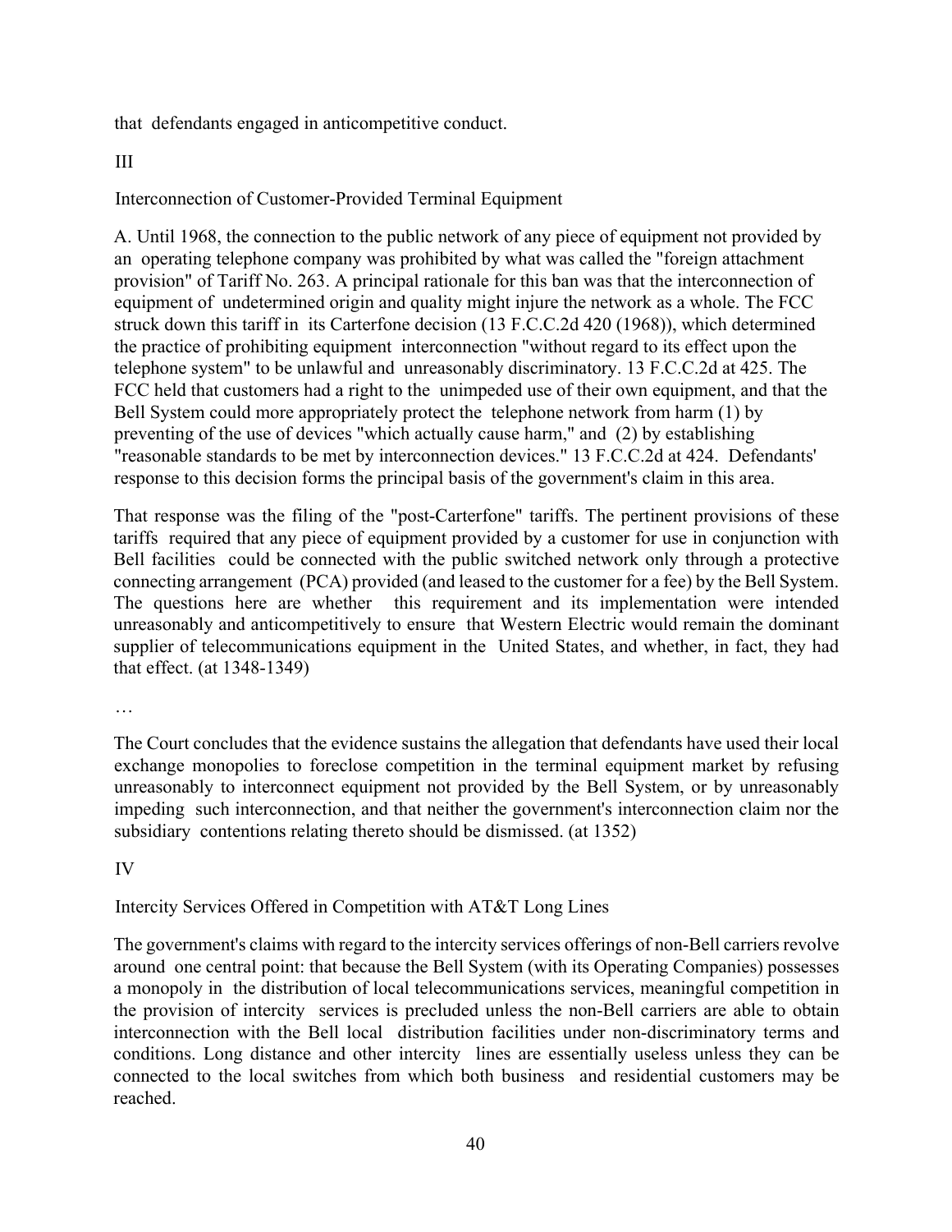that defendants engaged in anticompetitive conduct.

III

Interconnection of Customer-Provided Terminal Equipment

A. Until 1968, the connection to the public network of any piece of equipment not provided by an operating telephone company was prohibited by what was called the "foreign attachment provision" of Tariff No. 263. A principal rationale for this ban was that the interconnection of equipment of undetermined origin and quality might injure the network as a whole. The FCC struck down this tariff in its Carterfone decision (13 F.C.C.2d 420 (1968)), which determined the practice of prohibiting equipment interconnection "without regard to its effect upon the telephone system" to be unlawful and unreasonably discriminatory. 13 F.C.C.2d at 425. The FCC held that customers had a right to the unimpeded use of their own equipment, and that the Bell System could more appropriately protect the telephone network from harm (1) by preventing of the use of devices "which actually cause harm," and (2) by establishing "reasonable standards to be met by interconnection devices." 13 F.C.C.2d at 424. Defendants' response to this decision forms the principal basis of the government's claim in this area.

That response was the filing of the "post-Carterfone" tariffs. The pertinent provisions of these tariffs required that any piece of equipment provided by a customer for use in conjunction with Bell facilities could be connected with the public switched network only through a protective connecting arrangement (PCA) provided (and leased to the customer for a fee) by the Bell System. The questions here are whether this requirement and its implementation were intended unreasonably and anticompetitively to ensure that Western Electric would remain the dominant supplier of telecommunications equipment in the United States, and whether, in fact, they had that effect. (at 1348-1349)

…

The Court concludes that the evidence sustains the allegation that defendants have used their local exchange monopolies to foreclose competition in the terminal equipment market by refusing unreasonably to interconnect equipment not provided by the Bell System, or by unreasonably impeding such interconnection, and that neither the government's interconnection claim nor the subsidiary contentions relating thereto should be dismissed. (at 1352)

IV

Intercity Services Offered in Competition with AT&T Long Lines

The government's claims with regard to the intercity services offerings of non-Bell carriers revolve around one central point: that because the Bell System (with its Operating Companies) possesses a monopoly in the distribution of local telecommunications services, meaningful competition in the provision of intercity services is precluded unless the non-Bell carriers are able to obtain interconnection with the Bell local distribution facilities under non-discriminatory terms and conditions. Long distance and other intercity lines are essentially useless unless they can be connected to the local switches from which both business and residential customers may be reached.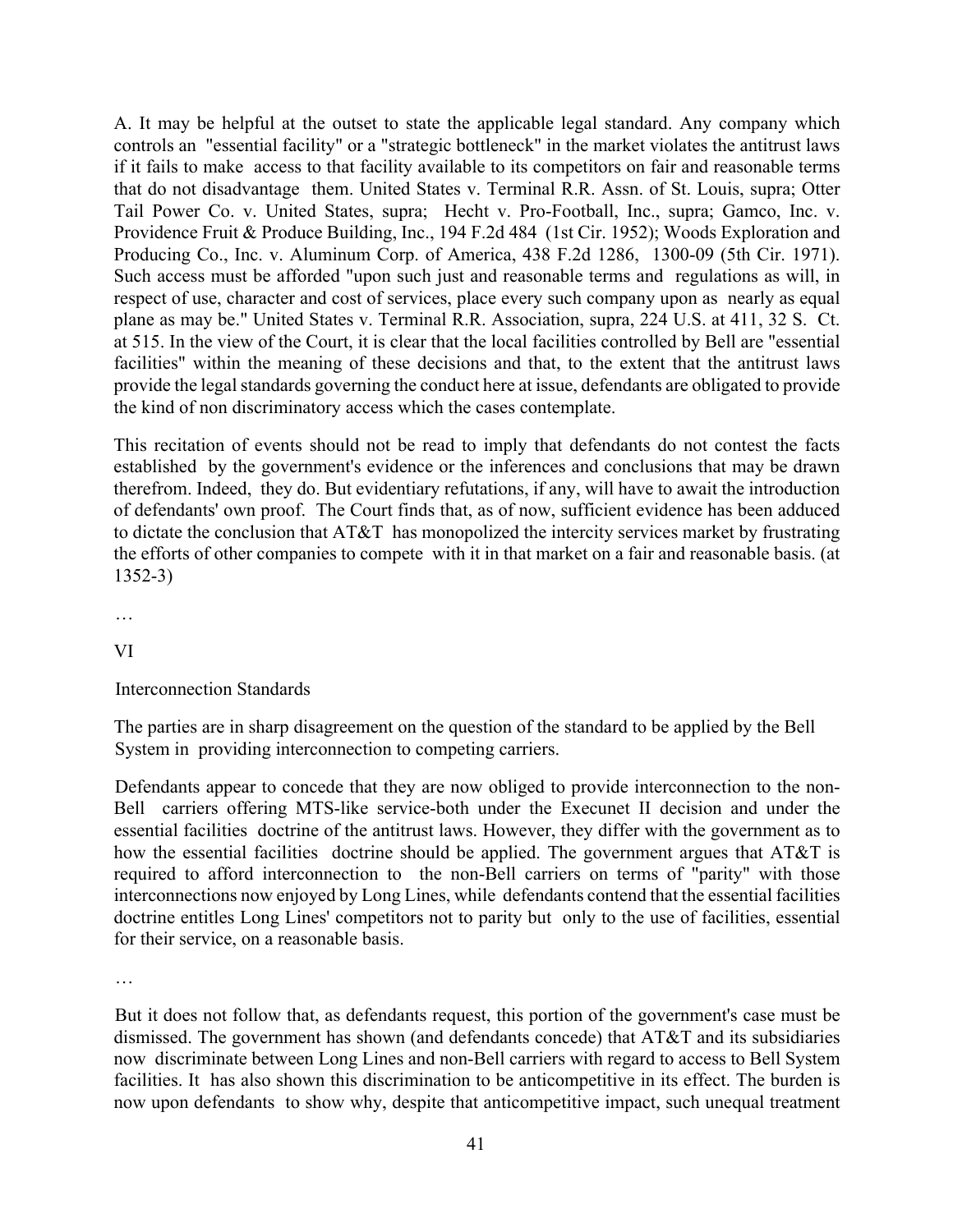A. It may be helpful at the outset to state the applicable legal standard. Any company which controls an "essential facility" or a "strategic bottleneck" in the market violates the antitrust laws if it fails to make access to that facility available to its competitors on fair and reasonable terms that do not disadvantage them. United States v. Terminal R.R. Assn. of St. Louis, supra; Otter Tail Power Co. v. United States, supra; Hecht v. Pro-Football, Inc., supra; Gamco, Inc. v. Providence Fruit & Produce Building, Inc., 194 F.2d 484 (1st Cir. 1952); Woods Exploration and Producing Co., Inc. v. Aluminum Corp. of America, 438 F.2d 1286, 1300-09 (5th Cir. 1971). Such access must be afforded "upon such just and reasonable terms and regulations as will, in respect of use, character and cost of services, place every such company upon as nearly as equal plane as may be." United States v. Terminal R.R. Association, supra, 224 U.S. at 411, 32 S. Ct. at 515. In the view of the Court, it is clear that the local facilities controlled by Bell are "essential facilities" within the meaning of these decisions and that, to the extent that the antitrust laws provide the legal standards governing the conduct here at issue, defendants are obligated to provide the kind of non discriminatory access which the cases contemplate.

This recitation of events should not be read to imply that defendants do not contest the facts established by the government's evidence or the inferences and conclusions that may be drawn therefrom. Indeed, they do. But evidentiary refutations, if any, will have to await the introduction of defendants' own proof. The Court finds that, as of now, sufficient evidence has been adduced to dictate the conclusion that AT&T has monopolized the intercity services market by frustrating the efforts of other companies to compete with it in that market on a fair and reasonable basis. (at 1352-3)

…

VI

Interconnection Standards

The parties are in sharp disagreement on the question of the standard to be applied by the Bell System in providing interconnection to competing carriers.

Defendants appear to concede that they are now obliged to provide interconnection to the non-Bell carriers offering MTS-like service-both under the Execunet II decision and under the essential facilities doctrine of the antitrust laws. However, they differ with the government as to how the essential facilities doctrine should be applied. The government argues that AT&T is required to afford interconnection to the non-Bell carriers on terms of "parity" with those interconnections now enjoyed by Long Lines, while defendants contend that the essential facilities doctrine entitles Long Lines' competitors not to parity but only to the use of facilities, essential for their service, on a reasonable basis.

…

But it does not follow that, as defendants request, this portion of the government's case must be dismissed. The government has shown (and defendants concede) that AT&T and its subsidiaries now discriminate between Long Lines and non-Bell carriers with regard to access to Bell System facilities. It has also shown this discrimination to be anticompetitive in its effect. The burden is now upon defendants to show why, despite that anticompetitive impact, such unequal treatment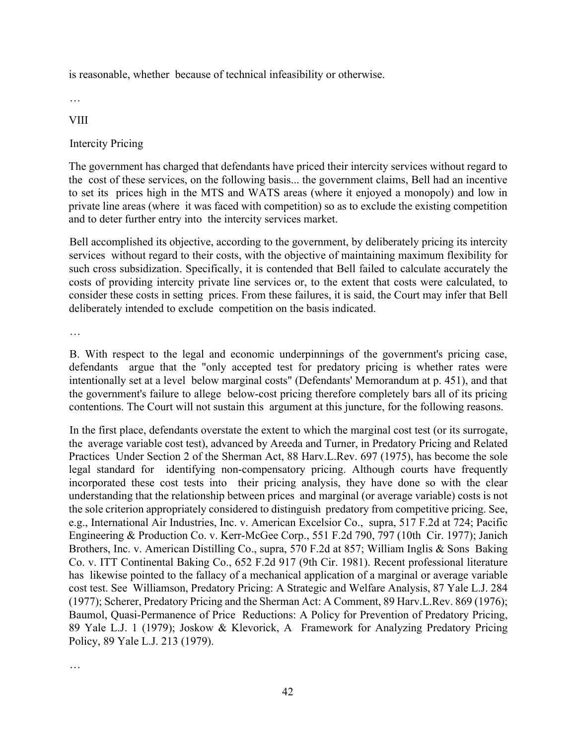is reasonable, whether because of technical infeasibility or otherwise.

…

VIII

Intercity Pricing

The government has charged that defendants have priced their intercity services without regard to the cost of these services, on the following basis... the government claims, Bell had an incentive to set its prices high in the MTS and WATS areas (where it enjoyed a monopoly) and low in private line areas (where it was faced with competition) so as to exclude the existing competition and to deter further entry into the intercity services market.

Bell accomplished its objective, according to the government, by deliberately pricing its intercity services without regard to their costs, with the objective of maintaining maximum flexibility for such cross subsidization. Specifically, it is contended that Bell failed to calculate accurately the costs of providing intercity private line services or, to the extent that costs were calculated, to consider these costs in setting prices. From these failures, it is said, the Court may infer that Bell deliberately intended to exclude competition on the basis indicated.

…

B. With respect to the legal and economic underpinnings of the government's pricing case, defendants argue that the "only accepted test for predatory pricing is whether rates were intentionally set at a level below marginal costs" (Defendants' Memorandum at p. 451), and that the government's failure to allege below-cost pricing therefore completely bars all of its pricing contentions. The Court will not sustain this argument at this juncture, for the following reasons.

In the first place, defendants overstate the extent to which the marginal cost test (or its surrogate, the average variable cost test), advanced by Areeda and Turner, in Predatory Pricing and Related Practices Under Section 2 of the Sherman Act, 88 Harv.L.Rev. 697 (1975), has become the sole legal standard for identifying non-compensatory pricing. Although courts have frequently incorporated these cost tests into their pricing analysis, they have done so with the clear understanding that the relationship between prices and marginal (or average variable) costs is not the sole criterion appropriately considered to distinguish predatory from competitive pricing. See, e.g., International Air Industries, Inc. v. American Excelsior Co., supra, 517 F.2d at 724; Pacific Engineering & Production Co. v. Kerr-McGee Corp., 551 F.2d 790, 797 (10th Cir. 1977); Janich Brothers, Inc. v. American Distilling Co., supra, 570 F.2d at 857; William Inglis & Sons Baking Co. v. ITT Continental Baking Co., 652 F.2d 917 (9th Cir. 1981). Recent professional literature has likewise pointed to the fallacy of a mechanical application of a marginal or average variable cost test. See Williamson, Predatory Pricing: A Strategic and Welfare Analysis, 87 Yale L.J. 284 (1977); Scherer, Predatory Pricing and the Sherman Act: A Comment, 89 Harv.L.Rev. 869 (1976); Baumol, Quasi-Permanence of Price Reductions: A Policy for Prevention of Predatory Pricing, 89 Yale L.J. 1 (1979); Joskow & Klevorick, A Framework for Analyzing Predatory Pricing Policy, 89 Yale L.J. 213 (1979).

…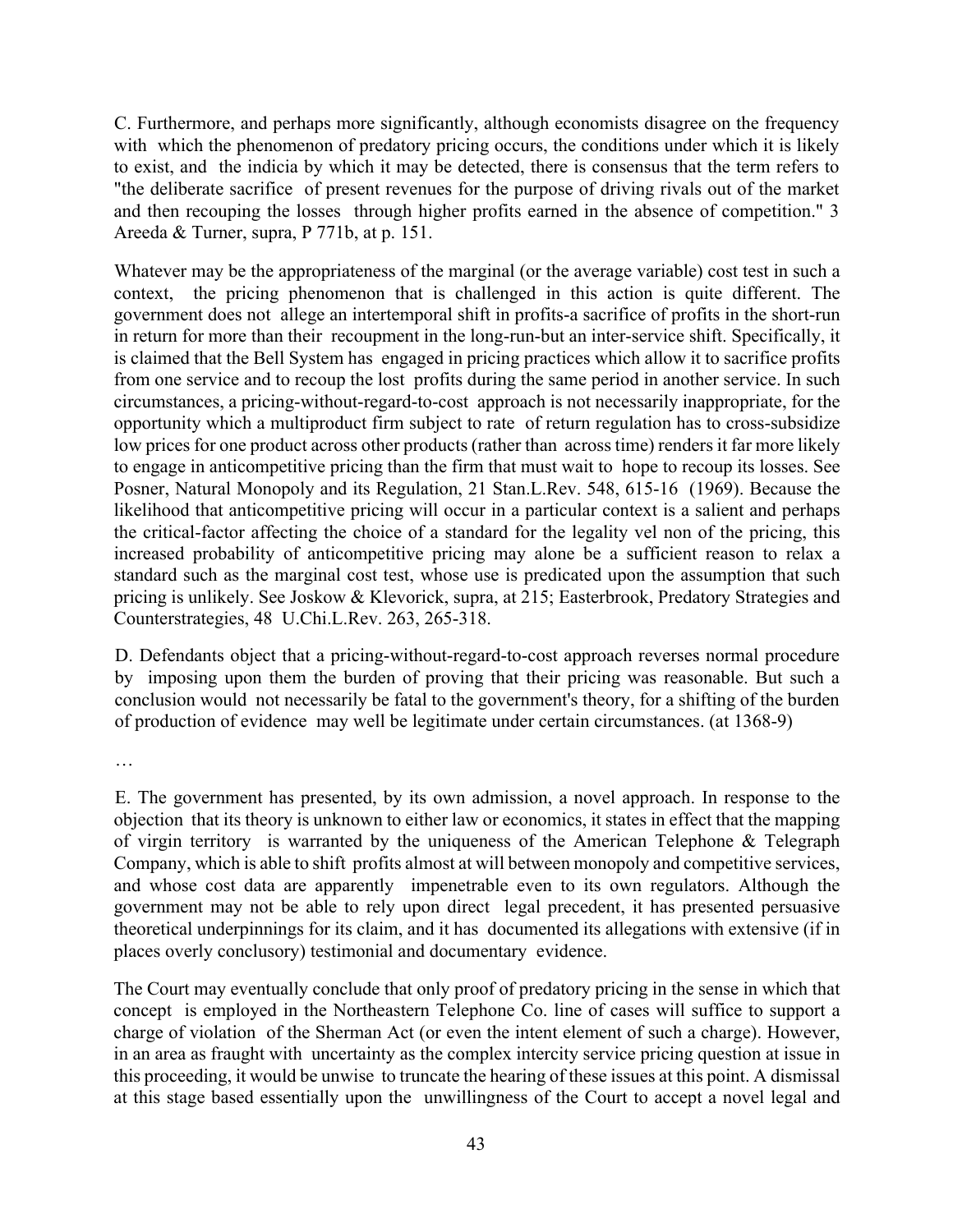C. Furthermore, and perhaps more significantly, although economists disagree on the frequency with which the phenomenon of predatory pricing occurs, the conditions under which it is likely to exist, and the indicia by which it may be detected, there is consensus that the term refers to "the deliberate sacrifice of present revenues for the purpose of driving rivals out of the market and then recouping the losses through higher profits earned in the absence of competition." 3 Areeda & Turner, supra, P 771b, at p. 151.

Whatever may be the appropriateness of the marginal (or the average variable) cost test in such a context, the pricing phenomenon that is challenged in this action is quite different. The government does not allege an intertemporal shift in profits-a sacrifice of profits in the short-run in return for more than their recoupment in the long-run-but an inter-service shift. Specifically, it is claimed that the Bell System has engaged in pricing practices which allow it to sacrifice profits from one service and to recoup the lost profits during the same period in another service. In such circumstances, a pricing-without-regard-to-cost approach is not necessarily inappropriate, for the opportunity which a multiproduct firm subject to rate of return regulation has to cross-subsidize low prices for one product across other products (rather than across time) renders it far more likely to engage in anticompetitive pricing than the firm that must wait to hope to recoup its losses. See Posner, Natural Monopoly and its Regulation, 21 Stan.L.Rev. 548, 615-16 (1969). Because the likelihood that anticompetitive pricing will occur in a particular context is a salient and perhaps the critical-factor affecting the choice of a standard for the legality vel non of the pricing, this increased probability of anticompetitive pricing may alone be a sufficient reason to relax a standard such as the marginal cost test, whose use is predicated upon the assumption that such pricing is unlikely. See Joskow & Klevorick, supra, at 215; Easterbrook, Predatory Strategies and Counterstrategies, 48 U.Chi.L.Rev. 263, 265-318.

D. Defendants object that a pricing-without-regard-to-cost approach reverses normal procedure by imposing upon them the burden of proving that their pricing was reasonable. But such a conclusion would not necessarily be fatal to the government's theory, for a shifting of the burden of production of evidence may well be legitimate under certain circumstances. (at 1368-9)

…

E. The government has presented, by its own admission, a novel approach. In response to the objection that its theory is unknown to either law or economics, it states in effect that the mapping of virgin territory is warranted by the uniqueness of the American Telephone & Telegraph Company, which is able to shift profits almost at will between monopoly and competitive services, and whose cost data are apparently impenetrable even to its own regulators. Although the government may not be able to rely upon direct legal precedent, it has presented persuasive theoretical underpinnings for its claim, and it has documented its allegations with extensive (if in places overly conclusory) testimonial and documentary evidence.

The Court may eventually conclude that only proof of predatory pricing in the sense in which that concept is employed in the Northeastern Telephone Co. line of cases will suffice to support a charge of violation of the Sherman Act (or even the intent element of such a charge). However, in an area as fraught with uncertainty as the complex intercity service pricing question at issue in this proceeding, it would be unwise to truncate the hearing of these issues at this point. A dismissal at this stage based essentially upon the unwillingness of the Court to accept a novel legal and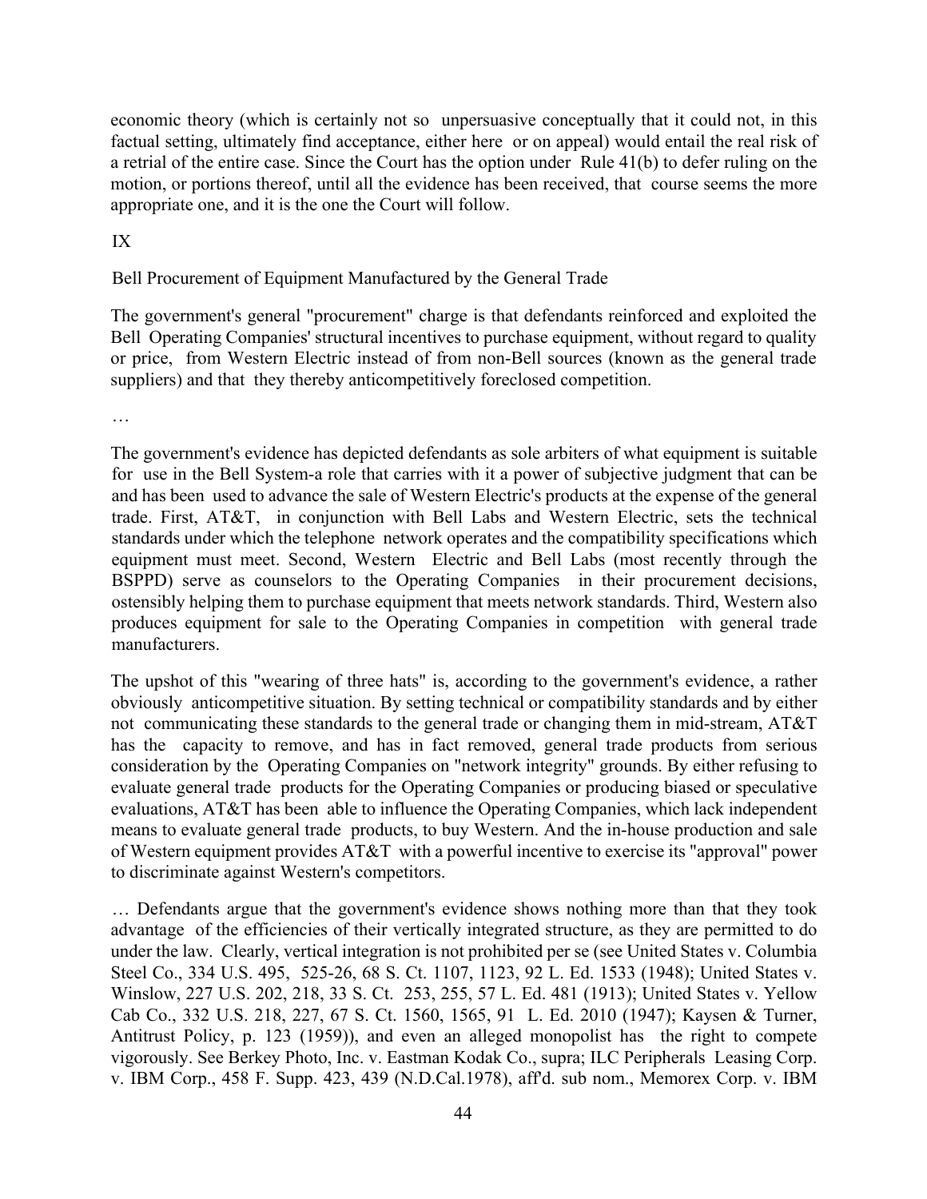economic theory (which is certainly not so unpersuasive conceptually that it could not, in this factual setting, ultimately find acceptance, either here or on appeal) would entail the real risk of a retrial of the entire case. Since the Court has the option under Rule 41(b) to defer ruling on the motion, or portions thereof, until all the evidence has been received, that course seems the more appropriate one, and it is the one the Court will follow.

## IX

### Bell Procurement of Equipment Manufactured by the General Trade

The government's general "procurement" charge is that defendants reinforced and exploited the Bell Operating Companies' structural incentives to purchase equipment, without regard to quality or price, from Western Electric instead of from non-Bell sources (known as the general trade suppliers) and that they thereby anticompetitively foreclosed competition.

…

The government's evidence has depicted defendants as sole arbiters of what equipment is suitable for use in the Bell System-a role that carries with it a power of subjective judgment that can be and has been used to advance the sale of Western Electric's products at the expense of the general trade. First, AT&T, in conjunction with Bell Labs and Western Electric, sets the technical standards under which the telephone network operates and the compatibility specifications which equipment must meet. Second, Western Electric and Bell Labs (most recently through the BSPPD) serve as counselors to the Operating Companies in their procurement decisions, ostensibly helping them to purchase equipment that meets network standards. Third, Western also produces equipment for sale to the Operating Companies in competition with general trade manufacturers.

The upshot of this "wearing of three hats" is, according to the government's evidence, a rather obviously anticompetitive situation. By setting technical or compatibility standards and by either not communicating these standards to the general trade or changing them in mid-stream, AT&T has the capacity to remove, and has in fact removed, general trade products from serious consideration by the Operating Companies on "network integrity" grounds. By either refusing to evaluate general trade products for the Operating Companies or producing biased or speculative evaluations, AT&T has been able to influence the Operating Companies, which lack independent means to evaluate general trade products, to buy Western. And the in-house production and sale of Western equipment provides AT&T with a powerful incentive to exercise its "approval" power to discriminate against Western's competitors.

… Defendants argue that the government's evidence shows nothing more than that they took advantage of the efficiencies of their vertically integrated structure, as they are permitted to do under the law. Clearly, vertical integration is not prohibited per se (see United States v. Columbia Steel Co., 334 U.S. 495, 525-26, 68 S. Ct. 1107, 1123, 92 L. Ed. 1533 (1948); United States v. Winslow, 227 U.S. 202, 218, 33 S. Ct. 253, 255, 57 L. Ed. 481 (1913); United States v. Yellow Cab Co., 332 U.S. 218, 227, 67 S. Ct. 1560, 1565, 91 L. Ed. 2010 (1947); Kaysen & Turner, Antitrust Policy, p. 123 (1959)), and even an alleged monopolist has the right to compete vigorously. See Berkey Photo, Inc. v. Eastman Kodak Co., supra; ILC Peripherals Leasing Corp. v. IBM Corp., 458 F. Supp. 423, 439 (N.D.Cal.1978), aff'd. sub nom., Memorex Corp. v. IBM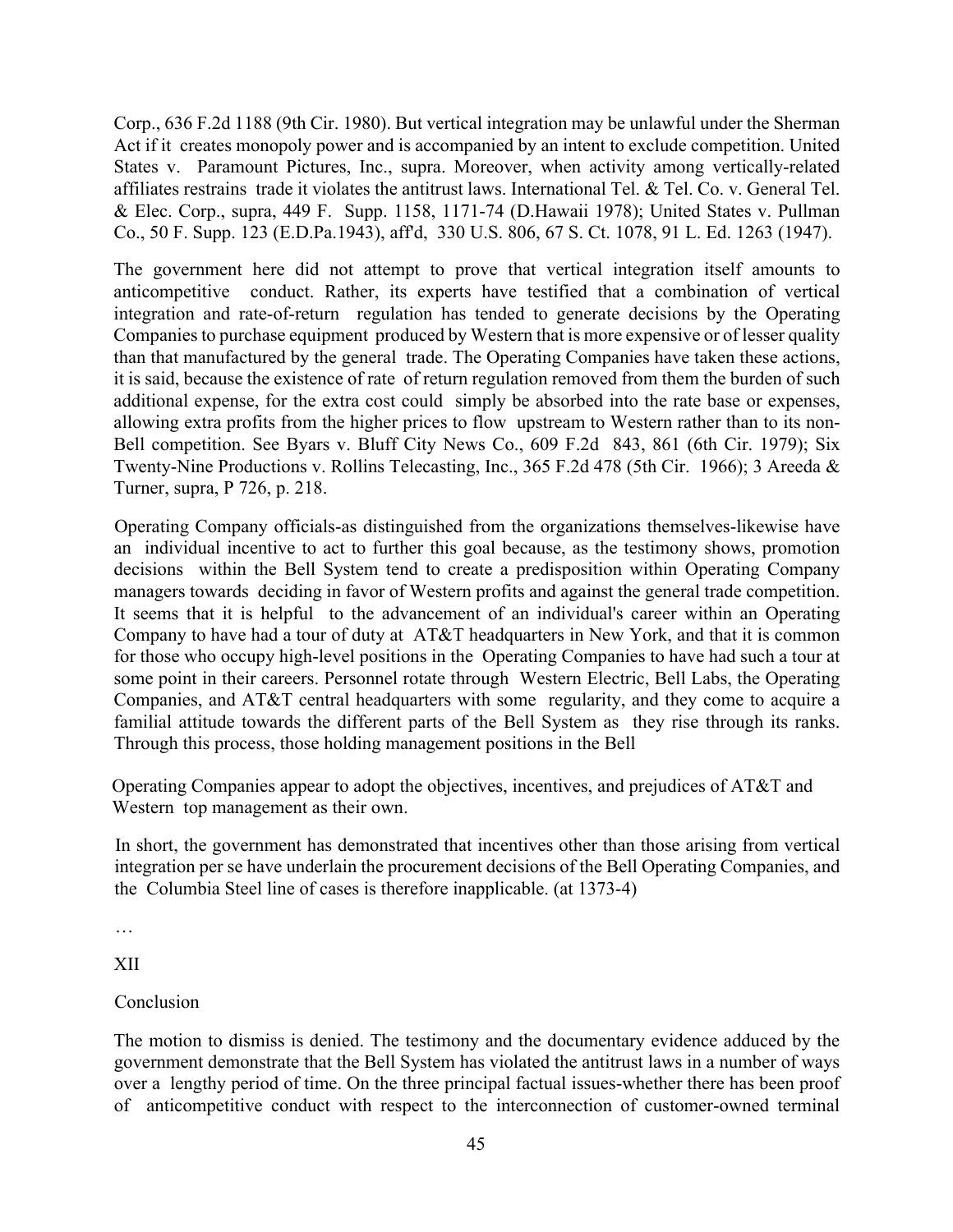Corp., 636 F.2d 1188 (9th Cir. 1980). But vertical integration may be unlawful under the Sherman Act if it creates monopoly power and is accompanied by an intent to exclude competition. United States v. Paramount Pictures, Inc., supra. Moreover, when activity among vertically-related affiliates restrains trade it violates the antitrust laws. International Tel. & Tel. Co. v. General Tel. & Elec. Corp., supra, 449 F. Supp. 1158, 1171-74 (D.Hawaii 1978); United States v. Pullman Co., 50 F. Supp. 123 (E.D.Pa.1943), aff'd, 330 U.S. 806, 67 S. Ct. 1078, 91 L. Ed. 1263 (1947).

The government here did not attempt to prove that vertical integration itself amounts to anticompetitive conduct. Rather, its experts have testified that a combination of vertical integration and rate-of-return regulation has tended to generate decisions by the Operating Companies to purchase equipment produced by Western that is more expensive or of lesser quality than that manufactured by the general trade. The Operating Companies have taken these actions, it is said, because the existence of rate of return regulation removed from them the burden of such additional expense, for the extra cost could simply be absorbed into the rate base or expenses, allowing extra profits from the higher prices to flow upstream to Western rather than to its non-Bell competition. See Byars v. Bluff City News Co., 609 F.2d 843, 861 (6th Cir. 1979); Six Twenty-Nine Productions v. Rollins Telecasting, Inc., 365 F.2d 478 (5th Cir. 1966); 3 Areeda & Turner, supra, P 726, p. 218.

Operating Company officials-as distinguished from the organizations themselves-likewise have an individual incentive to act to further this goal because, as the testimony shows, promotion decisions within the Bell System tend to create a predisposition within Operating Company managers towards deciding in favor of Western profits and against the general trade competition. It seems that it is helpful to the advancement of an individual's career within an Operating Company to have had a tour of duty at AT&T headquarters in New York, and that it is common for those who occupy high-level positions in the Operating Companies to have had such a tour at some point in their careers. Personnel rotate through Western Electric, Bell Labs, the Operating Companies, and AT&T central headquarters with some regularity, and they come to acquire a familial attitude towards the different parts of the Bell System as they rise through its ranks. Through this process, those holding management positions in the Bell Operating Companies appear to adopt the objectives, incentives, and prejudices of AT&T and Western top management as their own.

In short, the government has demonstrated that incentives other than those arising from vertical integration per se have underlain the procurement decisions of the Bell Operating Companies, and the Columbia Steel line of cases is therefore inapplicable. (at 1373-4)

…

XII

Conclusion

The motion to dismiss is denied. The testimony and the documentary evidence adduced by the government demonstrate that the Bell System has violated the antitrust laws in a number of ways over a lengthy period of time. On the three principal factual issues-whether there has been proof of anticompetitive conduct with respect to the interconnection of customer-owned terminal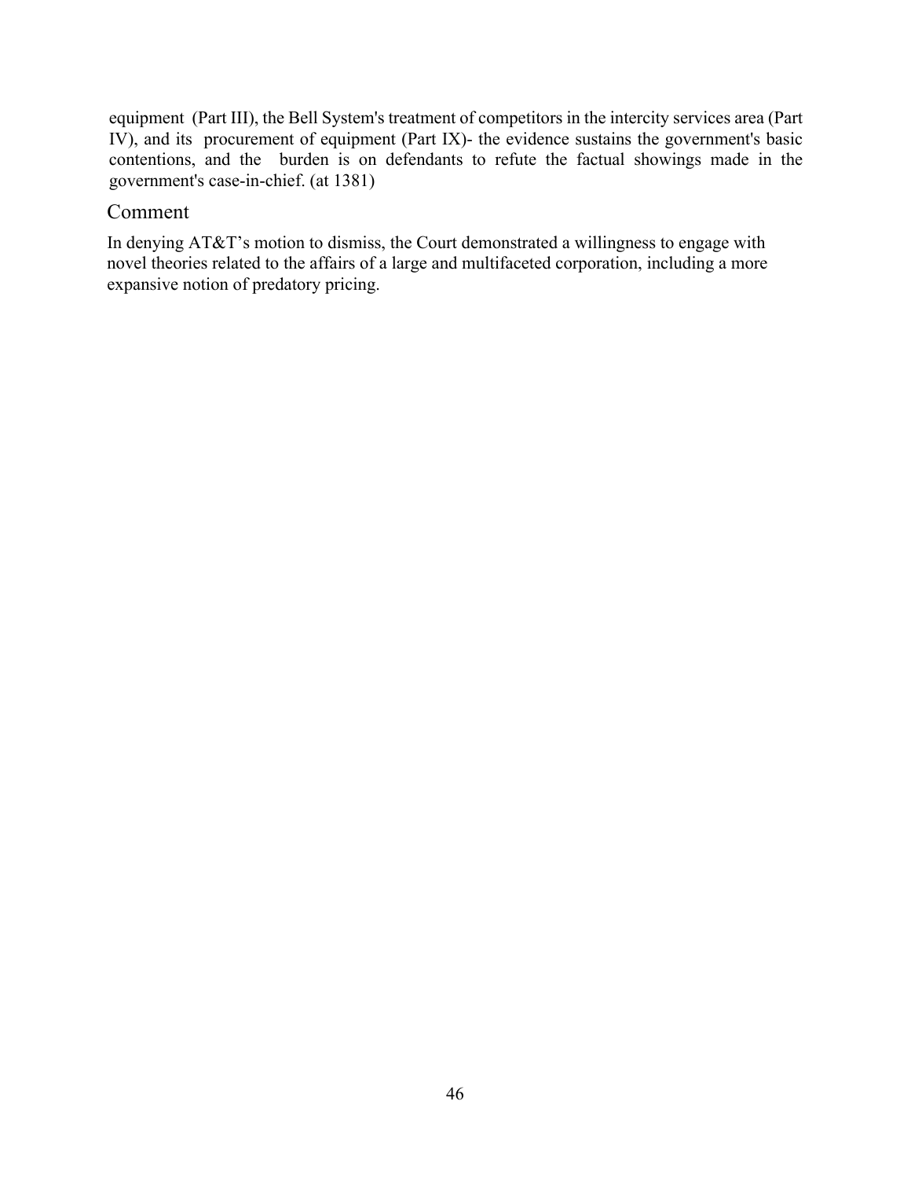equipment (Part III), the Bell System's treatment of competitors in the intercity services area (Part IV), and its procurement of equipment (Part IX)- the evidence sustains the government's basic contentions, and the burden is on defendants to refute the factual showings made in the government's case-in-chief. (at 1381)

## Comment

In denying AT&T's motion to dismiss, the Court demonstrated a willingness to engage with novel theories related to the affairs of a large and multifaceted corporation, including a more expansive notion of predatory pricing.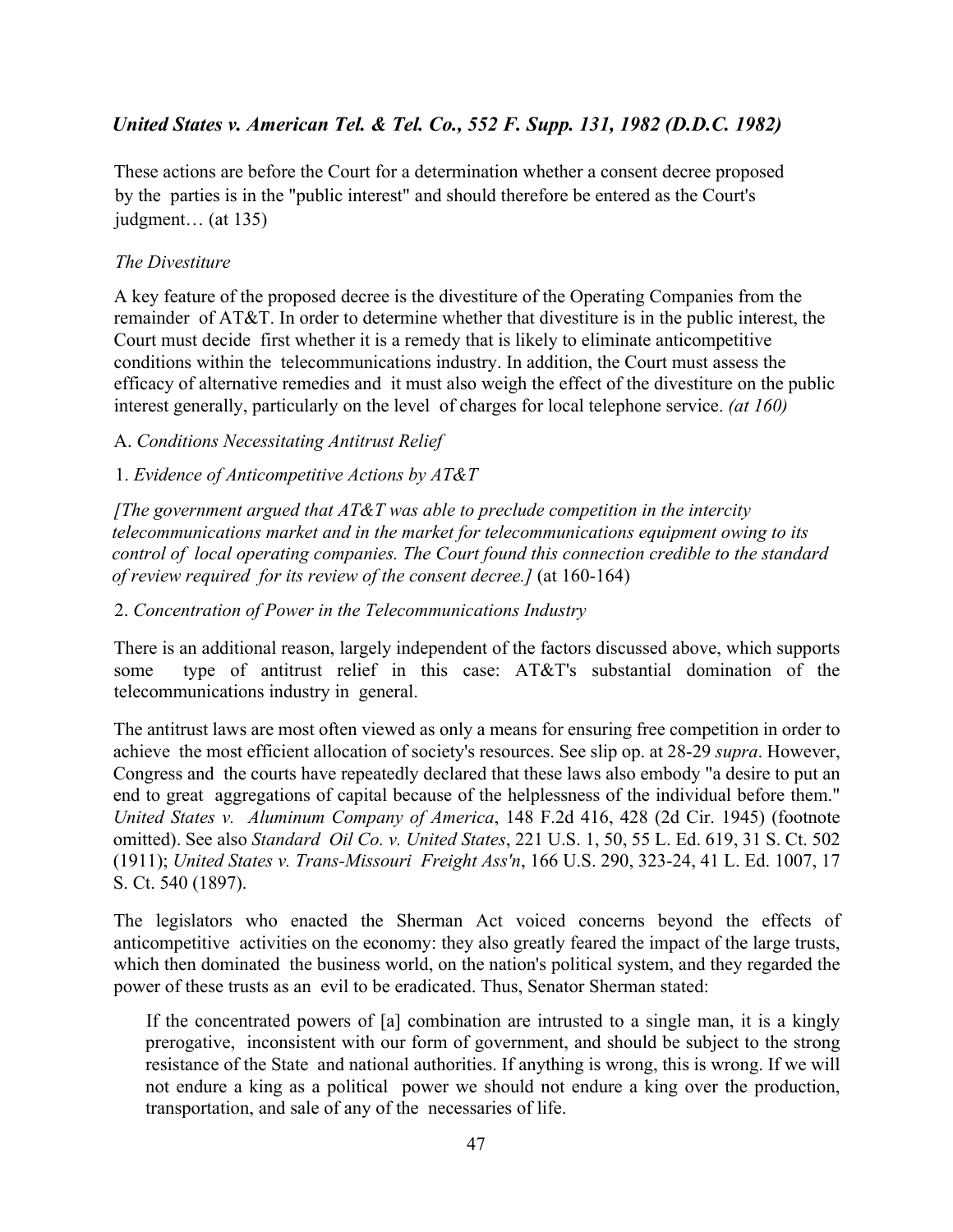## *United States v. American Tel. & Tel. Co., 552 F. Supp. 131, 1982 (D.D.C. 1982)*

These actions are before the Court for a determination whether a consent decree proposed by the parties is in the "public interest" and should therefore be entered as the Court's judgment… (at 135)

*The Divestiture*

A key feature of the proposed decree is the divestiture of the Operating Companies from the remainder of AT&T. In order to determine whether that divestiture is in the public interest, the Court must decide first whether it is a remedy that is likely to eliminate anticompetitive conditions within the telecommunications industry. In addition, the Court must assess the efficacy of alternative remedies and it must also weigh the effect of the divestiture on the public interest generally, particularly on the level of charges for local telephone service. *(at 160)*

A. *Conditions Necessitating Antitrust Relief*

1. *Evidence of Anticompetitive Actions by AT&T*

*[The government argued that AT&T was able to preclude competition in the intercity telecommunications market and in the market for telecommunications equipment owing to its control of local operating companies. The Court found this connection credible to the standard of review required for its review of the consent decree.]* (at 160-164)

2. *Concentration of Power in the Telecommunications Industry*

There is an additional reason, largely independent of the factors discussed above, which supports some type of antitrust relief in this case: AT&T's substantial domination of the telecommunications industry in general.

The antitrust laws are most often viewed as only a means for ensuring free competition in order to achieve the most efficient allocation of society's resources. See slip op. at 28-29 *supra*. However, Congress and the courts have repeatedly declared that these laws also embody "a desire to put an end to great aggregations of capital because of the helplessness of the individual before them." *United States v. Aluminum Company of America*, 148 F.2d 416, 428 (2d Cir. 1945) (footnote omitted). See also *Standard Oil Co. v. United States*, 221 U.S. 1, 50, 55 L. Ed. 619, 31 S. Ct. 502 (1911); *United States v. Trans-Missouri Freight Ass'n*, 166 U.S. 290, 323-24, 41 L. Ed. 1007, 17 S. Ct. 540 (1897).

The legislators who enacted the Sherman Act voiced concerns beyond the effects of anticompetitive activities on the economy: they also greatly feared the impact of the large trusts, which then dominated the business world, on the nation's political system, and they regarded the power of these trusts as an evil to be eradicated. Thus, Senator Sherman stated:

> If the concentrated powers of [a] combination are intrusted to a single man, it is a kingly prerogative, inconsistent with our form of government, and should be subject to the strong resistance of the State and national authorities. If anything is wrong, this is wrong. If we will not endure a king as a political power we should not endure a king over the production, transportation, and sale of any of the necessaries of life.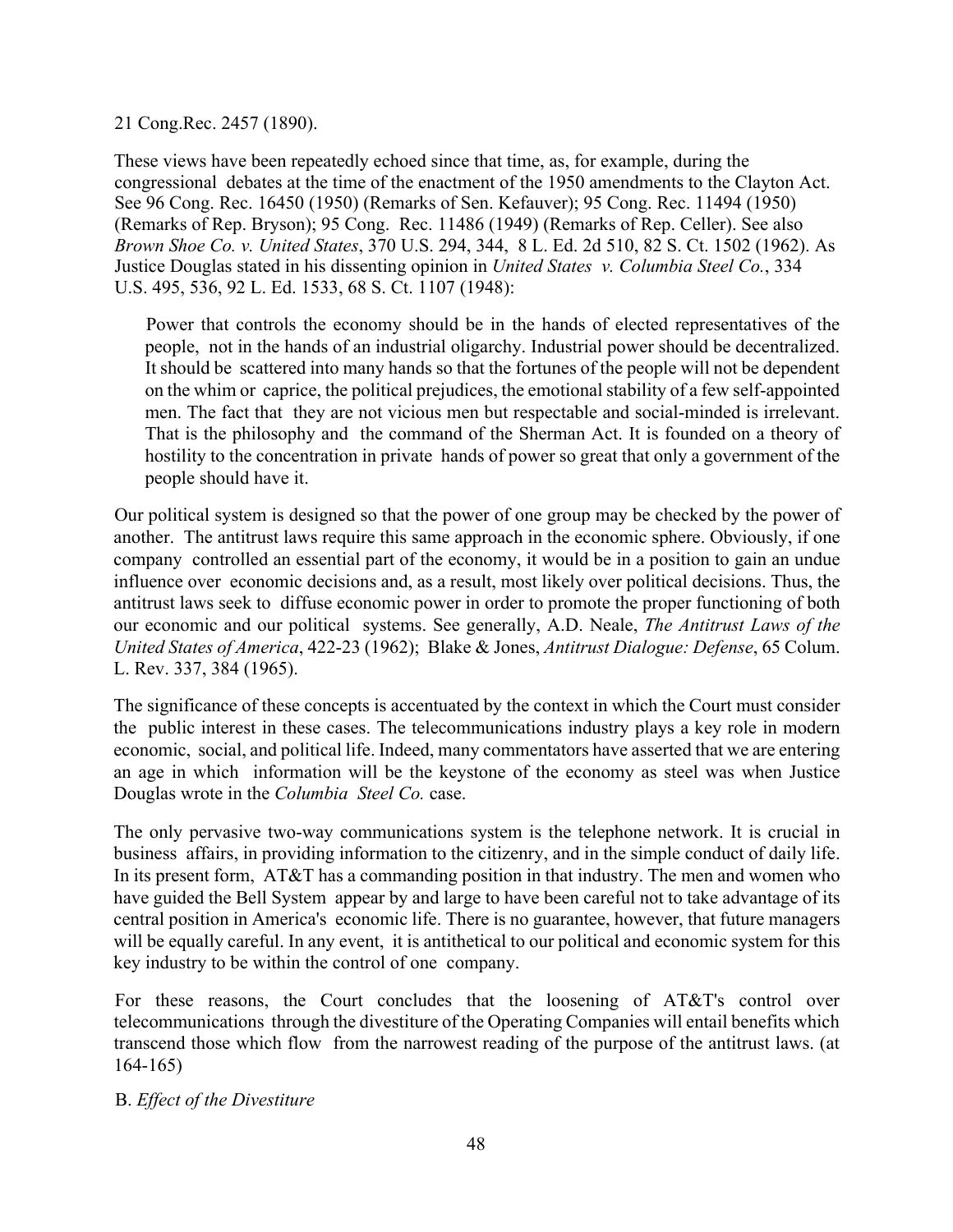21 Cong.Rec. 2457 (1890).

These views have been repeatedly echoed since that time, as, for example, during the congressional debates at the time of the enactment of the 1950 amendments to the Clayton Act. See 96 Cong. Rec. 16450 (1950) (Remarks of Sen. Kefauver); 95 Cong. Rec. 11494 (1950) (Remarks of Rep. Bryson); 95 Cong. Rec. 11486 (1949) (Remarks of Rep. Celler). See also *Brown Shoe Co. v. United States*, 370 U.S. 294, 344, 8 L. Ed. 2d 510, 82 S. Ct. 1502 (1962). As Justice Douglas stated in his dissenting opinion in *United States v. Columbia Steel Co.*, 334 U.S. 495, 536, 92 L. Ed. 1533, 68 S. Ct. 1107 (1948):

> Power that controls the economy should be in the hands of elected representatives of the people, not in the hands of an industrial oligarchy. Industrial power should be decentralized. It should be scattered into many hands so that the fortunes of the people will not be dependent on the whim or caprice, the political prejudices, the emotional stability of a few self-appointed men. The fact that they are not vicious men but respectable and social-minded is irrelevant. That is the philosophy and the command of the Sherman Act. It is founded on a theory of hostility to the concentration in private hands of power so great that only a government of the people should have it.

Our political system is designed so that the power of one group may be checked by the power of another. The antitrust laws require this same approach in the economic sphere. Obviously, if one company controlled an essential part of the economy, it would be in a position to gain an undue influence over economic decisions and, as a result, most likely over political decisions. Thus, the antitrust laws seek to diffuse economic power in order to promote the proper functioning of both our economic and our political systems. See generally, A.D. Neale, *The Antitrust Laws of the United States of America*, 422-23 (1962); Blake & Jones, *Antitrust Dialogue: Defense*, 65 Colum. L. Rev. 337, 384 (1965).

The significance of these concepts is accentuated by the context in which the Court must consider the public interest in these cases. The telecommunications industry plays a key role in modern economic, social, and political life. Indeed, many commentators have asserted that we are entering an age in which information will be the keystone of the economy as steel was when Justice Douglas wrote in the *Columbia Steel Co.* case.

The only pervasive two-way communications system is the telephone network. It is crucial in business affairs, in providing information to the citizenry, and in the simple conduct of daily life. In its present form, AT&T has a commanding position in that industry. The men and women who have guided the Bell System appear by and large to have been careful not to take advantage of its central position in America's economic life. There is no guarantee, however, that future managers will be equally careful. In any event, it is antithetical to our political and economic system for this key industry to be within the control of one company.

For these reasons, the Court concludes that the loosening of AT&T's control over telecommunications through the divestiture of the Operating Companies will entail benefits which transcend those which flow from the narrowest reading of the purpose of the antitrust laws. (at 164-165)

B. *Effect of the Divestiture*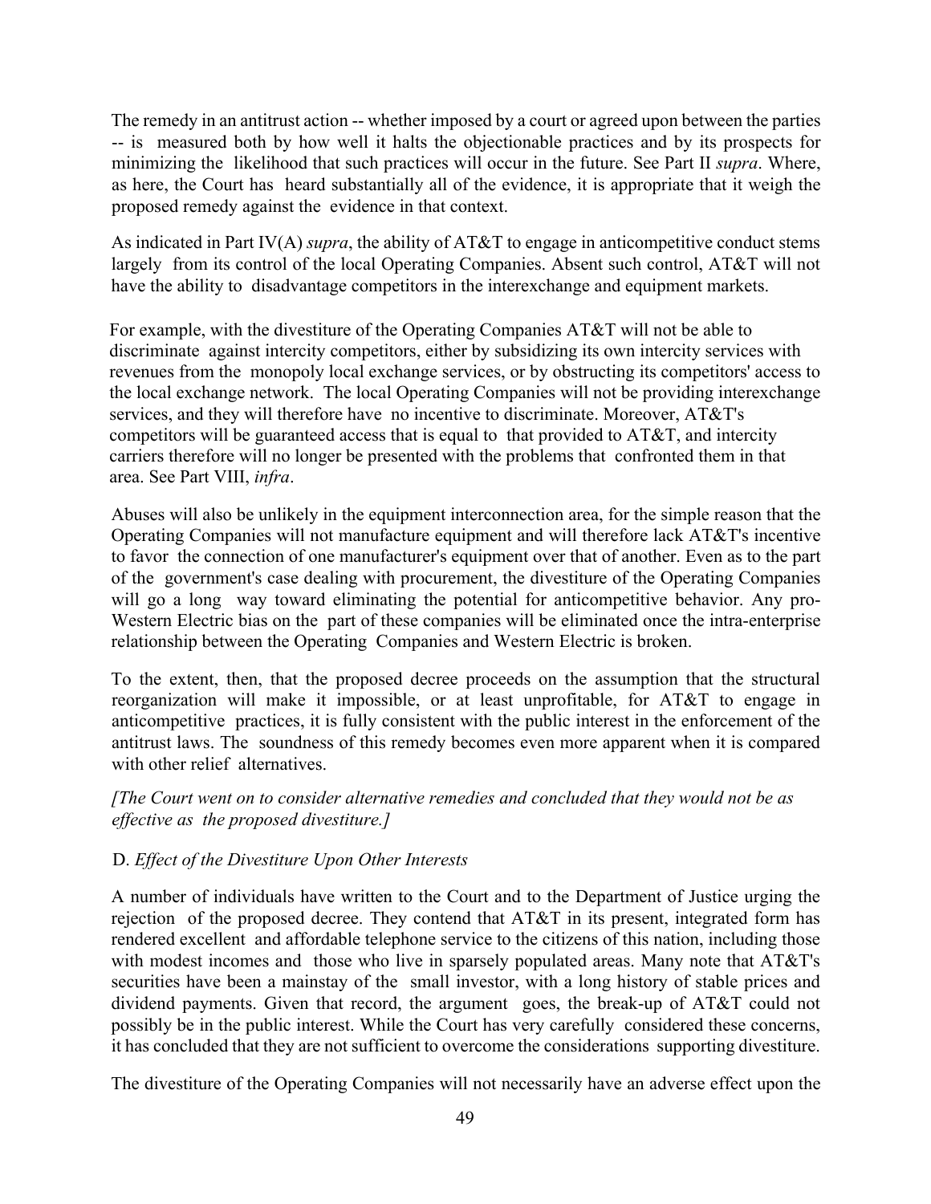The remedy in an antitrust action -- whether imposed by a court or agreed upon between the parties -- is measured both by how well it halts the objectionable practices and by its prospects for minimizing the likelihood that such practices will occur in the future. See Part II *supra*. Where, as here, the Court has heard substantially all of the evidence, it is appropriate that it weigh the proposed remedy against the evidence in that context.

As indicated in Part IV(A) *supra*, the ability of AT&T to engage in anticompetitive conduct stems largely from its control of the local Operating Companies. Absent such control, AT&T will not have the ability to disadvantage competitors in the interexchange and equipment markets.

For example, with the divestiture of the Operating Companies AT&T will not be able to discriminate against intercity competitors, either by subsidizing its own intercity services with revenues from the monopoly local exchange services, or by obstructing its competitors' access to the local exchange network. The local Operating Companies will not be providing interexchange services, and they will therefore have no incentive to discriminate. Moreover, AT&T's competitors will be guaranteed access that is equal to that provided to AT&T, and intercity carriers therefore will no longer be presented with the problems that confronted them in that area. See Part VIII, *infra*.

Abuses will also be unlikely in the equipment interconnection area, for the simple reason that the Operating Companies will not manufacture equipment and will therefore lack AT&T's incentive to favor the connection of one manufacturer's equipment over that of another. Even as to the part of the government's case dealing with procurement, the divestiture of the Operating Companies will go a long way toward eliminating the potential for anticompetitive behavior. Any pro-Western Electric bias on the part of these companies will be eliminated once the intra-enterprise relationship between the Operating Companies and Western Electric is broken.

To the extent, then, that the proposed decree proceeds on the assumption that the structural reorganization will make it impossible, or at least unprofitable, for AT&T to engage in anticompetitive practices, it is fully consistent with the public interest in the enforcement of the antitrust laws. The soundness of this remedy becomes even more apparent when it is compared with other relief alternatives.

*[The Court went on to consider alternative remedies and concluded that they would not be as effective as the proposed divestiture.]*

D. *Effect of the Divestiture Upon Other Interests*

A number of individuals have written to the Court and to the Department of Justice urging the rejection of the proposed decree. They contend that AT&T in its present, integrated form has rendered excellent and affordable telephone service to the citizens of this nation, including those with modest incomes and those who live in sparsely populated areas. Many note that AT&T's securities have been a mainstay of the small investor, with a long history of stable prices and dividend payments. Given that record, the argument goes, the break-up of AT&T could not possibly be in the public interest. While the Court has very carefully considered these concerns, it has concluded that they are not sufficient to overcome the considerations supporting divestiture.

The divestiture of the Operating Companies will not necessarily have an adverse effect upon the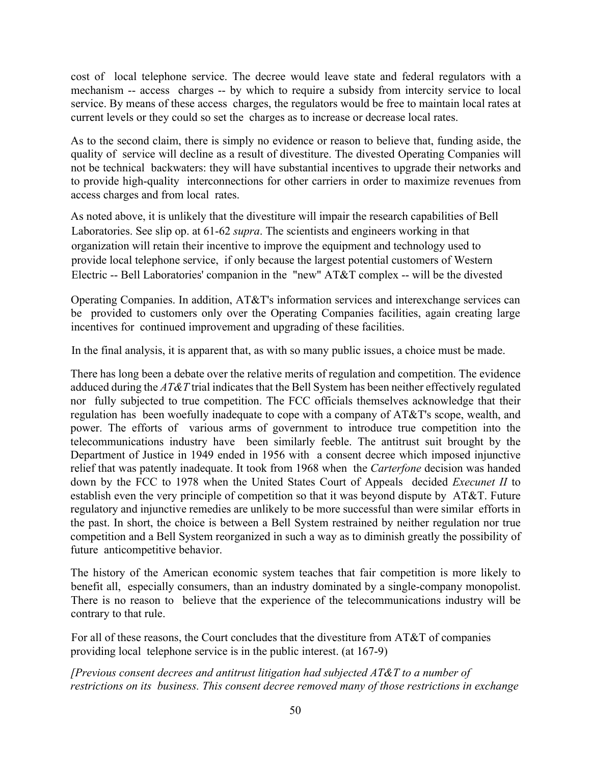cost of local telephone service. The decree would leave state and federal regulators with a mechanism -- access charges -- by which to require a subsidy from intercity service to local service. By means of these access charges, the regulators would be free to maintain local rates at current levels or they could so set the charges as to increase or decrease local rates.

As to the second claim, there is simply no evidence or reason to believe that, funding aside, the quality of service will decline as a result of divestiture. The divested Operating Companies will not be technical backwaters: they will have substantial incentives to upgrade their networks and to provide high-quality interconnections for other carriers in order to maximize revenues from access charges and from local rates.

As noted above, it is unlikely that the divestiture will impair the research capabilities of Bell Laboratories. See slip op. at 61-62 *supra*. The scientists and engineers working in that organization will retain their incentive to improve the equipment and technology used to provide local telephone service, if only because the largest potential customers of Western Electric -- Bell Laboratories' companion in the "new" AT&T complex -- will be the divested Operating Companies. In addition, AT&T's information services and interexchange services can be provided to customers only over the Operating Companies facilities, again creating large incentives for continued improvement and upgrading of these facilities.

In the final analysis, it is apparent that, as with so many public issues, a choice must be made.

There has long been a debate over the relative merits of regulation and competition. The evidence adduced during the *AT&T* trial indicates that the Bell System has been neither effectively regulated nor fully subjected to true competition. The FCC officials themselves acknowledge that their regulation has been woefully inadequate to cope with a company of AT&T's scope, wealth, and power. The efforts of various arms of government to introduce true competition into the telecommunications industry have been similarly feeble. The antitrust suit brought by the Department of Justice in 1949 ended in 1956 with a consent decree which imposed injunctive relief that was patently inadequate. It took from 1968 when the *Carterfone* decision was handed down by the FCC to 1978 when the United States Court of Appeals decided *Execunet II* to establish even the very principle of competition so that it was beyond dispute by AT&T. Future regulatory and injunctive remedies are unlikely to be more successful than were similar efforts in the past. In short, the choice is between a Bell System restrained by neither regulation nor true competition and a Bell System reorganized in such a way as to diminish greatly the possibility of future anticompetitive behavior.

The history of the American economic system teaches that fair competition is more likely to benefit all, especially consumers, than an industry dominated by a single-company monopolist. There is no reason to believe that the experience of the telecommunications industry will be contrary to that rule.

For all of these reasons, the Court concludes that the divestiture from AT&T of companies providing local telephone service is in the public interest. (at 167-9)

*[Previous consent decrees and antitrust litigation had subjected AT&T to a number of restrictions on its business. This consent decree removed many of those restrictions in exchange*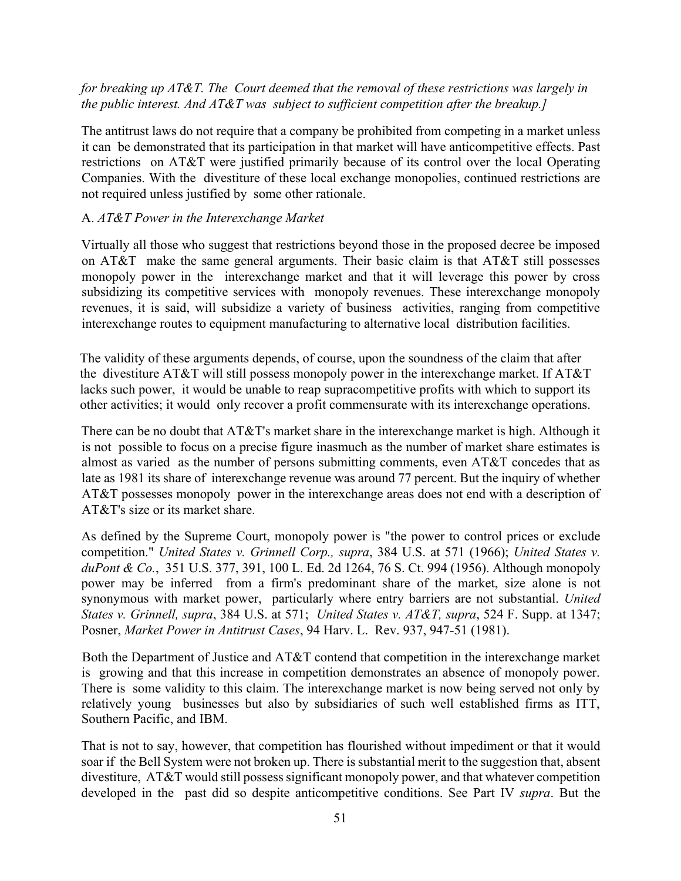*for breaking up AT&T. The Court deemed that the removal of these restrictions was largely in the public interest. And AT&T was subject to sufficient competition after the breakup.]*

The antitrust laws do not require that a company be prohibited from competing in a market unless it can be demonstrated that its participation in that market will have anticompetitive effects. Past restrictions on AT&T were justified primarily because of its control over the local Operating Companies. With the divestiture of these local exchange monopolies, continued restrictions are not required unless justified by some other rationale.

A. *AT&T Power in the Interexchange Market*

Virtually all those who suggest that restrictions beyond those in the proposed decree be imposed on AT&T make the same general arguments. Their basic claim is that AT&T still possesses monopoly power in the interexchange market and that it will leverage this power by cross subsidizing its competitive services with monopoly revenues. These interexchange monopoly revenues, it is said, will subsidize a variety of business activities, ranging from competitive interexchange routes to equipment manufacturing to alternative local distribution facilities.

The validity of these arguments depends, of course, upon the soundness of the claim that after the divestiture AT&T will still possess monopoly power in the interexchange market. If AT&T lacks such power, it would be unable to reap supracompetitive profits with which to support its other activities; it would only recover a profit commensurate with its interexchange operations.

There can be no doubt that AT&T's market share in the interexchange market is high. Although it is not possible to focus on a precise figure inasmuch as the number of market share estimates is almost as varied as the number of persons submitting comments, even AT&T concedes that as late as 1981 its share of interexchange revenue was around 77 percent. But the inquiry of whether AT&T possesses monopoly power in the interexchange areas does not end with a description of AT&T's size or its market share.

As defined by the Supreme Court, monopoly power is "the power to control prices or exclude competition." *United States v. Grinnell Corp., supra*, 384 U.S. at 571 (1966); *United States v. duPont & Co.*, 351 U.S. 377, 391, 100 L. Ed. 2d 1264, 76 S. Ct. 994 (1956). Although monopoly power may be inferred from a firm's predominant share of the market, size alone is not synonymous with market power, particularly where entry barriers are not substantial. *United States v. Grinnell, supra*, 384 U.S. at 571; *United States v. AT&T, supra*, 524 F. Supp. at 1347; Posner, *Market Power in Antitrust Cases*, 94 Harv. L. Rev. 937, 947-51 (1981).

Both the Department of Justice and AT&T contend that competition in the interexchange market is growing and that this increase in competition demonstrates an absence of monopoly power. There is some validity to this claim. The interexchange market is now being served not only by relatively young businesses but also by subsidiaries of such well established firms as ITT, Southern Pacific, and IBM.

That is not to say, however, that competition has flourished without impediment or that it would soar if the Bell System were not broken up. There is substantial merit to the suggestion that, absent divestiture, AT&T would still possess significant monopoly power, and that whatever competition developed in the past did so despite anticompetitive conditions. See Part IV *supra*. But the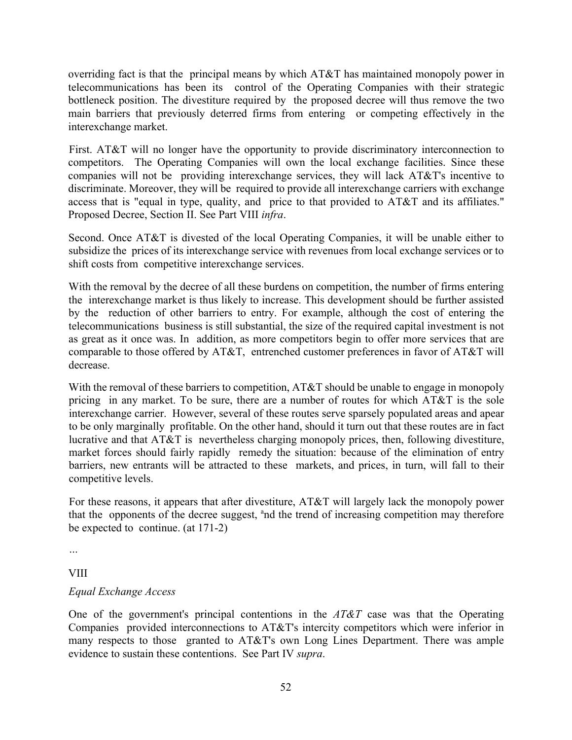overriding fact is that the principal means by which AT&T has maintained monopoly power in telecommunications has been its control of the Operating Companies with their strategic bottleneck position. The divestiture required by the proposed decree will thus remove the two main barriers that previously deterred firms from entering or competing effectively in the interexchange market.

First. AT&T will no longer have the opportunity to provide discriminatory interconnection to competitors. The Operating Companies will own the local exchange facilities. Since these companies will not be providing interexchange services, they will lack AT&T's incentive to discriminate. Moreover, they will be required to provide all interexchange carriers with exchange access that is "equal in type, quality, and price to that provided to AT&T and its affiliates." Proposed Decree, Section II. See Part VIII *infra*.

Second. Once AT&T is divested of the local Operating Companies, it will be unable either to subsidize the prices of its interexchange service with revenues from local exchange services or to shift costs from competitive interexchange services.

With the removal by the decree of all these burdens on competition, the number of firms entering the interexchange market is thus likely to increase. This development should be further assisted by the reduction of other barriers to entry. For example, although the cost of entering the telecommunications business is still substantial, the size of the required capital investment is not as great as it once was. In addition, as more competitors begin to offer more services that are comparable to those offered by AT&T, entrenched customer preferences in favor of AT&T will decrease.

With the removal of these barriers to competition, AT&T should be unable to engage in monopoly pricing in any market. To be sure, there are a number of routes for which AT&T is the sole interexchange carrier. However, several of these routes serve sparsely populated areas and apear to be only marginally profitable. On the other hand, should it turn out that these routes are in fact lucrative and that AT&T is nevertheless charging monopoly prices, then, following divestiture, market forces should fairly rapidly remedy the situation: because of the elimination of entry barriers, new entrants will be attracted to these markets, and prices, in turn, will fall to their competitive levels.

For these reasons, it appears that after divestiture, AT&T will largely lack the monopoly power that the opponents of the decree suggest, and the trend of increasing competition may therefore be expected to continue. (at 171-2)

…

VIII

*Equal Exchange Access*

One of the government's principal contentions in the *AT&T* case was that the Operating Companies provided interconnections to AT&T's intercity competitors which were inferior in many respects to those granted to AT&T's own Long Lines Department. There was ample evidence to sustain these contentions. See Part IV *supra*.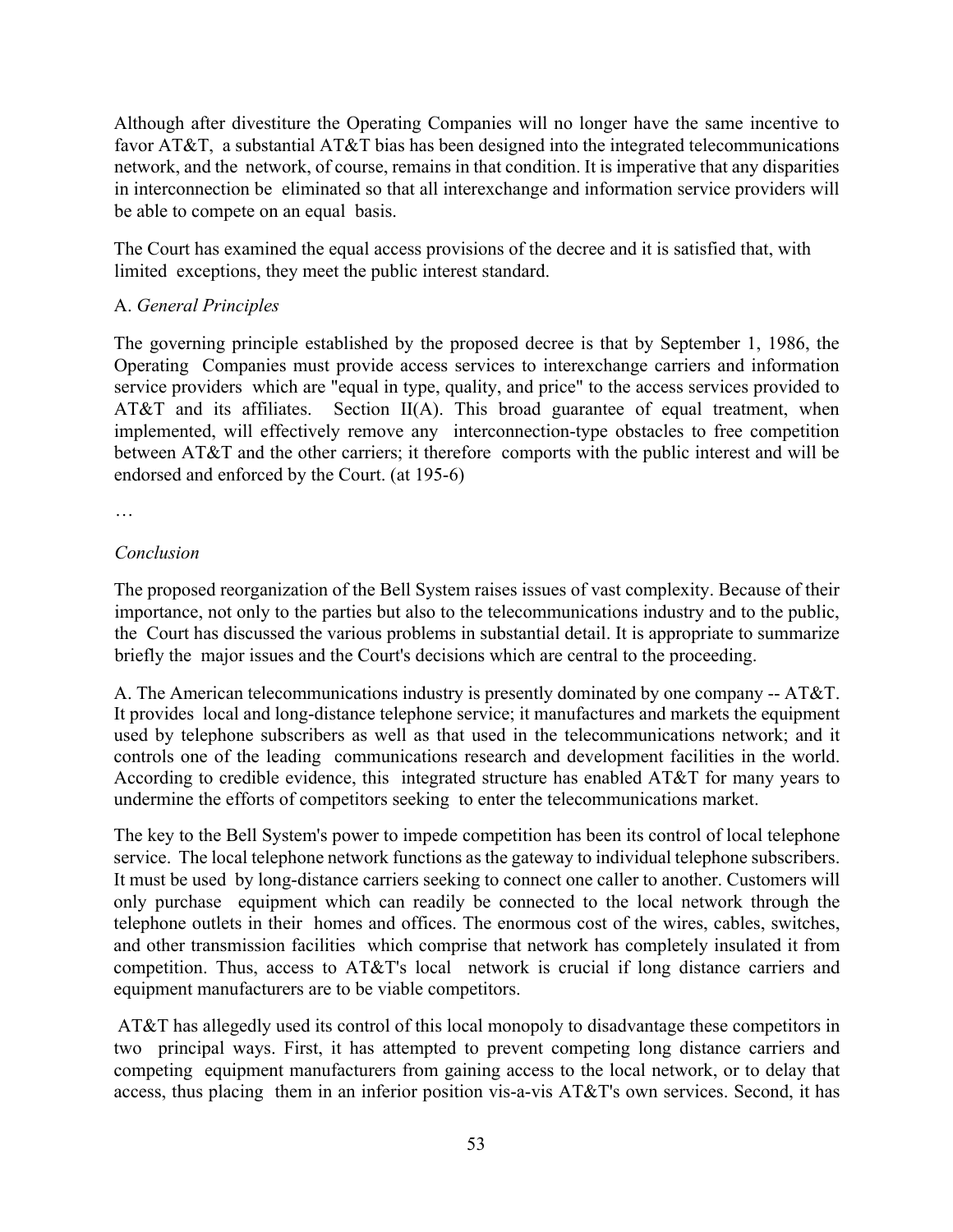Although after divestiture the Operating Companies will no longer have the same incentive to favor AT&T, a substantial AT&T bias has been designed into the integrated telecommunications network, and the network, of course, remains in that condition. It is imperative that any disparities in interconnection be eliminated so that all interexchange and information service providers will be able to compete on an equal basis.

The Court has examined the equal access provisions of the decree and it is satisfied that, with limited exceptions, they meet the public interest standard.

A. *General Principles*

The governing principle established by the proposed decree is that by September 1, 1986, the Operating Companies must provide access services to interexchange carriers and information service providers which are "equal in type, quality, and price" to the access services provided to AT&T and its affiliates. Section II(A). This broad guarantee of equal treatment, when implemented, will effectively remove any interconnection-type obstacles to free competition between AT&T and the other carriers; it therefore comports with the public interest and will be endorsed and enforced by the Court. (at 195-6)

…

*Conclusion*

The proposed reorganization of the Bell System raises issues of vast complexity. Because of their importance, not only to the parties but also to the telecommunications industry and to the public, the Court has discussed the various problems in substantial detail. It is appropriate to summarize briefly the major issues and the Court's decisions which are central to the proceeding.

A. The American telecommunications industry is presently dominated by one company -- AT&T. It provides local and long-distance telephone service; it manufactures and markets the equipment used by telephone subscribers as well as that used in the telecommunications network; and it controls one of the leading communications research and development facilities in the world. According to credible evidence, this integrated structure has enabled AT&T for many years to undermine the efforts of competitors seeking to enter the telecommunications market.

The key to the Bell System's power to impede competition has been its control of local telephone service. The local telephone network functions as the gateway to individual telephone subscribers. It must be used by long-distance carriers seeking to connect one caller to another. Customers will only purchase equipment which can readily be connected to the local network through the telephone outlets in their homes and offices. The enormous cost of the wires, cables, switches, and other transmission facilities which comprise that network has completely insulated it from competition. Thus, access to AT&T's local network is crucial if long distance carriers and equipment manufacturers are to be viable competitors.

AT&T has allegedly used its control of this local monopoly to disadvantage these competitors in two principal ways. First, it has attempted to prevent competing long distance carriers and competing equipment manufacturers from gaining access to the local network, or to delay that access, thus placing them in an inferior position vis-a-vis AT&T's own services. Second, it has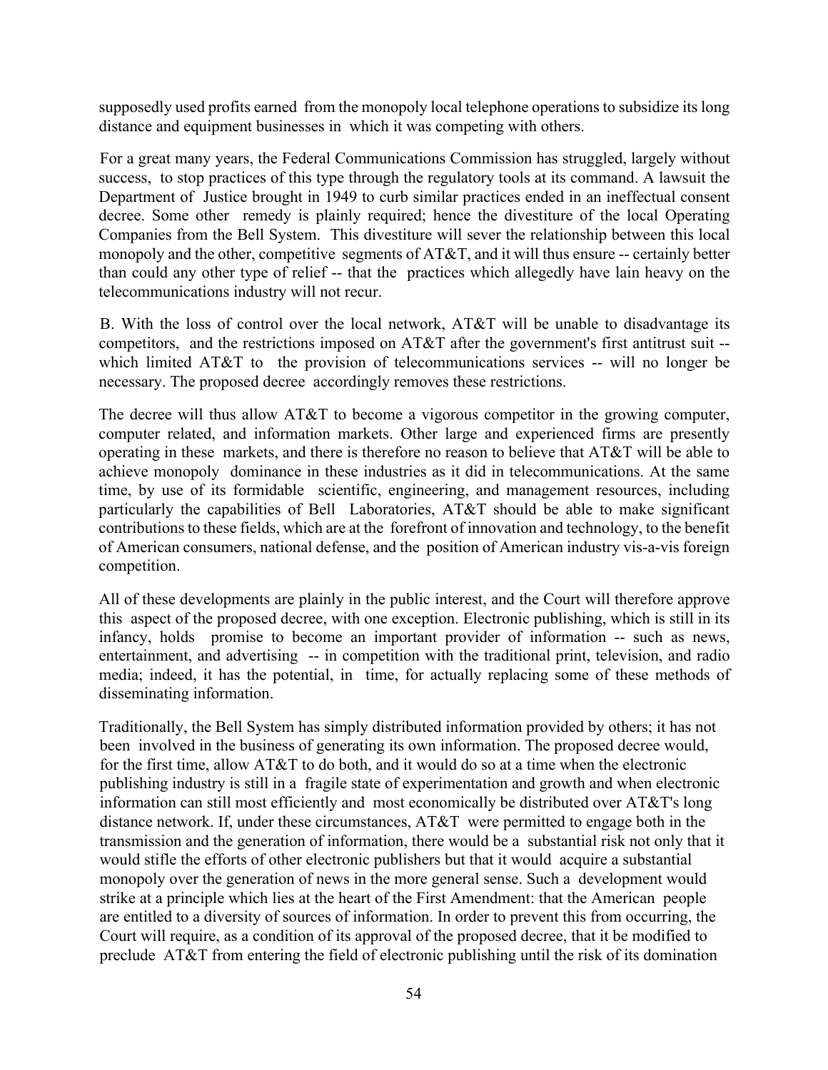supposedly used profits earned from the monopoly local telephone operations to subsidize its long distance and equipment businesses in which it was competing with others.

For a great many years, the Federal Communications Commission has struggled, largely without success, to stop practices of this type through the regulatory tools at its command. A lawsuit the Department of Justice brought in 1949 to curb similar practices ended in an ineffectual consent decree. Some other remedy is plainly required; hence the divestiture of the local Operating Companies from the Bell System. This divestiture will sever the relationship between this local monopoly and the other, competitive segments of AT&T, and it will thus ensure -- certainly better than could any other type of relief -- that the practices which allegedly have lain heavy on the telecommunications industry will not recur.

B. With the loss of control over the local network, AT&T will be unable to disadvantage its competitors, and the restrictions imposed on AT&T after the government's first antitrust suit -- which limited AT&T to the provision of telecommunications services -- will no longer be necessary. The proposed decree accordingly removes these restrictions.

The decree will thus allow AT&T to become a vigorous competitor in the growing computer, computer related, and information markets. Other large and experienced firms are presently operating in these markets, and there is therefore no reason to believe that AT&T will be able to achieve monopoly dominance in these industries as it did in telecommunications. At the same time, by use of its formidable scientific, engineering, and management resources, including particularly the capabilities of Bell Laboratories, AT&T should be able to make significant contributions to these fields, which are at the forefront of innovation and technology, to the benefit of American consumers, national defense, and the position of American industry vis-a-vis foreign competition.

All of these developments are plainly in the public interest, and the Court will therefore approve this aspect of the proposed decree, with one exception. Electronic publishing, which is still in its infancy, holds promise to become an important provider of information -- such as news, entertainment, and advertising -- in competition with the traditional print, television, and radio media; indeed, it has the potential, in time, for actually replacing some of these methods of disseminating information.

Traditionally, the Bell System has simply distributed information provided by others; it has not been involved in the business of generating its own information. The proposed decree would, for the first time, allow AT&T to do both, and it would do so at a time when the electronic publishing industry is still in a fragile state of experimentation and growth and when electronic information can still most efficiently and most economically be distributed over AT&T's long distance network. If, under these circumstances, AT&T were permitted to engage both in the transmission and the generation of information, there would be a substantial risk not only that it would stifle the efforts of other electronic publishers but that it would acquire a substantial monopoly over the generation of news in the more general sense. Such a development would strike at a principle which lies at the heart of the First Amendment: that the American people are entitled to a diversity of sources of information. In order to prevent this from occurring, the Court will require, as a condition of its approval of the proposed decree, that it be modified to preclude AT&T from entering the field of electronic publishing until the risk of its domination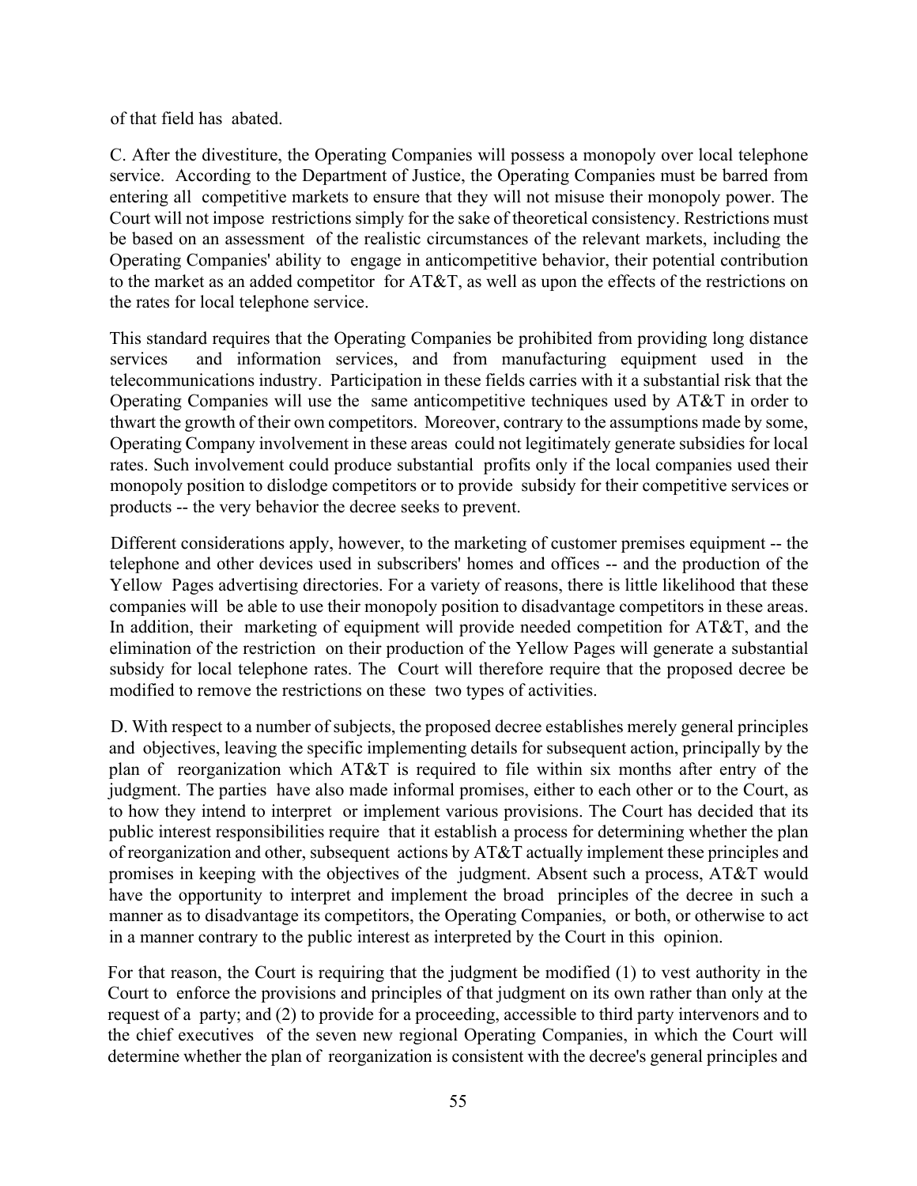of that field has abated.

C. After the divestiture, the Operating Companies will possess a monopoly over local telephone service. According to the Department of Justice, the Operating Companies must be barred from entering all competitive markets to ensure that they will not misuse their monopoly power. The Court will not impose restrictions simply for the sake of theoretical consistency. Restrictions must be based on an assessment of the realistic circumstances of the relevant markets, including the Operating Companies' ability to engage in anticompetitive behavior, their potential contribution to the market as an added competitor for AT&T, as well as upon the effects of the restrictions on the rates for local telephone service.

This standard requires that the Operating Companies be prohibited from providing long distance services and information services, and from manufacturing equipment used in the telecommunications industry. Participation in these fields carries with it a substantial risk that the Operating Companies will use the same anticompetitive techniques used by AT&T in order to thwart the growth of their own competitors. Moreover, contrary to the assumptions made by some, Operating Company involvement in these areas could not legitimately generate subsidies for local rates. Such involvement could produce substantial profits only if the local companies used their monopoly position to dislodge competitors or to provide subsidy for their competitive services or products -- the very behavior the decree seeks to prevent.

Different considerations apply, however, to the marketing of customer premises equipment -- the telephone and other devices used in subscribers' homes and offices -- and the production of the Yellow Pages advertising directories. For a variety of reasons, there is little likelihood that these companies will be able to use their monopoly position to disadvantage competitors in these areas. In addition, their marketing of equipment will provide needed competition for AT&T, and the elimination of the restriction on their production of the Yellow Pages will generate a substantial subsidy for local telephone rates. The Court will therefore require that the proposed decree be modified to remove the restrictions on these two types of activities.

D. With respect to a number of subjects, the proposed decree establishes merely general principles and objectives, leaving the specific implementing details for subsequent action, principally by the plan of reorganization which AT&T is required to file within six months after entry of the judgment. The parties have also made informal promises, either to each other or to the Court, as to how they intend to interpret or implement various provisions. The Court has decided that its public interest responsibilities require that it establish a process for determining whether the plan of reorganization and other, subsequent actions by AT&T actually implement these principles and promises in keeping with the objectives of the judgment. Absent such a process, AT&T would have the opportunity to interpret and implement the broad principles of the decree in such a manner as to disadvantage its competitors, the Operating Companies, or both, or otherwise to act in a manner contrary to the public interest as interpreted by the Court in this opinion.

For that reason, the Court is requiring that the judgment be modified (1) to vest authority in the Court to enforce the provisions and principles of that judgment on its own rather than only at the request of a party; and (2) to provide for a proceeding, accessible to third party intervenors and to the chief executives of the seven new regional Operating Companies, in which the Court will determine whether the plan of reorganization is consistent with the decree's general principles and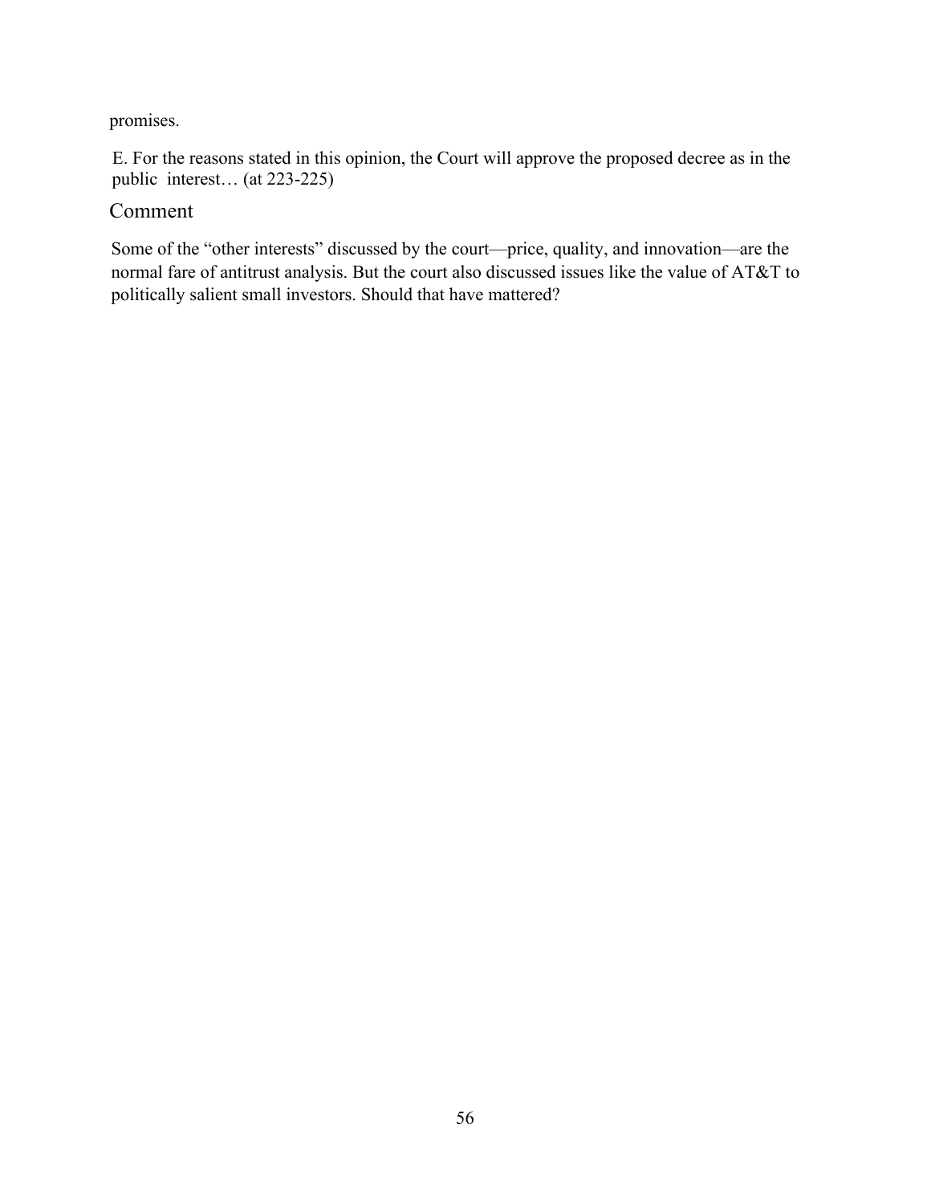promises.

E. For the reasons stated in this opinion, the Court will approve the proposed decree as in the public interest… (at 223-225)

## Comment

Some of the "other interests" discussed by the court—price, quality, and innovation—are the normal fare of antitrust analysis. But the court also discussed issues like the value of AT&T to politically salient small investors. Should that have mattered?